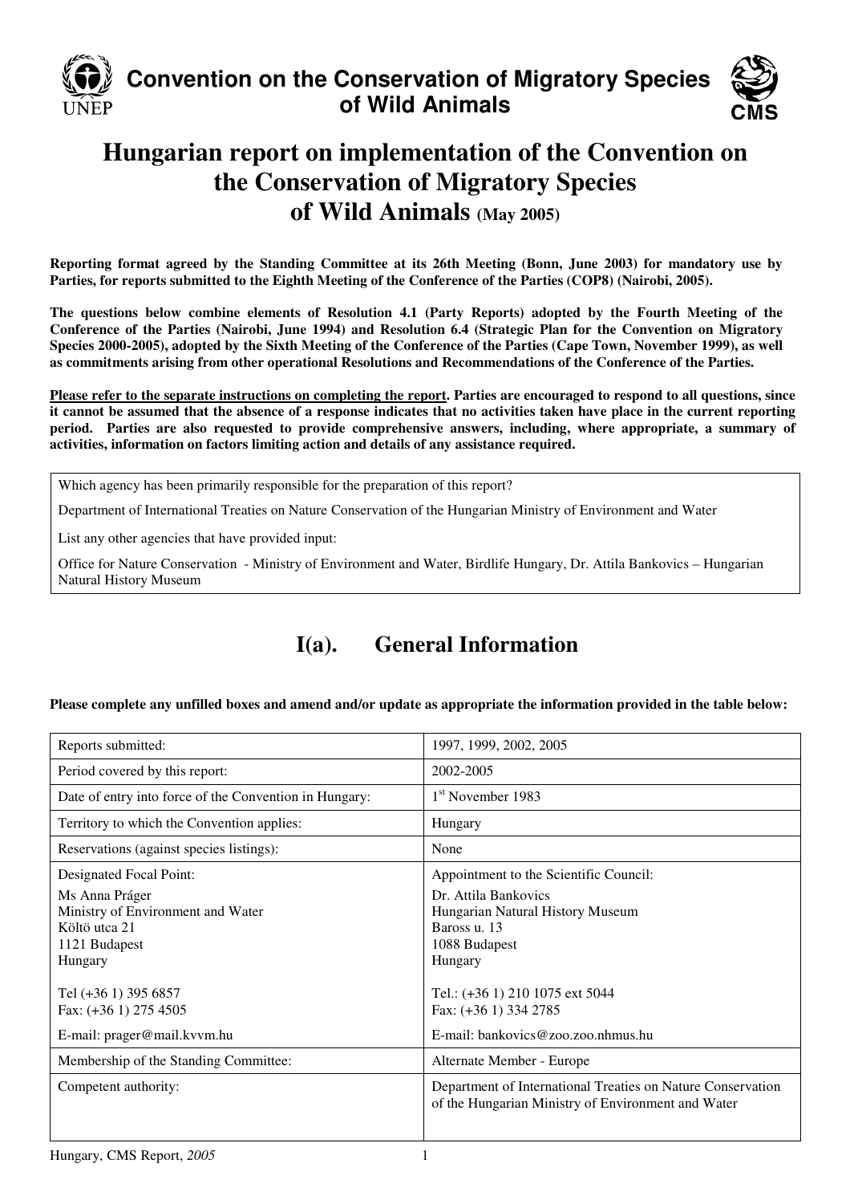**Convention on the Conservation of Migratory Species of Wild Animals**

# Hungarian report on implementation of the Convention on the Conservation of Migratory Species of Wild Animals (May 2005)

**Reporting format agreed by the Standing Committee at its 26th Meeting (Bonn, June 2003) for mandatory use by Parties, for reports submitted to the Eighth Meeting of the Conference of the Parties (COP8) (Nairobi, 2005).**

**The questions below combine elements of Resolution 4.1 (Party Reports) adopted by the Fourth Meeting of the Conference of the Parties (Nairobi, June 1994) and Resolution 6.4 (Strategic Plan for the Convention on Migratory Species 2000-2005), adopted by the Sixth Meeting of the Conference of the Parties (Cape Town, November 1999), as well as commitments arising from other operational Resolutions and Recommendations of the Conference of the Parties.**

**<u>Please refer to the separate instructions on completing the report</u>. Parties are encouraged to respond to all questions, since it cannot be assumed that the absence of a response indicates that no activities taken have place in the current reporting period. Parties are also requested to provide comprehensive answers, including, where appropriate, a summary of activities, information on factors limiting action and details of any assistance required.**

| Which agency has been primarily responsible for the preparation of this report? |
|---|
| Department of International Treaties on Nature Conservation of the Hungarian Ministry of Environment and Water |
| List any other agencies that have provided input: |
| Office for Nature Conservation - Ministry of Environment and Water, Birdlife Hungary, Dr. Attila Bankovics – Hungarian Natural History Museum |

## I(a). General Information

**Please complete any unfilled boxes and amend and/or update as appropriate the information provided in the table below:**

| | |
|---|---|
| Reports submitted: | 1997, 1999, 2002, 2005 |
| Period covered by this report: | 2002-2005 |
| Date of entry into force of the Convention in Hungary: | 1st November 1983 |
| Territory to which the Convention applies: | Hungary |
| Reservations (against species listings): | None |
| Designated Focal Point:<br>Ms Anna Práger<br>Ministry of Environment and Water<br>Költö utca 21<br>1121 Budapest<br>Hungary<br><br>Tel (+36 1) 395 6857<br>Fax: (+36 1) 275 4505<br>E-mail: prager@mail.kvvm.hu | Appointment to the Scientific Council:<br>Dr. Attila Bankovics<br>Hungarian Natural History Museum<br>Baross u. 13<br>1088 Budapest<br>Hungary<br><br>Tel.: (+36 1) 210 1075 ext 5044<br>Fax: (+36 1) 334 2785<br>E-mail: bankovics@zoo.zoo.nhmus.hu |
| Membership of the Standing Committee: | Alternate Member - Europe |
| Competent authority: | Department of International Treaties on Nature Conservation of the Hungarian Ministry of Environment and Water |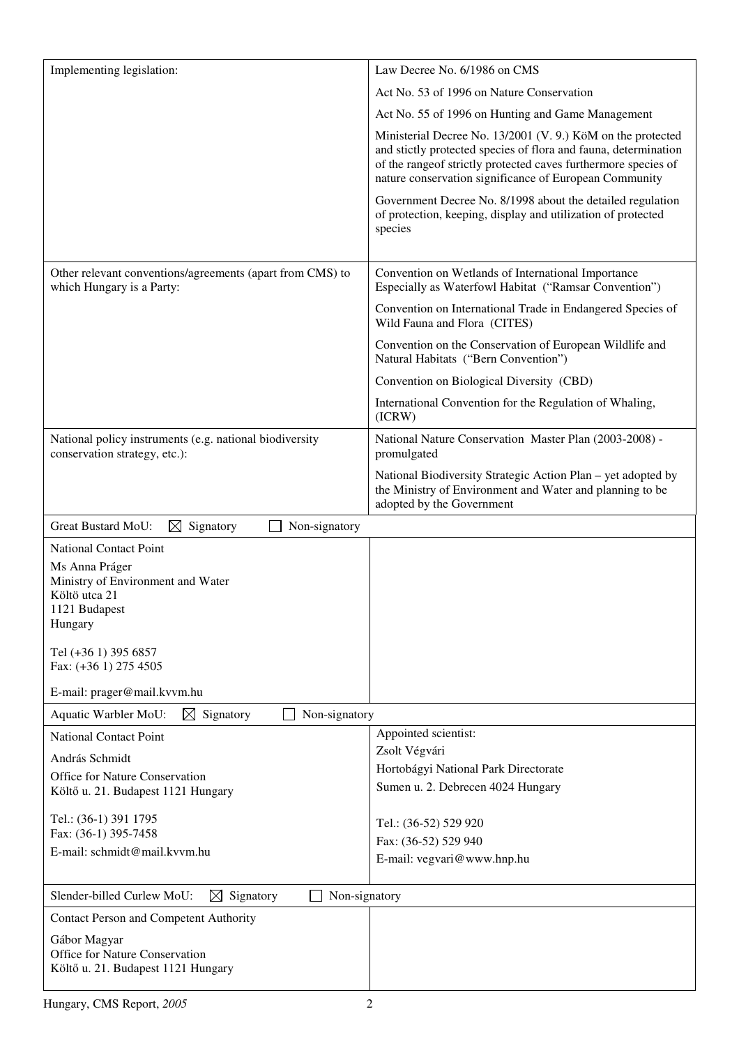| | |
|---|---|
| Implementing legislation: | Law Decree No. 6/1986 on CMS<br><br>Act No. 53 of 1996 on Nature Conservation<br><br>Act No. 55 of 1996 on Hunting and Game Management<br><br>Ministerial Decree No. 13/2001 (V. 9.) KöM on the protected and stictly protected species of flora and fauna, determination of the rangeof strictly protected caves furthermore species of nature conservation significance of European Community<br><br>Government Decree No. 8/1998 about the detailed regulation of protection, keeping, display and utilization of protected species |
| Other relevant conventions/agreements (apart from CMS) to which Hungary is a Party: | Convention on Wetlands of International Importance Especially as Waterfowl Habitat ("Ramsar Convention")<br><br>Convention on International Trade in Endangered Species of Wild Fauna and Flora (CITES)<br><br>Convention on the Conservation of European Wildlife and Natural Habitats ("Bern Convention")<br><br>Convention on Biological Diversity (CBD)<br><br>International Convention for the Regulation of Whaling, (ICRW) |
| National policy instruments (e.g. national biodiversity conservation strategy, etc.): | National Nature Conservation Master Plan (2003-2008) - promulgated<br><br>National Biodiversity Strategic Action Plan – yet adopted by the Ministry of Environment and Water and planning to be adopted by the Government |
| Great Bustard MoU: ☒ Signatory ☐ Non-signatory | |
| National Contact Point<br><br>Ms Anna Práger<br>Ministry of Environment and Water<br>Költö utca 21<br>1121 Budapest<br>Hungary<br><br>Tel (+36 1) 395 6857<br>Fax: (+36 1) 275 4505<br><br>E-mail: prager@mail.kvvm.hu | |
| Aquatic Warbler MoU: ☒ Signatory ☐ Non-signatory | |
| National Contact Point<br><br>András Schmidt<br>Office for Nature Conservation<br>Költő u. 21. Budapest 1121 Hungary<br><br>Tel.: (36-1) 391 1795<br>Fax: (36-1) 395-7458<br>E-mail: schmidt@mail.kvvm.hu | Appointed scientist:<br>Zsolt Végvári<br>Hortobágyi National Park Directorate<br>Sumen u. 2. Debrecen 4024 Hungary<br><br>Tel.: (36-52) 529 920<br>Fax: (36-52) 529 940<br>E-mail: vegvari@www.hnp.hu |
| Slender-billed Curlew MoU: ☒ Signatory ☐ Non-signatory | |
| Contact Person and Competent Authority<br><br>Gábor Magyar<br>Office for Nature Conservation<br>Költő u. 21. Budapest 1121 Hungary | |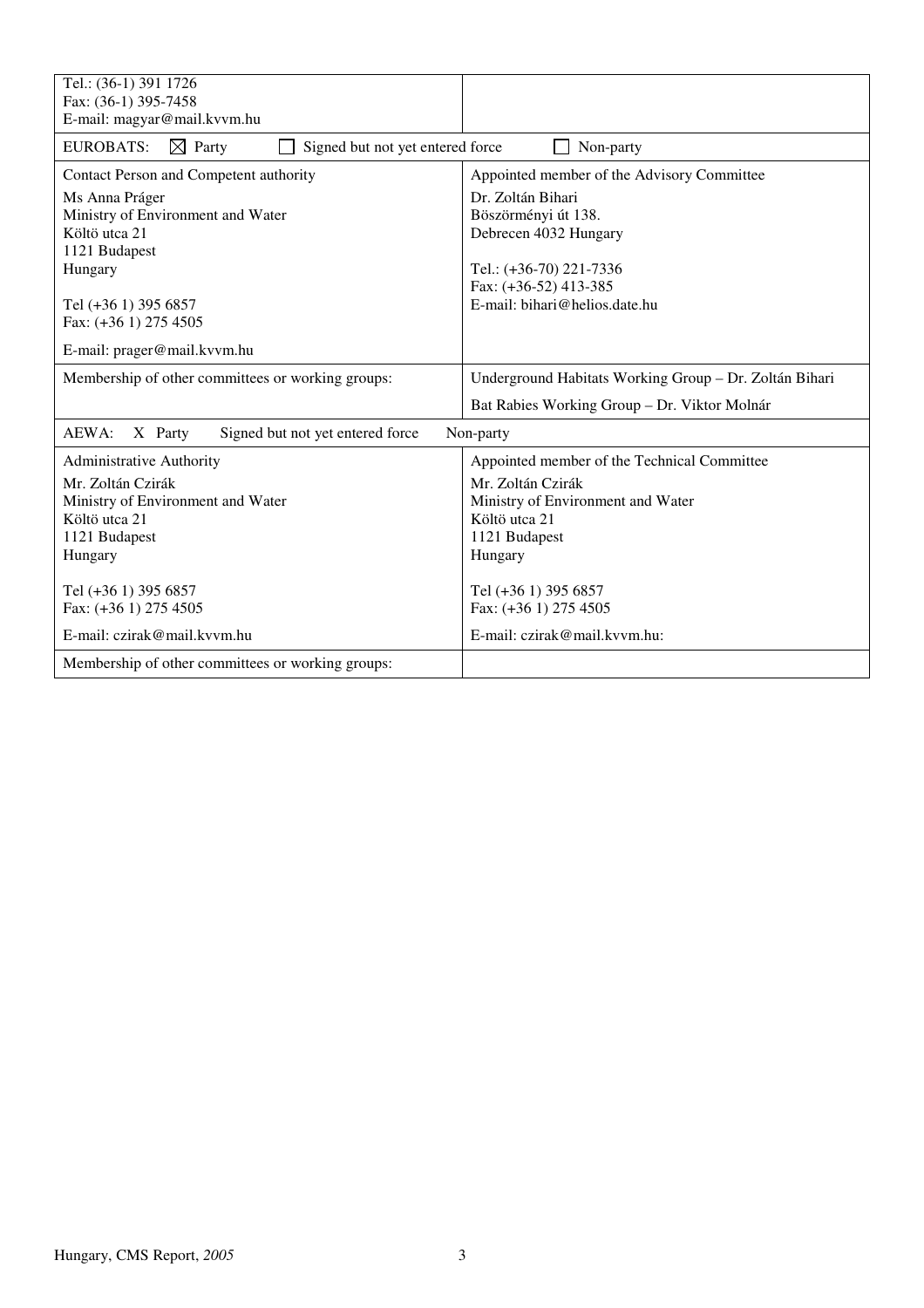| Tel.: (36-1) 391 1726<br>Fax: (36-1) 395-7458<br>E-mail: magyar@mail.kvvm.hu | |
|---|---|
| EUROBATS: ☒ Party ☐ Signed but not yet entered force ☐ Non-party | |
| Contact Person and Competent authority<br><br>Ms Anna Práger<br>Ministry of Environment and Water<br>Költö utca 21<br>1121 Budapest<br>Hungary<br><br>Tel (+36 1) 395 6857<br>Fax: (+36 1) 275 4505<br><br>E-mail: prager@mail.kvvm.hu | Appointed member of the Advisory Committee<br><br>Dr. Zoltán Bihari<br>Böszörményi út 138.<br>Debrecen 4032 Hungary<br><br>Tel.: (+36-70) 221-7336<br>Fax: (+36-52) 413-385<br>E-mail: bihari@helios.date.hu |
| Membership of other committees or working groups: | Underground Habitats Working Group – Dr. Zoltán Bihari<br><br>Bat Rabies Working Group – Dr. Viktor Molnár |
| AEWA: X Party Signed but not yet entered force Non-party | |
| Administrative Authority<br><br>Mr. Zoltán Czirák<br>Ministry of Environment and Water<br>Költö utca 21<br>1121 Budapest<br>Hungary<br><br>Tel (+36 1) 395 6857<br>Fax: (+36 1) 275 4505<br><br>E-mail: czirak@mail.kvvm.hu | Appointed member of the Technical Committee<br><br>Mr. Zoltán Czirák<br>Ministry of Environment and Water<br>Költö utca 21<br>1121 Budapest<br>Hungary<br><br>Tel (+36 1) 395 6857<br>Fax: (+36 1) 275 4505<br><br>E-mail: czirak@mail.kvvm.hu: |
| Membership of other committees or working groups: | |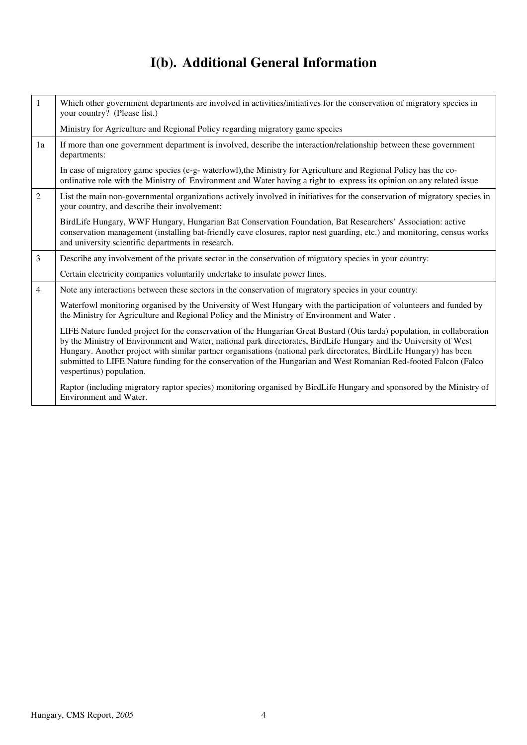# I(b). Additional General Information

| | |
|---|---|
| 1 | Which other government departments are involved in activities/initiatives for the conservation of migratory species in your country? (Please list.)<br><br>Ministry for Agriculture and Regional Policy regarding migratory game species |
| 1a | If more than one government department is involved, describe the interaction/relationship between these government departments:<br><br>In case of migratory game species (e-g- waterfowl),the Ministry for Agriculture and Regional Policy has the co-ordinative role with the Ministry of Environment and Water having a right to express its opinion on any related issue |
| 2 | List the main non-governmental organizations actively involved in initiatives for the conservation of migratory species in your country, and describe their involvement:<br><br>BirdLife Hungary, WWF Hungary, Hungarian Bat Conservation Foundation, Bat Researchers' Association: active conservation management (installing bat-friendly cave closures, raptor nest guarding, etc.) and monitoring, census works and university scientific departments in research. |
| 3 | Describe any involvement of the private sector in the conservation of migratory species in your country:<br><br>Certain electricity companies voluntarily undertake to insulate power lines. |
| 4 | Note any interactions between these sectors in the conservation of migratory species in your country:<br><br>Waterfowl monitoring organised by the University of West Hungary with the participation of volunteers and funded by the Ministry for Agriculture and Regional Policy and the Ministry of Environment and Water .<br><br>LIFE Nature funded project for the conservation of the Hungarian Great Bustard (Otis tarda) population, in collaboration by the Ministry of Environment and Water, national park directorates, BirdLife Hungary and the University of West Hungary. Another project with similar partner organisations (national park directorates, BirdLife Hungary) has been submitted to LIFE Nature funding for the conservation of the Hungarian and West Romanian Red-footed Falcon (Falco vespertinus) population.<br><br>Raptor (including migratory raptor species) monitoring organised by BirdLife Hungary and sponsored by the Ministry of Environment and Water. |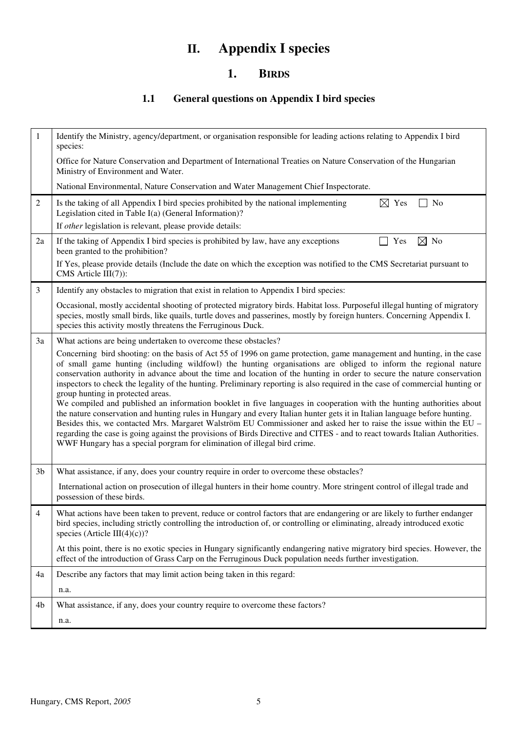# II. Appendix I species

## 1. BIRDS

### 1.1 General questions on Appendix I bird species

| | |
|---|---|
| 1 | Identify the Ministry, agency/department, or organisation responsible for leading actions relating to Appendix I bird species:<br><br>Office for Nature Conservation and Department of International Treaties on Nature Conservation of the Hungarian Ministry of Environment and Water.<br><br>National Environmental, Nature Conservation and Water Management Chief Inspectorate. |
| 2 | Is the taking of all Appendix I bird species prohibited by the national implementing Legislation cited in Table I(a) (General Information)? ☒ Yes ☐ No<br><br>If *other* legislation is relevant, please provide details: |
| 2a | If the taking of Appendix I bird species is prohibited by law, have any exceptions been granted to the prohibition? ☐ Yes ☒ No<br><br>If Yes, please provide details (Include the date on which the exception was notified to the CMS Secretariat pursuant to CMS Article III(7)): |
| 3 | Identify any obstacles to migration that exist in relation to Appendix I bird species:<br><br>Occasional, mostly accidental shooting of protected migratory birds. Habitat loss. Purposeful illegal hunting of migratory species, mostly small birds, like quails, turtle doves and passerines, mostly by foreign hunters. Concerning Appendix I. species this activity mostly threatens the Ferruginous Duck. |
| 3a | What actions are being undertaken to overcome these obstacles?<br><br>Concerning bird shooting: on the basis of Act 55 of 1996 on game protection, game management and hunting, in the case of small game hunting (including wildfowl) the hunting organisations are obliged to inform the regional nature conservation authority in advance about the time and location of the hunting in order to secure the nature conservation inspectors to check the legality of the hunting. Preliminary reporting is also required in the case of commercial hunting or group hunting in protected areas.<br>We compiled and published an information booklet in five languages in cooperation with the hunting authorities about the nature conservation and hunting rules in Hungary and every Italian hunter gets it in Italian language before hunting. Besides this, we contacted Mrs. Margaret Walström EU Commissioner and asked her to raise the issue within the EU – regarding the case is going against the provisions of Birds Directive and CITES - and to react towards Italian Authorities. WWF Hungary has a special porgram for elimination of illegal bird crime. |
| 3b | What assistance, if any, does your country require in order to overcome these obstacles?<br><br>International action on prosecution of illegal hunters in their home country. More stringent control of illegal trade and possession of these birds. |
| 4 | What actions have been taken to prevent, reduce or control factors that are endangering or are likely to further endanger bird species, including strictly controlling the introduction of, or controlling or eliminating, already introduced exotic species (Article III(4)(c))?<br><br>At this point, there is no exotic species in Hungary significantly endangering native migratory bird species. However, the effect of the introduction of Grass Carp on the Ferruginous Duck population needs further investigation. |
| 4a | Describe any factors that may limit action being taken in this regard:<br><br>n.a. |
| 4b | What assistance, if any, does your country require to overcome these factors?<br><br>n.a. |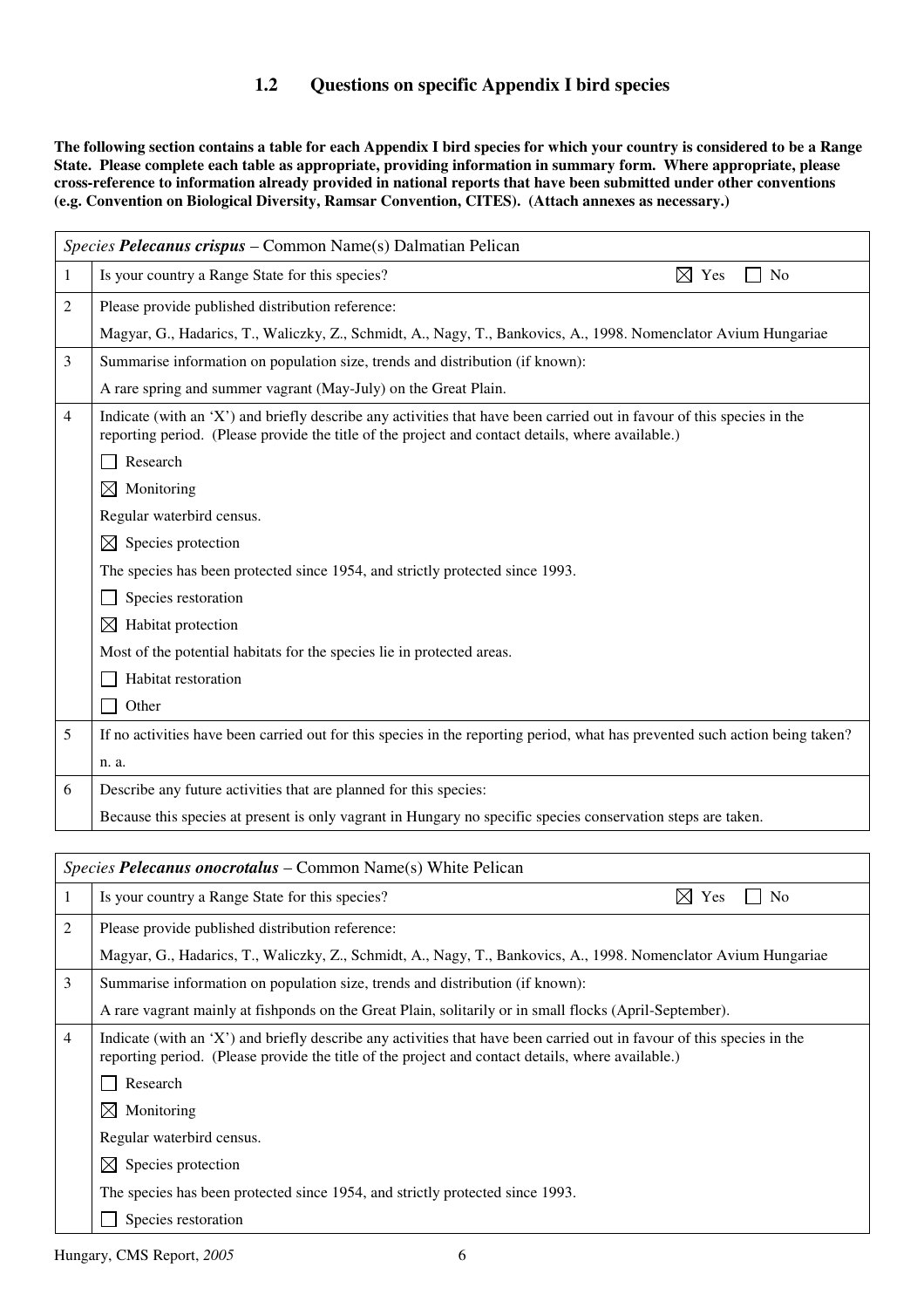## 1.2 Questions on specific Appendix I bird species

**The following section contains a table for each Appendix I bird species for which your country is considered to be a Range State. Please complete each table as appropriate, providing information in summary form. Where appropriate, please cross-reference to information already provided in national reports that have been submitted under other conventions (e.g. Convention on Biological Diversity, Ramsar Convention, CITES). (Attach annexes as necessary.)**

| *Species* ***Pelecanus crispus*** – Common Name(s) Dalmatian Pelican | |
|---|---|
| 1 | Is your country a Range State for this species? ☒ Yes ☐ No |
| 2 | Please provide published distribution reference:<br>Magyar, G., Hadarics, T., Waliczky, Z., Schmidt, A., Nagy, T., Bankovics, A., 1998. Nomenclator Avium Hungariae |
| 3 | Summarise information on population size, trends and distribution (if known):<br>A rare spring and summer vagrant (May-July) on the Great Plain. |
| 4 | Indicate (with an 'X') and briefly describe any activities that have been carried out in favour of this species in the reporting period. (Please provide the title of the project and contact details, where available.)<br>☐ Research<br>☒ Monitoring<br>Regular waterbird census.<br>☒ Species protection<br>The species has been protected since 1954, and strictly protected since 1993.<br>☐ Species restoration<br>☒ Habitat protection<br>Most of the potential habitats for the species lie in protected areas.<br>☐ Habitat restoration<br>☐ Other |
| 5 | If no activities have been carried out for this species in the reporting period, what has prevented such action being taken?<br>n. a. |
| 6 | Describe any future activities that are planned for this species:<br>Because this species at present is only vagrant in Hungary no specific species conservation steps are taken. |

| *Species* ***Pelecanus onocrotalus*** – Common Name(s) White Pelican | |
|---|---|
| 1 | Is your country a Range State for this species? ☒ Yes ☐ No |
| 2 | Please provide published distribution reference:<br>Magyar, G., Hadarics, T., Waliczky, Z., Schmidt, A., Nagy, T., Bankovics, A., 1998. Nomenclator Avium Hungariae |
| 3 | Summarise information on population size, trends and distribution (if known):<br>A rare vagrant mainly at fishponds on the Great Plain, solitarily or in small flocks (April-September). |
| 4 | Indicate (with an 'X') and briefly describe any activities that have been carried out in favour of this species in the reporting period. (Please provide the title of the project and contact details, where available.)<br>☐ Research<br>☒ Monitoring<br>Regular waterbird census.<br>☒ Species protection<br>The species has been protected since 1954, and strictly protected since 1993.<br>☐ Species restoration |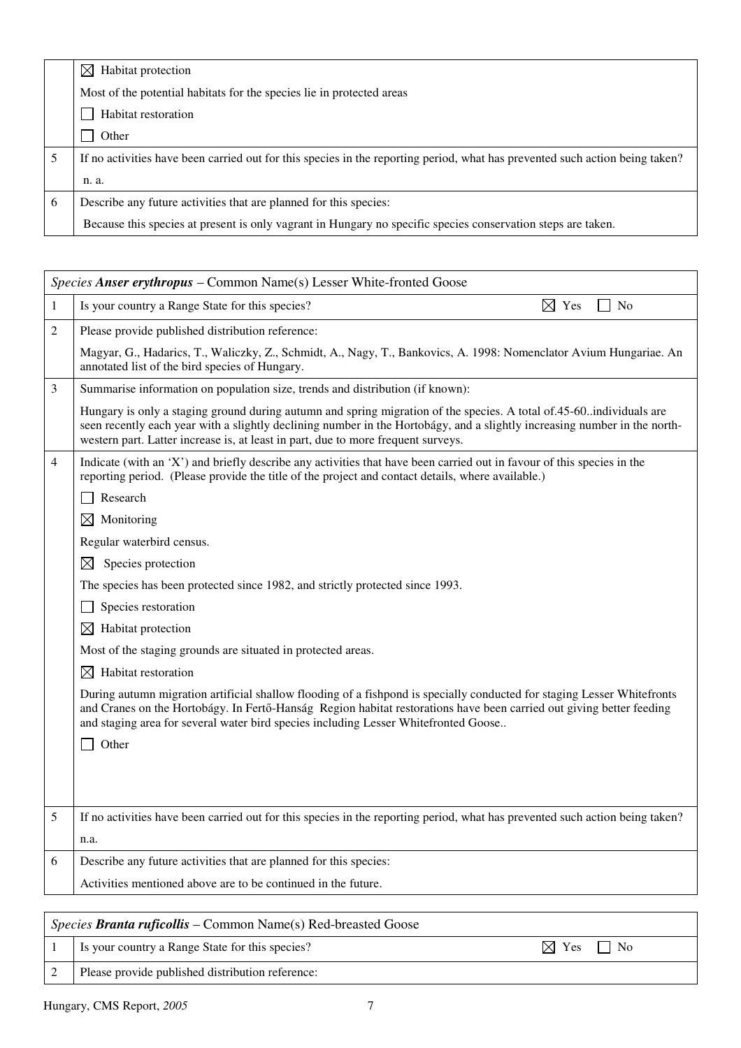| | |
|---|---|
| | ☒ Habitat protection |
| | Most of the potential habitats for the species lie in protected areas |
| | ☐ Habitat restoration |
| | ☐ Other |
| 5 | If no activities have been carried out for this species in the reporting period, what has prevented such action being taken? |
| | n. a. |
| 6 | Describe any future activities that are planned for this species: |
| | Because this species at present is only vagrant in Hungary no specific species conservation steps are taken. |

| *Species* ***Anser erythropus*** – Common Name(s) Lesser White-fronted Goose | |
|---|---|
| 1 | Is your country a Range State for this species? ☒ Yes ☐ No |
| 2 | Please provide published distribution reference: |
| | Magyar, G., Hadarics, T., Waliczky, Z., Schmidt, A., Nagy, T., Bankovics, A. 1998: Nomenclator Avium Hungariae. An annotated list of the bird species of Hungary. |
| 3 | Summarise information on population size, trends and distribution (if known): |
| | Hungary is only a staging ground during autumn and spring migration of the species. A total of.45-60..individuals are seen recently each year with a slightly declining number in the Hortobágy, and a slightly increasing number in the north-western part. Latter increase is, at least in part, due to more frequent surveys. |
| 4 | Indicate (with an 'X') and briefly describe any activities that have been carried out in favour of this species in the reporting period. (Please provide the title of the project and contact details, where available.) |
| | ☐ Research |
| | ☒ Monitoring |
| | Regular waterbird census. |
| | ☒ Species protection |
| | The species has been protected since 1982, and strictly protected since 1993. |
| | ☐ Species restoration |
| | ☒ Habitat protection |
| | Most of the staging grounds are situated in protected areas. |
| | ☒ Habitat restoration |
| | During autumn migration artificial shallow flooding of a fishpond is specially conducted for staging Lesser Whitefronts and Cranes on the Hortobágy. In Fertő-Hanság Region habitat restorations have been carried out giving better feeding and staging area for several water bird species including Lesser Whitefronted Goose.. |
| | ☐ Other |
| 5 | If no activities have been carried out for this species in the reporting period, what has prevented such action being taken? |
| | n.a. |
| 6 | Describe any future activities that are planned for this species: |
| | Activities mentioned above are to be continued in the future. |

| *Species* ***Branta ruficollis*** – Common Name(s) Red-breasted Goose | |
|---|---|
| 1 | Is your country a Range State for this species? ☒ Yes ☐ No |
| 2 | Please provide published distribution reference: |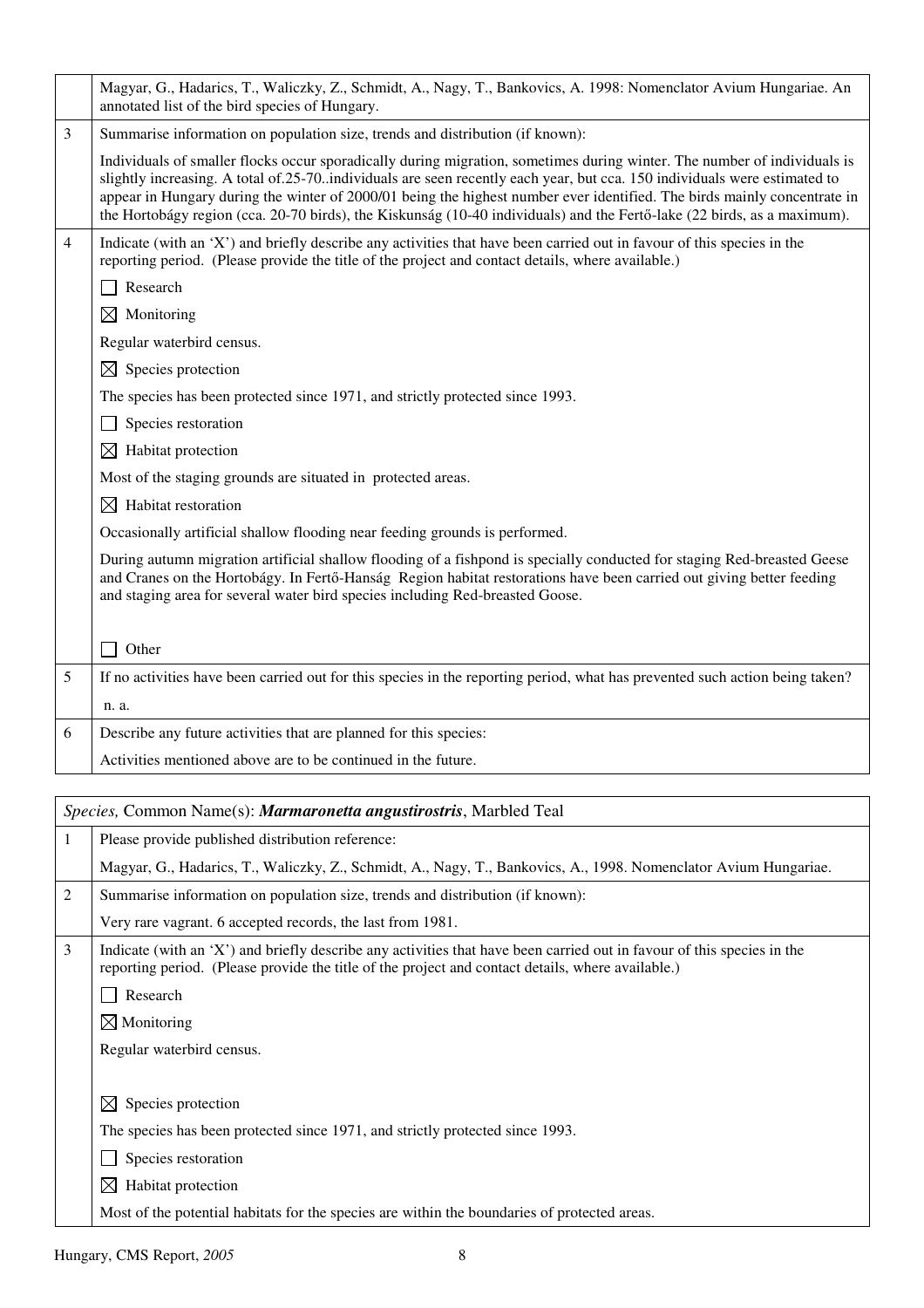| | |
|---|---|
| | Magyar, G., Hadarics, T., Waliczky, Z., Schmidt, A., Nagy, T., Bankovics, A. 1998: Nomenclator Avium Hungariae. An annotated list of the bird species of Hungary. |
| 3 | Summarise information on population size, trends and distribution (if known): |
| | Individuals of smaller flocks occur sporadically during migration, sometimes during winter. The number of individuals is slightly increasing. A total of.25-70..individuals are seen recently each year, but cca. 150 individuals were estimated to appear in Hungary during the winter of 2000/01 being the highest number ever identified. The birds mainly concentrate in the Hortobágy region (cca. 20-70 birds), the Kiskunság (10-40 individuals) and the Fertő-lake (22 birds, as a maximum). |
| 4 | Indicate (with an 'X') and briefly describe any activities that have been carried out in favour of this species in the reporting period. (Please provide the title of the project and contact details, where available.) |
| | ☐ Research |
| | ☒ Monitoring |
| | Regular waterbird census. |
| | ☒ Species protection |
| | The species has been protected since 1971, and strictly protected since 1993. |
| | ☐ Species restoration |
| | ☒ Habitat protection |
| | Most of the staging grounds are situated in protected areas. |
| | ☒ Habitat restoration |
| | Occasionally artificial shallow flooding near feeding grounds is performed. |
| | During autumn migration artificial shallow flooding of a fishpond is specially conducted for staging Red-breasted Geese and Cranes on the Hortobágy. In Fertő-Hanság Region habitat restorations have been carried out giving better feeding and staging area for several water bird species including Red-breasted Goose. |
| | ☐ Other |
| 5 | If no activities have been carried out for this species in the reporting period, what has prevented such action being taken? |
| | n. a. |
| 6 | Describe any future activities that are planned for this species: |
| | Activities mentioned above are to be continued in the future. |

| *Species,* Common Name(s): ***Marmaronetta angustirostris***, Marbled Teal | |
|---|---|
| 1 | Please provide published distribution reference: |
| | Magyar, G., Hadarics, T., Waliczky, Z., Schmidt, A., Nagy, T., Bankovics, A., 1998. Nomenclator Avium Hungariae. |
| 2 | Summarise information on population size, trends and distribution (if known): |
| | Very rare vagrant. 6 accepted records, the last from 1981. |
| 3 | Indicate (with an 'X') and briefly describe any activities that have been carried out in favour of this species in the reporting period. (Please provide the title of the project and contact details, where available.) |
| | ☐ Research |
| | ☒ Monitoring |
| | Regular waterbird census. |
| | ☒ Species protection |
| | The species has been protected since 1971, and strictly protected since 1993. |
| | ☐ Species restoration |
| | ☒ Habitat protection |
| | Most of the potential habitats for the species are within the boundaries of protected areas. |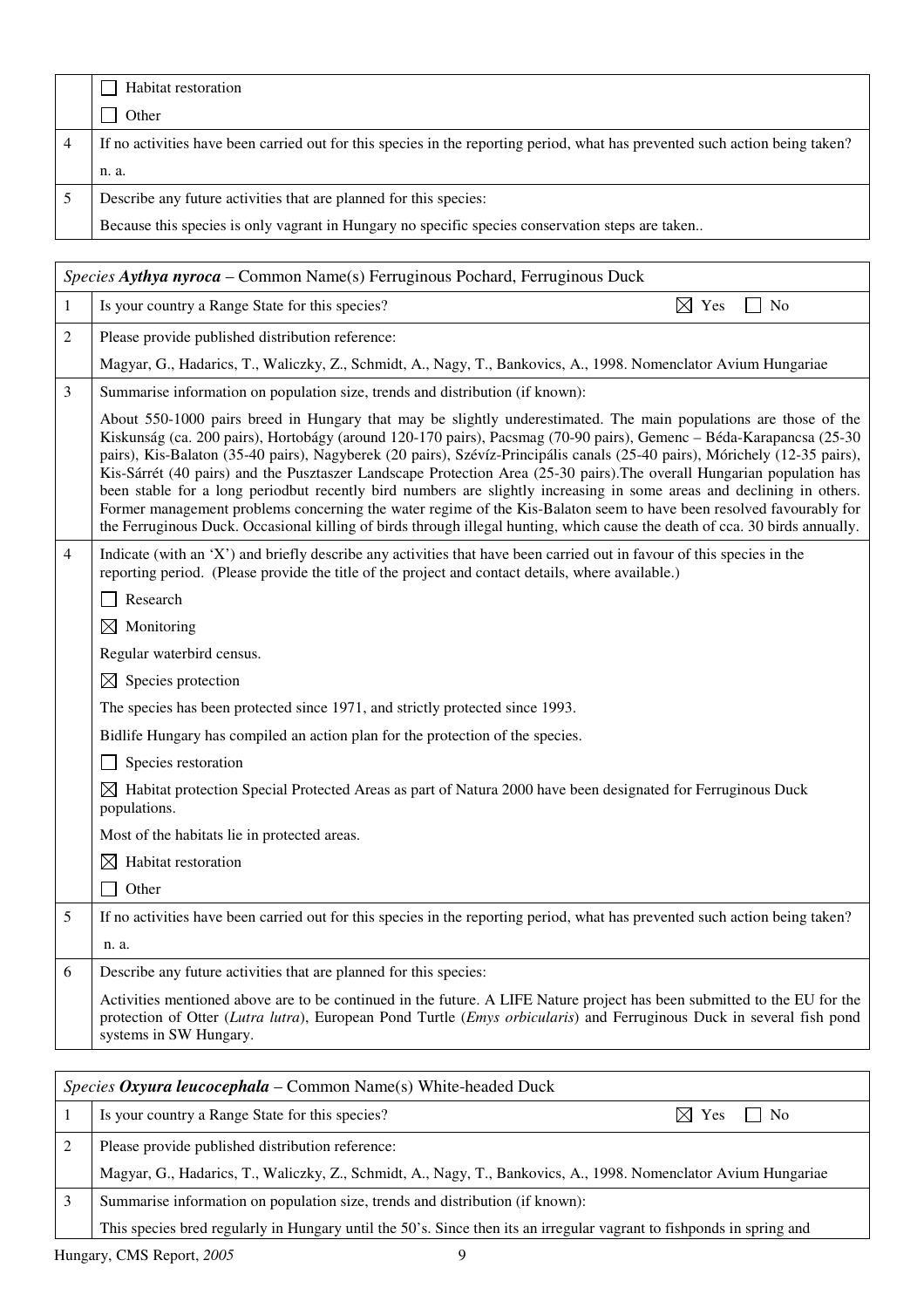| | |
|---|---|
| | ☐ Habitat restoration |
| | ☐ Other |
| 4 | If no activities have been carried out for this species in the reporting period, what has prevented such action being taken? |
| | n. a. |
| 5 | Describe any future activities that are planned for this species: |
| | Because this species is only vagrant in Hungary no specific species conservation steps are taken.. |

| *Species* ***Aythya nyroca*** – Common Name(s) Ferruginous Pochard, Ferruginous Duck | |
|---|---|
| 1 | Is your country a Range State for this species? ☒ Yes ☐ No |
| 2 | Please provide published distribution reference: |
| | Magyar, G., Hadarics, T., Waliczky, Z., Schmidt, A., Nagy, T., Bankovics, A., 1998. Nomenclator Avium Hungariae |
| 3 | Summarise information on population size, trends and distribution (if known): |
| | About 550-1000 pairs breed in Hungary that may be slightly underestimated. The main populations are those of the Kiskunság (ca. 200 pairs), Hortobágy (around 120-170 pairs), Pacsmag (70-90 pairs), Gemenc – Béda-Karapancsa (25-30 pairs), Kis-Balaton (35-40 pairs), Nagyberek (20 pairs), Szévíz-Principális canals (25-40 pairs), Mórichely (12-35 pairs), Kis-Sárrét (40 pairs) and the Pusztaszer Landscape Protection Area (25-30 pairs).The overall Hungarian population has been stable for a long periodbut recently bird numbers are slightly increasing in some areas and declining in others. Former management problems concerning the water regime of the Kis-Balaton seem to have been resolved favourably for the Ferruginous Duck. Occasional killing of birds through illegal hunting, which cause the death of cca. 30 birds annually. |
| 4 | Indicate (with an 'X') and briefly describe any activities that have been carried out in favour of this species in the reporting period. (Please provide the title of the project and contact details, where available.) |
| | ☐ Research |
| | ☒ Monitoring |
| | Regular waterbird census. |
| | ☒ Species protection |
| | The species has been protected since 1971, and strictly protected since 1993. |
| | Bidlife Hungary has compiled an action plan for the protection of the species. |
| | ☐ Species restoration |
| | ☒ Habitat protection Special Protected Areas as part of Natura 2000 have been designated for Ferruginous Duck populations. |
| | Most of the habitats lie in protected areas. |
| | ☒ Habitat restoration |
| | ☐ Other |
| 5 | If no activities have been carried out for this species in the reporting period, what has prevented such action being taken? |
| | n. a. |
| 6 | Describe any future activities that are planned for this species: |
| | Activities mentioned above are to be continued in the future. A LIFE Nature project has been submitted to the EU for the protection of Otter (*Lutra lutra*), European Pond Turtle (*Emys orbicularis*) and Ferruginous Duck in several fish pond systems in SW Hungary. |

| *Species* ***Oxyura leucocephala*** – Common Name(s) White-headed Duck | |
|---|---|
| 1 | Is your country a Range State for this species? ☒ Yes ☐ No |
| 2 | Please provide published distribution reference: |
| | Magyar, G., Hadarics, T., Waliczky, Z., Schmidt, A., Nagy, T., Bankovics, A., 1998. Nomenclator Avium Hungariae |
| 3 | Summarise information on population size, trends and distribution (if known): |
| | This species bred regularly in Hungary until the 50's. Since then its an irregular vagrant to fishponds in spring and |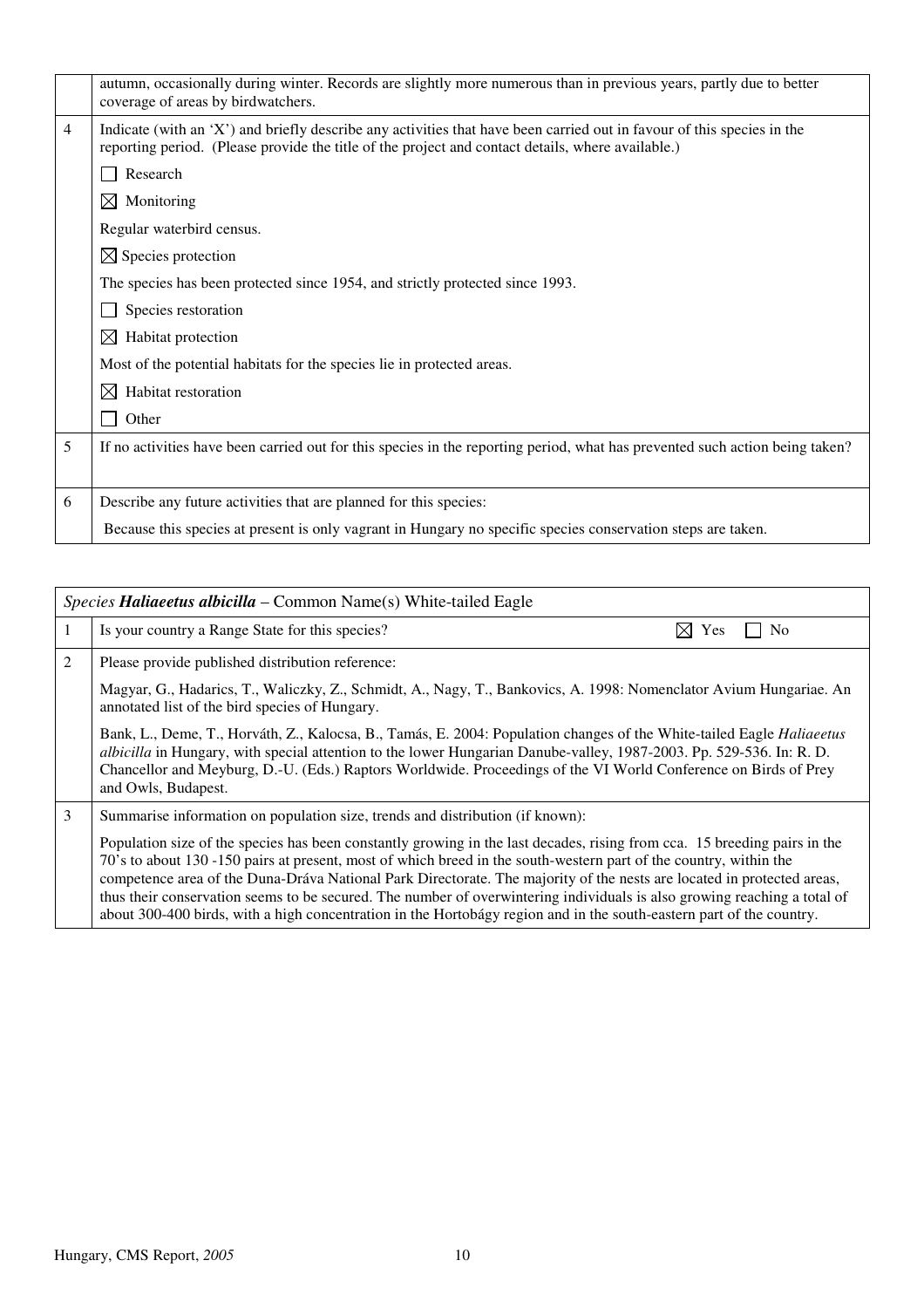| | |
|---|---|
| | autumn, occasionally during winter. Records are slightly more numerous than in previous years, partly due to better coverage of areas by birdwatchers. |
| 4 | Indicate (with an 'X') and briefly describe any activities that have been carried out in favour of this species in the reporting period. (Please provide the title of the project and contact details, where available.)<br><br>☐ Research<br><br>☒ Monitoring<br><br>Regular waterbird census.<br><br>☒ Species protection<br><br>The species has been protected since 1954, and strictly protected since 1993.<br><br>☐ Species restoration<br><br>☒ Habitat protection<br><br>Most of the potential habitats for the species lie in protected areas.<br><br>☒ Habitat restoration<br><br>☐ Other |
| 5 | If no activities have been carried out for this species in the reporting period, what has prevented such action being taken? |
| 6 | Describe any future activities that are planned for this species:<br><br>Because this species at present is only vagrant in Hungary no specific species conservation steps are taken. |

| *Species* ***Haliaeetus albicilla*** – Common Name(s) White-tailed Eagle | |
|---|---|
| 1 | Is your country a Range State for this species? ☒ Yes ☐ No |
| 2 | Please provide published distribution reference:<br><br>Magyar, G., Hadarics, T., Waliczky, Z., Schmidt, A., Nagy, T., Bankovics, A. 1998: Nomenclator Avium Hungariae. An annotated list of the bird species of Hungary.<br><br>Bank, L., Deme, T., Horváth, Z., Kalocsa, B., Tamás, E. 2004: Population changes of the White-tailed Eagle *Haliaeetus albicilla* in Hungary, with special attention to the lower Hungarian Danube-valley, 1987-2003. Pp. 529-536. In: R. D. Chancellor and Meyburg, D.-U. (Eds.) Raptors Worldwide. Proceedings of the VI World Conference on Birds of Prey and Owls, Budapest. |
| 3 | Summarise information on population size, trends and distribution (if known):<br><br>Population size of the species has been constantly growing in the last decades, rising from cca. 15 breeding pairs in the 70's to about 130 -150 pairs at present, most of which breed in the south-western part of the country, within the competence area of the Duna-Dráva National Park Directorate. The majority of the nests are located in protected areas, thus their conservation seems to be secured. The number of overwintering individuals is also growing reaching a total of about 300-400 birds, with a high concentration in the Hortobágy region and in the south-eastern part of the country. |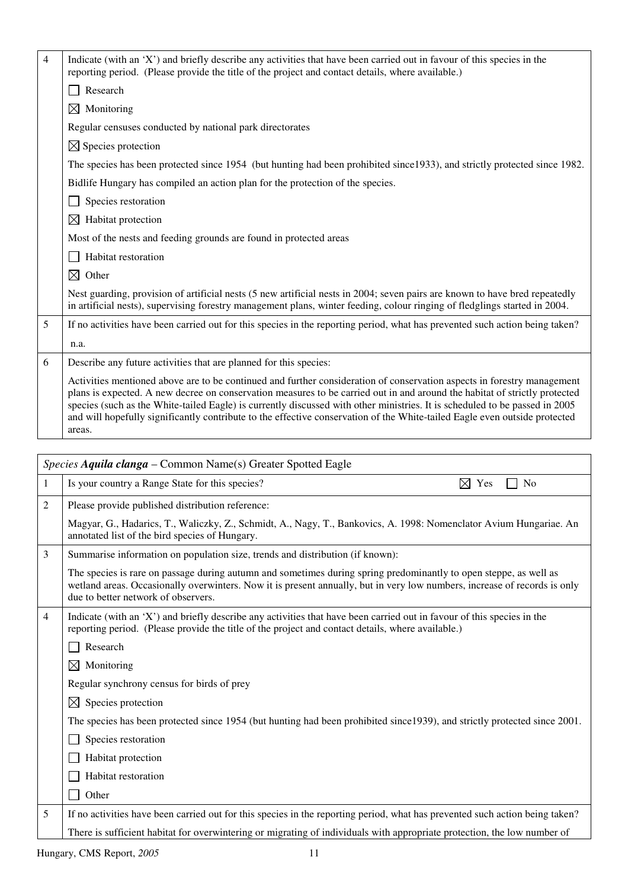| 4 | Indicate (with an 'X') and briefly describe any activities that have been carried out in favour of this species in the reporting period. (Please provide the title of the project and contact details, where available.) |
|---|---|
| | ☐ Research |
| | ☒ Monitoring |
| | Regular censuses conducted by national park directorates |
| | ☒ Species protection |
| | The species has been protected since 1954 (but hunting had been prohibited since1933), and strictly protected since 1982. |
| | Bidlife Hungary has compiled an action plan for the protection of the species. |
| | ☐ Species restoration |
| | ☒ Habitat protection |
| | Most of the nests and feeding grounds are found in protected areas |
| | ☐ Habitat restoration |
| | ☒ Other |
| | Nest guarding, provision of artificial nests (5 new artificial nests in 2004; seven pairs are known to have bred repeatedly in artificial nests), supervising forestry management plans, winter feeding, colour ringing of fledglings started in 2004. |
| 5 | If no activities have been carried out for this species in the reporting period, what has prevented such action being taken? |
| | n.a. |
| 6 | Describe any future activities that are planned for this species: |
| | Activities mentioned above are to be continued and further consideration of conservation aspects in forestry management plans is expected. A new decree on conservation measures to be carried out in and around the habitat of strictly protected species (such as the White-tailed Eagle) is currently discussed with other ministries. It is scheduled to be passed in 2005 and will hopefully significantly contribute to the effective conservation of the White-tailed Eagle even outside protected areas. |

| *Species* ***Aquila clanga*** – Common Name(s) Greater Spotted Eagle | |
|---|---|
| 1 | Is your country a Range State for this species? ☒ Yes ☐ No |
| 2 | Please provide published distribution reference: |
| | Magyar, G., Hadarics, T., Waliczky, Z., Schmidt, A., Nagy, T., Bankovics, A. 1998: Nomenclator Avium Hungariae. An annotated list of the bird species of Hungary. |
| 3 | Summarise information on population size, trends and distribution (if known): |
| | The species is rare on passage during autumn and sometimes during spring predominantly to open steppe, as well as wetland areas. Occasionally overwinters. Now it is present annually, but in very low numbers, increase of records is only due to better network of observers. |
| 4 | Indicate (with an 'X') and briefly describe any activities that have been carried out in favour of this species in the reporting period. (Please provide the title of the project and contact details, where available.) |
| | ☐ Research |
| | ☒ Monitoring |
| | Regular synchrony census for birds of prey |
| | ☒ Species protection |
| | The species has been protected since 1954 (but hunting had been prohibited since1939), and strictly protected since 2001. |
| | ☐ Species restoration |
| | ☐ Habitat protection |
| | ☐ Habitat restoration |
| | ☐ Other |
| 5 | If no activities have been carried out for this species in the reporting period, what has prevented such action being taken? |
| | There is sufficient habitat for overwintering or migrating of individuals with appropriate protection, the low number of |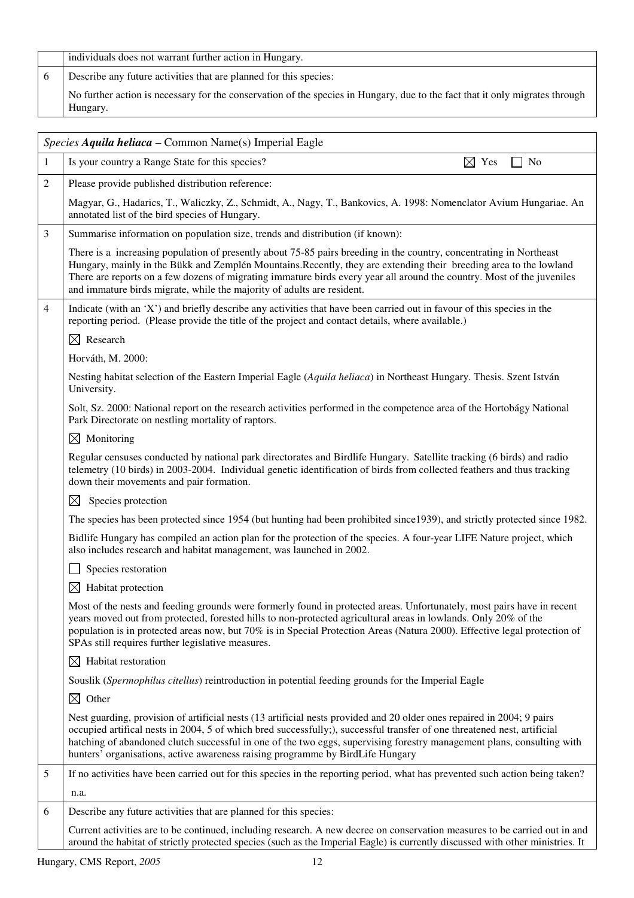| | individuals does not warrant further action in Hungary. |
|---|---|
| 6 | Describe any future activities that are planned for this species:<br><br>No further action is necessary for the conservation of the species in Hungary, due to the fact that it only migrates through Hungary. |

| *Species* ***Aquila heliaca*** – Common Name(s) Imperial Eagle | |
|---|---|
| 1 | Is your country a Range State for this species? ☒ Yes ☐ No |
| 2 | Please provide published distribution reference:<br><br>Magyar, G., Hadarics, T., Waliczky, Z., Schmidt, A., Nagy, T., Bankovics, A. 1998: Nomenclator Avium Hungariae. An annotated list of the bird species of Hungary. |
| 3 | Summarise information on population size, trends and distribution (if known):<br><br>There is a increasing population of presently about 75-85 pairs breeding in the country, concentrating in Northeast Hungary, mainly in the Bükk and Zemplén Mountains.Recently, they are extending their breeding area to the lowland There are reports on a few dozens of migrating immature birds every year all around the country. Most of the juveniles and immature birds migrate, while the majority of adults are resident. |
| 4 | Indicate (with an 'X') and briefly describe any activities that have been carried out in favour of this species in the reporting period. (Please provide the title of the project and contact details, where available.)<br><br>☒ Research<br><br>Horváth, M. 2000:<br><br>Nesting habitat selection of the Eastern Imperial Eagle (*Aquila heliaca*) in Northeast Hungary. Thesis. Szent István University.<br><br>Solt, Sz. 2000: National report on the research activities performed in the competence area of the Hortobágy National Park Directorate on nestling mortality of raptors.<br><br>☒ Monitoring<br><br>Regular censuses conducted by national park directorates and Birdlife Hungary. Satellite tracking (6 birds) and radio telemetry (10 birds) in 2003-2004. Individual genetic identification of birds from collected feathers and thus tracking down their movements and pair formation.<br><br>☒ Species protection<br><br>The species has been protected since 1954 (but hunting had been prohibited since1939), and strictly protected since 1982.<br><br>Bidlife Hungary has compiled an action plan for the protection of the species. A four-year LIFE Nature project, which also includes research and habitat management, was launched in 2002.<br><br>☐ Species restoration<br><br>☒ Habitat protection<br><br>Most of the nests and feeding grounds were formerly found in protected areas. Unfortunately, most pairs have in recent years moved out from protected, forested hills to non-protected agricultural areas in lowlands. Only 20% of the population is in protected areas now, but 70% is in Special Protection Areas (Natura 2000). Effective legal protection of SPAs still requires further legislative measures.<br><br>☒ Habitat restoration<br><br>Souslik (*Spermophilus citellus*) reintroduction in potential feeding grounds for the Imperial Eagle<br><br>☒ Other<br><br>Nest guarding, provision of artificial nests (13 artificial nests provided and 20 older ones repaired in 2004; 9 pairs occupied artifical nests in 2004, 5 of which bred successfully;), successful transfer of one threatened nest, artificial hatching of abandoned clutch successful in one of the two eggs, supervising forestry management plans, consulting with hunters' organisations, active awareness raising programme by BirdLife Hungary |
| 5 | If no activities have been carried out for this species in the reporting period, what has prevented such action being taken?<br><br>n.a. |
| 6 | Describe any future activities that are planned for this species:<br><br>Current activities are to be continued, including research. A new decree on conservation measures to be carried out in and around the habitat of strictly protected species (such as the Imperial Eagle) is currently discussed with other ministries. It |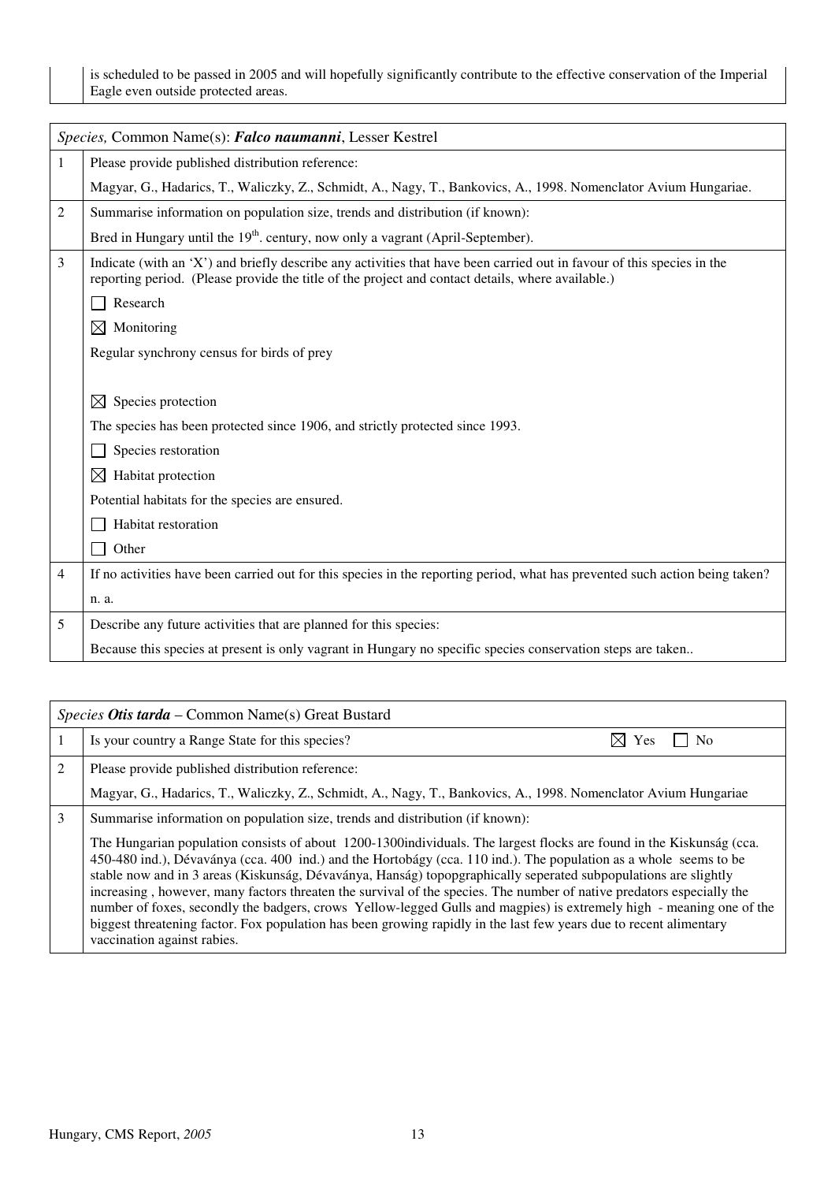| | is scheduled to be passed in 2005 and will hopefully significantly contribute to the effective conservation of the Imperial Eagle even outside protected areas. |
|---|---|

| *Species,* Common Name(s): ***Falco naumanni***, Lesser Kestrel | |
|---|---|
| 1 | Please provide published distribution reference:<br>Magyar, G., Hadarics, T., Waliczky, Z., Schmidt, A., Nagy, T., Bankovics, A., 1998. Nomenclator Avium Hungariae. |
| 2 | Summarise information on population size, trends and distribution (if known):<br>Bred in Hungary until the 19th. century, now only a vagrant (April-September). |
| 3 | Indicate (with an 'X') and briefly describe any activities that have been carried out in favour of this species in the reporting period. (Please provide the title of the project and contact details, where available.)<br>☐ Research<br>☒ Monitoring<br>Regular synchrony census for birds of prey<br>☒ Species protection<br>The species has been protected since 1906, and strictly protected since 1993.<br>☐ Species restoration<br>☒ Habitat protection<br>Potential habitats for the species are ensured.<br>☐ Habitat restoration<br>☐ Other |
| 4 | If no activities have been carried out for this species in the reporting period, what has prevented such action being taken?<br>n. a. |
| 5 | Describe any future activities that are planned for this species:<br>Because this species at present is only vagrant in Hungary no specific species conservation steps are taken.. |

| *Species* ***Otis tarda*** – Common Name(s) Great Bustard | |
|---|---|
| 1 | Is your country a Range State for this species? ☒ Yes ☐ No |
| 2 | Please provide published distribution reference:<br>Magyar, G., Hadarics, T., Waliczky, Z., Schmidt, A., Nagy, T., Bankovics, A., 1998. Nomenclator Avium Hungariae |
| 3 | Summarise information on population size, trends and distribution (if known):<br>The Hungarian population consists of about 1200-1300individuals. The largest flocks are found in the Kiskunság (cca. 450-480 ind.), Dévaványa (cca. 400 ind.) and the Hortobágy (cca. 110 ind.). The population as a whole seems to be stable now and in 3 areas (Kiskunság, Dévaványa, Hanság) topopgraphically seperated subpopulations are slightly increasing , however, many factors threaten the survival of the species. The number of native predators especially the number of foxes, secondly the badgers, crows Yellow-legged Gulls and magpies) is extremely high - meaning one of the biggest threatening factor. Fox population has been growing rapidly in the last few years due to recent alimentary vaccination against rabies. |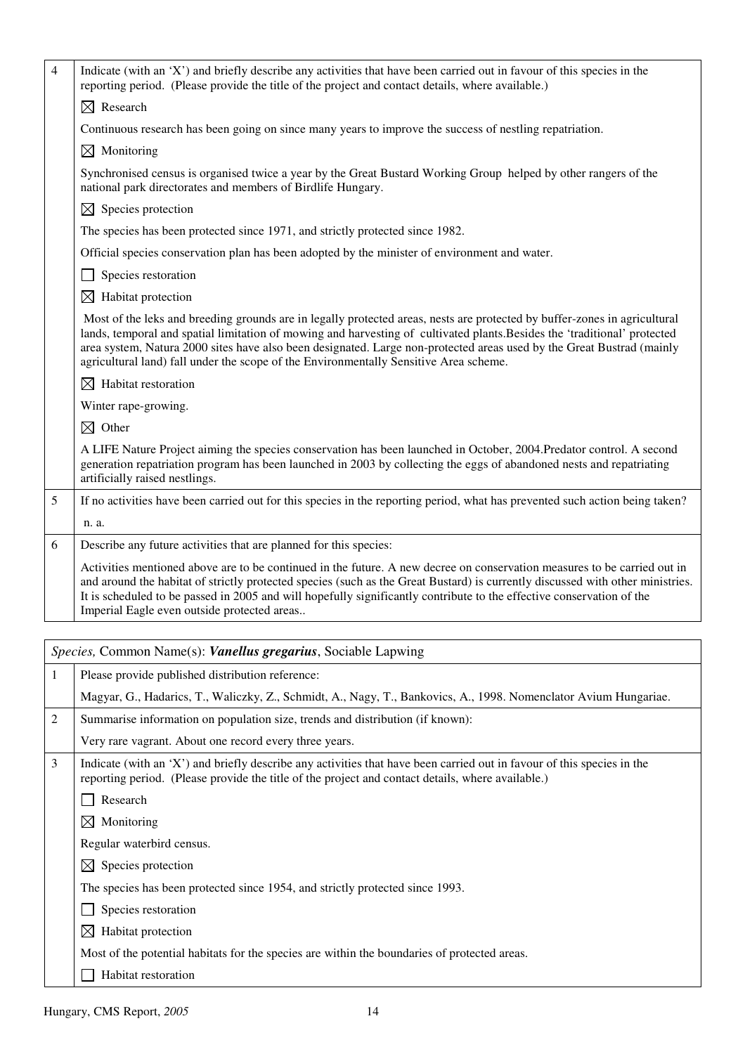| | |
|---|---|
| 4 | Indicate (with an 'X') and briefly describe any activities that have been carried out in favour of this species in the reporting period. (Please provide the title of the project and contact details, where available.) |
| | ☒ Research |
| | Continuous research has been going on since many years to improve the success of nestling repatriation. |
| | ☒ Monitoring |
| | Synchronised census is organised twice a year by the Great Bustard Working Group helped by other rangers of the national park directorates and members of Birdlife Hungary. |
| | ☒ Species protection |
| | The species has been protected since 1971, and strictly protected since 1982. |
| | Official species conservation plan has been adopted by the minister of environment and water. |
| | ☐ Species restoration |
| | ☒ Habitat protection |
| | Most of the leks and breeding grounds are in legally protected areas, nests are protected by buffer-zones in agricultural lands, temporal and spatial limitation of mowing and harvesting of cultivated plants.Besides the 'traditional' protected area system, Natura 2000 sites have also been designated. Large non-protected areas used by the Great Bustrad (mainly agricultural land) fall under the scope of the Environmentally Sensitive Area scheme. |
| | ☒ Habitat restoration |
| | Winter rape-growing. |
| | ☒ Other |
| | A LIFE Nature Project aiming the species conservation has been launched in October, 2004.Predator control. A second generation repatriation program has been launched in 2003 by collecting the eggs of abandoned nests and repatriating artificially raised nestlings. |
| 5 | If no activities have been carried out for this species in the reporting period, what has prevented such action being taken? |
| | n. a. |
| 6 | Describe any future activities that are planned for this species: |
| | Activities mentioned above are to be continued in the future. A new decree on conservation measures to be carried out in and around the habitat of strictly protected species (such as the Great Bustard) is currently discussed with other ministries. It is scheduled to be passed in 2005 and will hopefully significantly contribute to the effective conservation of the Imperial Eagle even outside protected areas.. |

| *Species,* Common Name(s): ***Vanellus gregarius***, Sociable Lapwing | |
|---|---|
| 1 | Please provide published distribution reference: |
| | Magyar, G., Hadarics, T., Waliczky, Z., Schmidt, A., Nagy, T., Bankovics, A., 1998. Nomenclator Avium Hungariae. |
| 2 | Summarise information on population size, trends and distribution (if known): |
| | Very rare vagrant. About one record every three years. |
| 3 | Indicate (with an 'X') and briefly describe any activities that have been carried out in favour of this species in the reporting period. (Please provide the title of the project and contact details, where available.) |
| | ☐ Research |
| | ☒ Monitoring |
| | Regular waterbird census. |
| | ☒ Species protection |
| | The species has been protected since 1954, and strictly protected since 1993. |
| | ☐ Species restoration |
| | ☒ Habitat protection |
| | Most of the potential habitats for the species are within the boundaries of protected areas. |
| | ☐ Habitat restoration |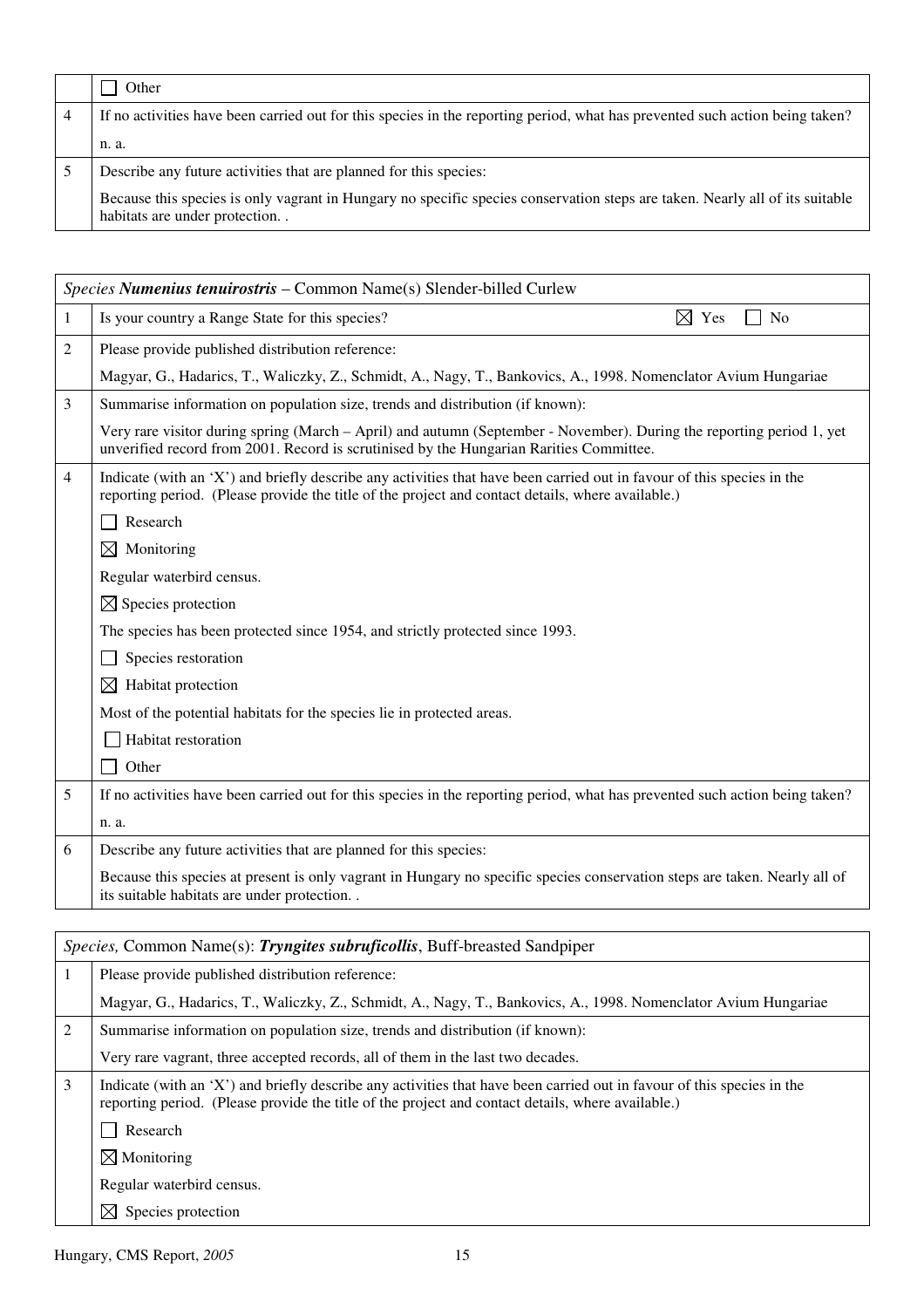| | ☐ Other |
|---|---|
| 4 | If no activities have been carried out for this species in the reporting period, what has prevented such action being taken? |
| | n. a. |
| 5 | Describe any future activities that are planned for this species: |
| | Because this species is only vagrant in Hungary no specific species conservation steps are taken. Nearly all of its suitable habitats are under protection. . |

| *Species* ***Numenius tenuirostris*** – Common Name(s) Slender-billed Curlew | |
|---|---|
| 1 | Is your country a Range State for this species? ☒ Yes ☐ No |
| 2 | Please provide published distribution reference: |
| | Magyar, G., Hadarics, T., Waliczky, Z., Schmidt, A., Nagy, T., Bankovics, A., 1998. Nomenclator Avium Hungariae |
| 3 | Summarise information on population size, trends and distribution (if known): |
| | Very rare visitor during spring (March – April) and autumn (September - November). During the reporting period 1, yet unverified record from 2001. Record is scrutinised by the Hungarian Rarities Committee. |
| 4 | Indicate (with an 'X') and briefly describe any activities that have been carried out in favour of this species in the reporting period. (Please provide the title of the project and contact details, where available.) |
| | ☐ Research |
| | ☒ Monitoring |
| | Regular waterbird census. |
| | ☒ Species protection |
| | The species has been protected since 1954, and strictly protected since 1993. |
| | ☐ Species restoration |
| | ☒ Habitat protection |
| | Most of the potential habitats for the species lie in protected areas. |
| | ☐ Habitat restoration |
| | ☐ Other |
| 5 | If no activities have been carried out for this species in the reporting period, what has prevented such action being taken? |
| | n. a. |
| 6 | Describe any future activities that are planned for this species: |
| | Because this species at present is only vagrant in Hungary no specific species conservation steps are taken. Nearly all of its suitable habitats are under protection. . |

| *Species,* Common Name(s): ***Tryngites subruficollis***, Buff-breasted Sandpiper | |
|---|---|
| 1 | Please provide published distribution reference: |
| | Magyar, G., Hadarics, T., Waliczky, Z., Schmidt, A., Nagy, T., Bankovics, A., 1998. Nomenclator Avium Hungariae |
| 2 | Summarise information on population size, trends and distribution (if known): |
| | Very rare vagrant, three accepted records, all of them in the last two decades. |
| 3 | Indicate (with an 'X') and briefly describe any activities that have been carried out in favour of this species in the reporting period. (Please provide the title of the project and contact details, where available.) |
| | ☐ Research |
| | ☒ Monitoring |
| | Regular waterbird census. |
| | ☒ Species protection |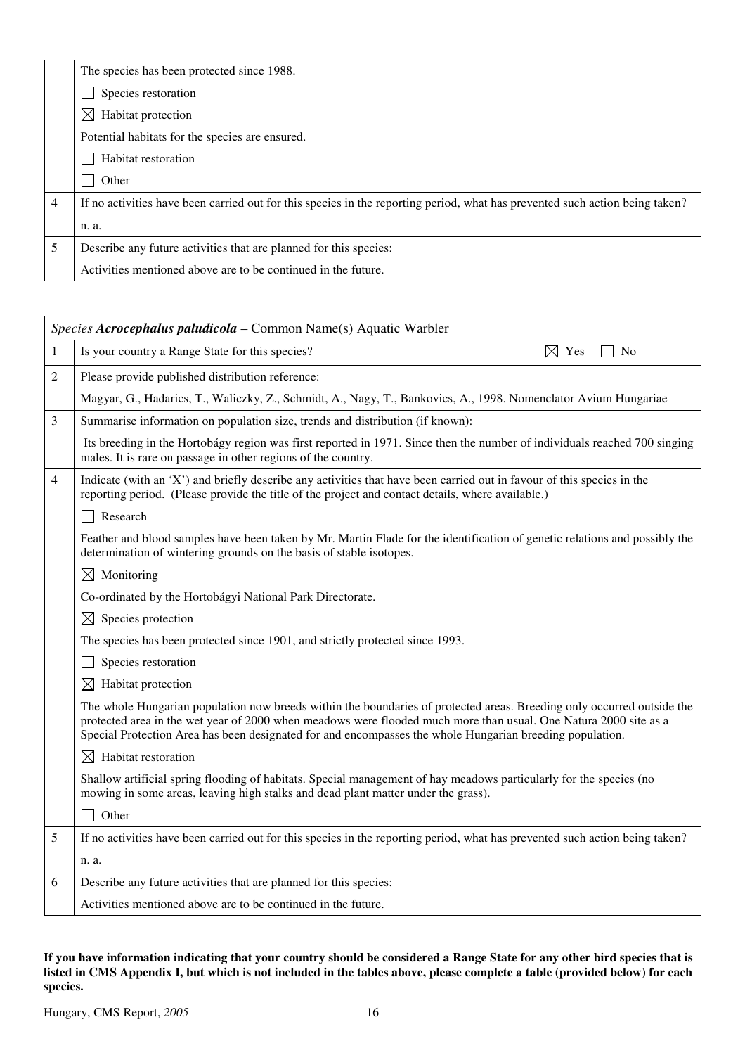| | |
|---|---|
| | The species has been protected since 1988. |
| | ☐ Species restoration |
| | ☒ Habitat protection |
| | Potential habitats for the species are ensured. |
| | ☐ Habitat restoration |
| | ☐ Other |
| 4 | If no activities have been carried out for this species in the reporting period, what has prevented such action being taken? |
| | n. a. |
| 5 | Describe any future activities that are planned for this species: |
| | Activities mentioned above are to be continued in the future. |

| *Species* ***Acrocephalus paludicola*** – Common Name(s) Aquatic Warbler | |
|---|---|
| 1 | Is your country a Range State for this species? ☒ Yes ☐ No |
| 2 | Please provide published distribution reference: |
| | Magyar, G., Hadarics, T., Waliczky, Z., Schmidt, A., Nagy, T., Bankovics, A., 1998. Nomenclator Avium Hungariae |
| 3 | Summarise information on population size, trends and distribution (if known): |
| | Its breeding in the Hortobágy region was first reported in 1971. Since then the number of individuals reached 700 singing males. It is rare on passage in other regions of the country. |
| 4 | Indicate (with an 'X') and briefly describe any activities that have been carried out in favour of this species in the reporting period. (Please provide the title of the project and contact details, where available.) |
| | ☐ Research |
| | Feather and blood samples have been taken by Mr. Martin Flade for the identification of genetic relations and possibly the determination of wintering grounds on the basis of stable isotopes. |
| | ☒ Monitoring |
| | Co-ordinated by the Hortobágyi National Park Directorate. |
| | ☒ Species protection |
| | The species has been protected since 1901, and strictly protected since 1993. |
| | ☐ Species restoration |
| | ☒ Habitat protection |
| | The whole Hungarian population now breeds within the boundaries of protected areas. Breeding only occurred outside the protected area in the wet year of 2000 when meadows were flooded much more than usual. One Natura 2000 site as a Special Protection Area has been designated for and encompasses the whole Hungarian breeding population. |
| | ☒ Habitat restoration |
| | Shallow artificial spring flooding of habitats. Special management of hay meadows particularly for the species (no mowing in some areas, leaving high stalks and dead plant matter under the grass). |
| | ☐ Other |
| 5 | If no activities have been carried out for this species in the reporting period, what has prevented such action being taken? |
| | n. a. |
| 6 | Describe any future activities that are planned for this species: |
| | Activities mentioned above are to be continued in the future. |

**If you have information indicating that your country should be considered a Range State for any other bird species that is listed in CMS Appendix I, but which is not included in the tables above, please complete a table (provided below) for each species.**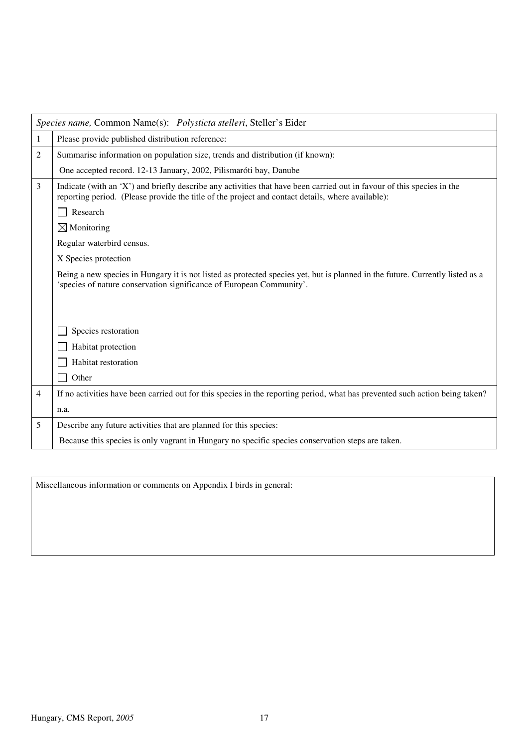| *Species name,* Common Name(s): *Polysticta stelleri*, Steller's Eider | |
|---|---|
| 1 | Please provide published distribution reference: |
| 2 | Summarise information on population size, trends and distribution (if known):<br>One accepted record. 12-13 January, 2002, Pilismaróti bay, Danube |
| 3 | Indicate (with an 'X') and briefly describe any activities that have been carried out in favour of this species in the reporting period. (Please provide the title of the project and contact details, where available):<br>☐ Research<br>☒ Monitoring<br>Regular waterbird census.<br>X Species protection<br>Being a new species in Hungary it is not listed as protected species yet, but is planned in the future. Currently listed as a 'species of nature conservation significance of European Community'.<br>☐ Species restoration<br>☐ Habitat protection<br>☐ Habitat restoration<br>☐ Other |
| 4 | If no activities have been carried out for this species in the reporting period, what has prevented such action being taken?<br>n.a. |
| 5 | Describe any future activities that are planned for this species:<br>Because this species is only vagrant in Hungary no specific species conservation steps are taken. |

| Miscellaneous information or comments on Appendix I birds in general: |
|---|
| |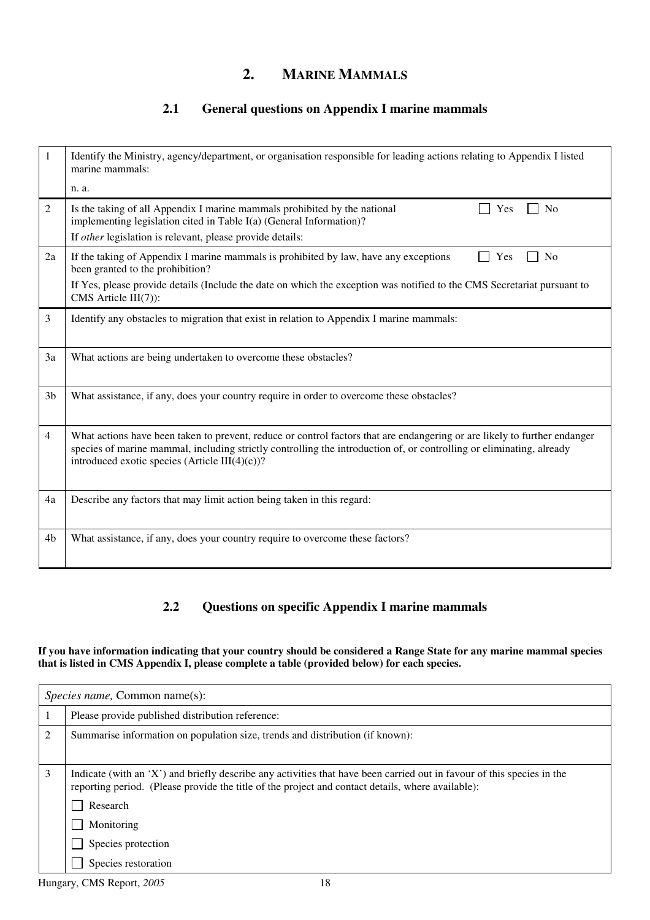## 2. MARINE MAMMALS

### 2.1 General questions on Appendix I marine mammals

| | |
|---|---|
| 1 | Identify the Ministry, agency/department, or organisation responsible for leading actions relating to Appendix I listed marine mammals:<br>n. a. |
| 2 | Is the taking of all Appendix I marine mammals prohibited by the national implementing legislation cited in Table I(a) (General Information)? ☐ Yes ☐ No<br>If *other* legislation is relevant, please provide details: |
| 2a | If the taking of Appendix I marine mammals is prohibited by law, have any exceptions been granted to the prohibition? ☐ Yes ☐ No<br>If Yes, please provide details (Include the date on which the exception was notified to the CMS Secretariat pursuant to CMS Article III(7)): |
| 3 | Identify any obstacles to migration that exist in relation to Appendix I marine mammals: |
| 3a | What actions are being undertaken to overcome these obstacles? |
| 3b | What assistance, if any, does your country require in order to overcome these obstacles? |
| 4 | What actions have been taken to prevent, reduce or control factors that are endangering or are likely to further endanger species of marine mammal, including strictly controlling the introduction of, or controlling or eliminating, already introduced exotic species (Article III(4)(c))? |
| 4a | Describe any factors that may limit action being taken in this regard: |
| 4b | What assistance, if any, does your country require to overcome these factors? |

### 2.2 Questions on specific Appendix I marine mammals

**If you have information indicating that your country should be considered a Range State for any marine mammal species that is listed in CMS Appendix I, please complete a table (provided below) for each species.**

| *Species name,* Common name(s): | |
|---|---|
| 1 | Please provide published distribution reference: |
| 2 | Summarise information on population size, trends and distribution (if known): |
| 3 | Indicate (with an 'X') and briefly describe any activities that have been carried out in favour of this species in the reporting period. (Please provide the title of the project and contact details, where available):<br>☐ Research<br>☐ Monitoring<br>☐ Species protection<br>☐ Species restoration |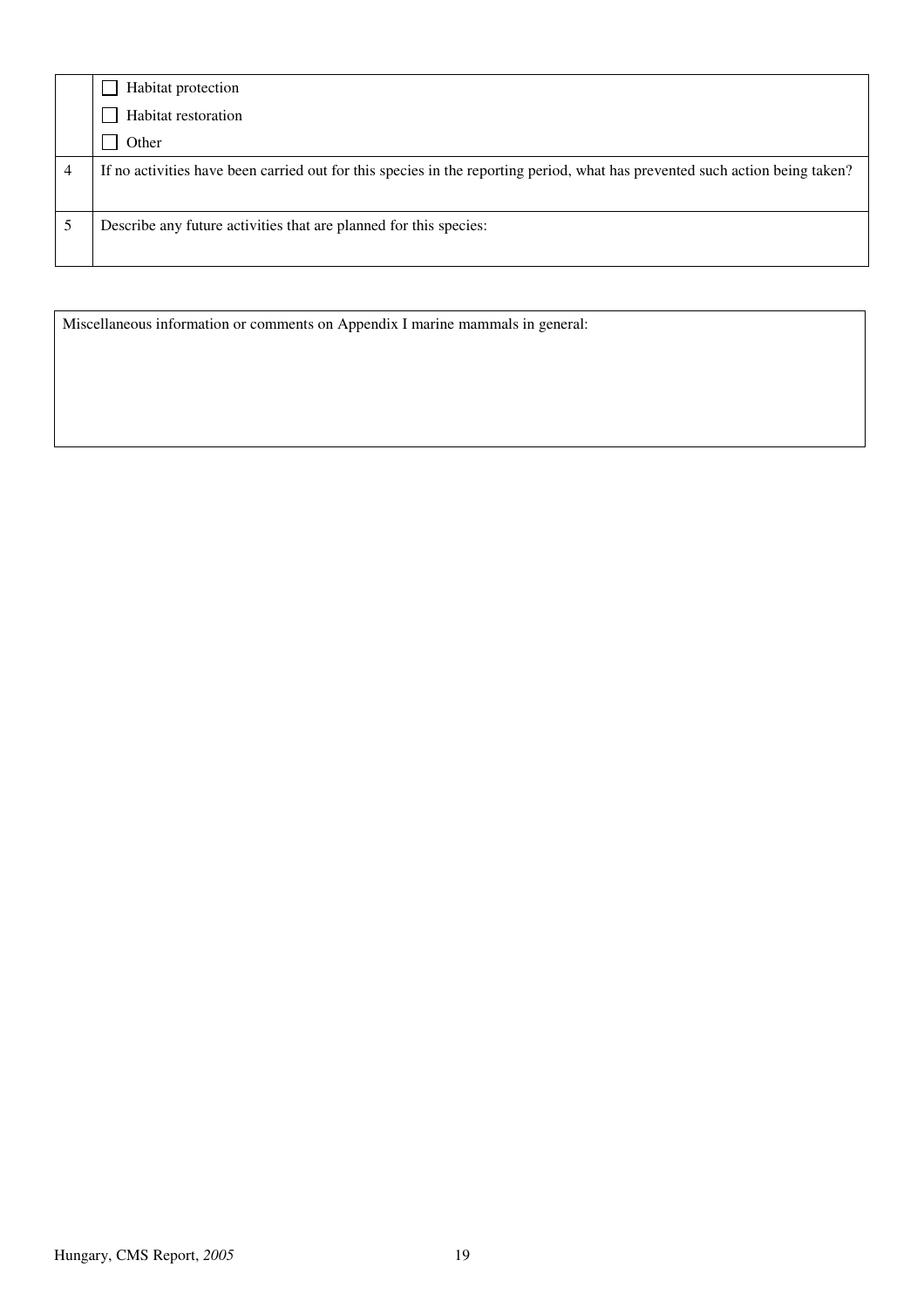| | |
|---|---|
| | ☐ Habitat protection<br>☐ Habitat restoration<br>☐ Other |
| 4 | If no activities have been carried out for this species in the reporting period, what has prevented such action being taken? |
| 5 | Describe any future activities that are planned for this species: |

| Miscellaneous information or comments on Appendix I marine mammals in general: |
|---|
| |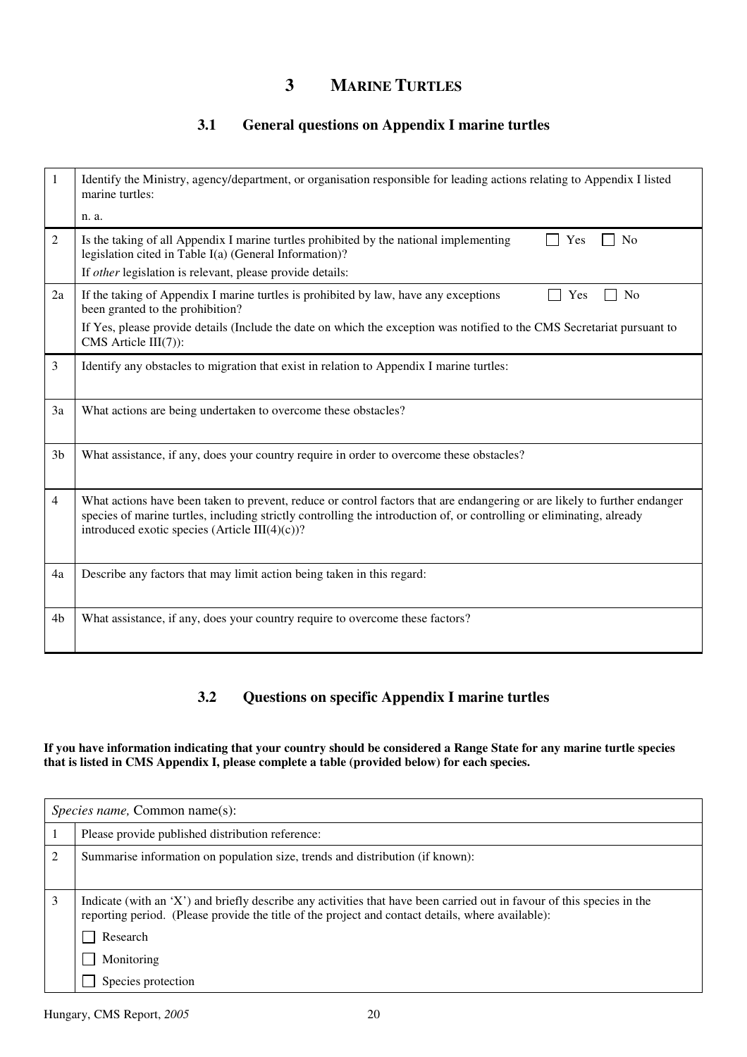# 3 MARINE TURTLES

## 3.1 General questions on Appendix I marine turtles

| | |
|---|---|
| 1 | Identify the Ministry, agency/department, or organisation responsible for leading actions relating to Appendix I listed marine turtles:<br>n. a. |
| 2 | Is the taking of all Appendix I marine turtles prohibited by the national implementing legislation cited in Table I(a) (General Information)? ☐ Yes ☐ No<br>If *other* legislation is relevant, please provide details: |
| 2a | If the taking of Appendix I marine turtles is prohibited by law, have any exceptions been granted to the prohibition? ☐ Yes ☐ No<br>If Yes, please provide details (Include the date on which the exception was notified to the CMS Secretariat pursuant to CMS Article III(7)): |
| 3 | Identify any obstacles to migration that exist in relation to Appendix I marine turtles: |
| 3a | What actions are being undertaken to overcome these obstacles? |
| 3b | What assistance, if any, does your country require in order to overcome these obstacles? |
| 4 | What actions have been taken to prevent, reduce or control factors that are endangering or are likely to further endanger species of marine turtles, including strictly controlling the introduction of, or controlling or eliminating, already introduced exotic species (Article III(4)(c))? |
| 4a | Describe any factors that may limit action being taken in this regard: |
| 4b | What assistance, if any, does your country require to overcome these factors? |

## 3.2 Questions on specific Appendix I marine turtles

**If you have information indicating that your country should be considered a Range State for any marine turtle species that is listed in CMS Appendix I, please complete a table (provided below) for each species.**

| *Species name,* Common name(s): | |
|---|---|
| 1 | Please provide published distribution reference: |
| 2 | Summarise information on population size, trends and distribution (if known): |
| 3 | Indicate (with an 'X') and briefly describe any activities that have been carried out in favour of this species in the reporting period. (Please provide the title of the project and contact details, where available):<br>☐ Research<br>☐ Monitoring<br>☐ Species protection |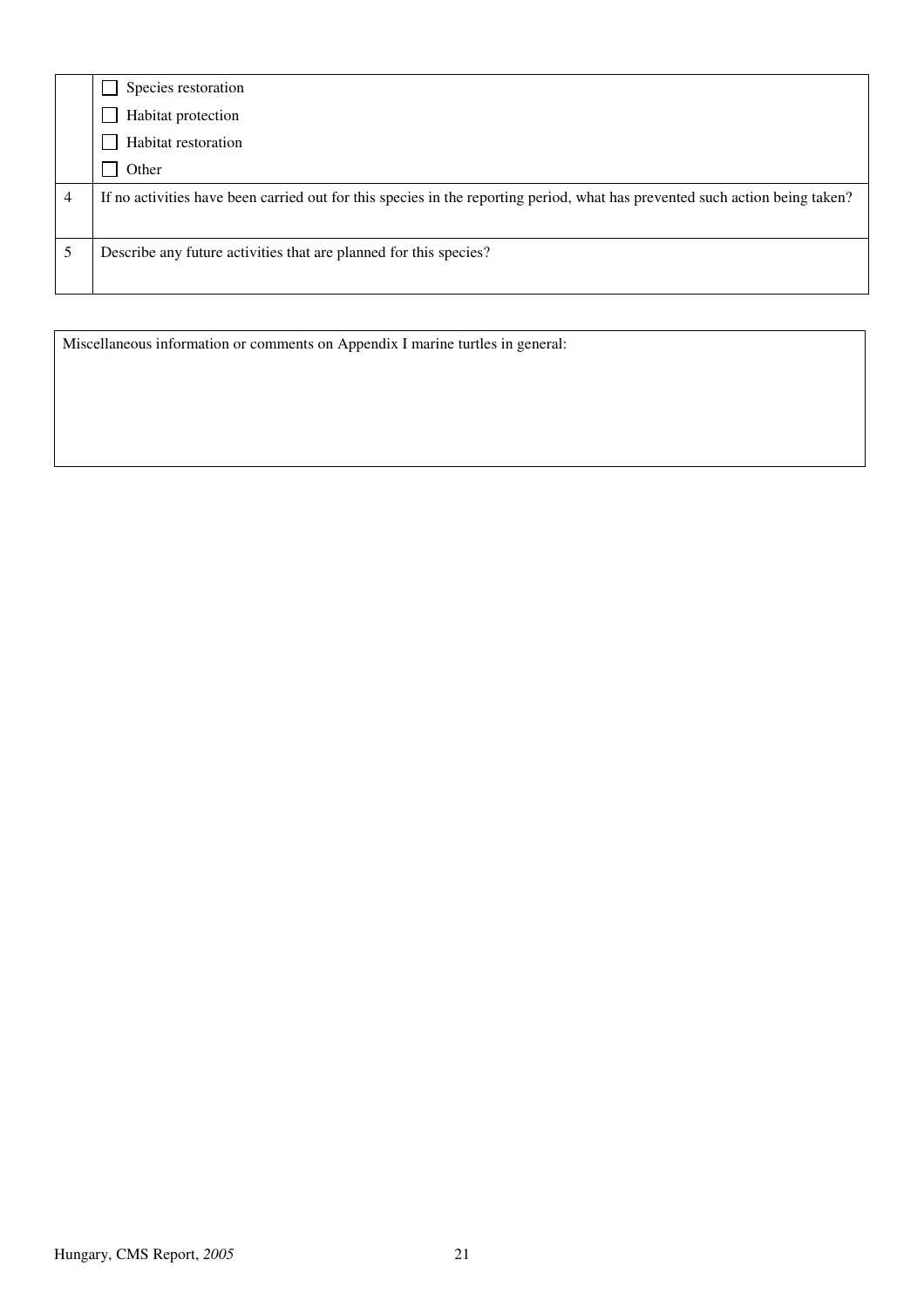|   |   |
|---|---|
|   | ☐ Species restoration<br>☐ Habitat protection<br>☐ Habitat restoration<br>☐ Other |
| 4 | If no activities have been carried out for this species in the reporting period, what has prevented such action being taken? |
| 5 | Describe any future activities that are planned for this species? |

| Miscellaneous information or comments on Appendix I marine turtles in general: |
|---|
|   |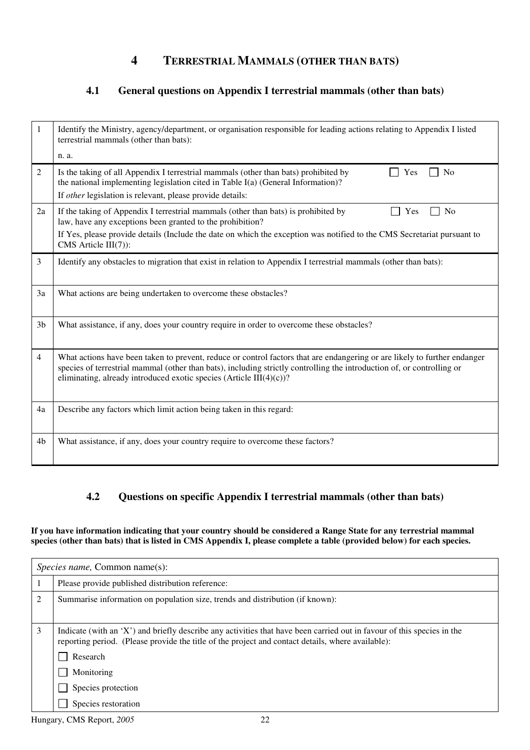# 4 TERRESTRIAL MAMMALS (OTHER THAN BATS)

## 4.1 General questions on Appendix I terrestrial mammals (other than bats)

| | |
|---|---|
| 1 | Identify the Ministry, agency/department, or organisation responsible for leading actions relating to Appendix I listed terrestrial mammals (other than bats):<br>n. a. |
| 2 | Is the taking of all Appendix I terrestrial mammals (other than bats) prohibited by the national implementing legislation cited in Table I(a) (General Information)? ☐ Yes ☐ No<br>If *other* legislation is relevant, please provide details: |
| 2a | If the taking of Appendix I terrestrial mammals (other than bats) is prohibited by law, have any exceptions been granted to the prohibition? ☐ Yes ☐ No<br>If Yes, please provide details (Include the date on which the exception was notified to the CMS Secretariat pursuant to CMS Article III(7)): |
| 3 | Identify any obstacles to migration that exist in relation to Appendix I terrestrial mammals (other than bats): |
| 3a | What actions are being undertaken to overcome these obstacles? |
| 3b | What assistance, if any, does your country require in order to overcome these obstacles? |
| 4 | What actions have been taken to prevent, reduce or control factors that are endangering or are likely to further endanger species of terrestrial mammal (other than bats), including strictly controlling the introduction of, or controlling or eliminating, already introduced exotic species (Article III(4)(c))? |
| 4a | Describe any factors which limit action being taken in this regard: |
| 4b | What assistance, if any, does your country require to overcome these factors? |

## 4.2 Questions on specific Appendix I terrestrial mammals (other than bats)

**If you have information indicating that your country should be considered a Range State for any terrestrial mammal species (other than bats) that is listed in CMS Appendix I, please complete a table (provided below) for each species.**

| *Species name,* Common name(s): | |
|---|---|
| 1 | Please provide published distribution reference: |
| 2 | Summarise information on population size, trends and distribution (if known): |
| 3 | Indicate (with an 'X') and briefly describe any activities that have been carried out in favour of this species in the reporting period. (Please provide the title of the project and contact details, where available):<br>☐ Research<br>☐ Monitoring<br>☐ Species protection<br>☐ Species restoration |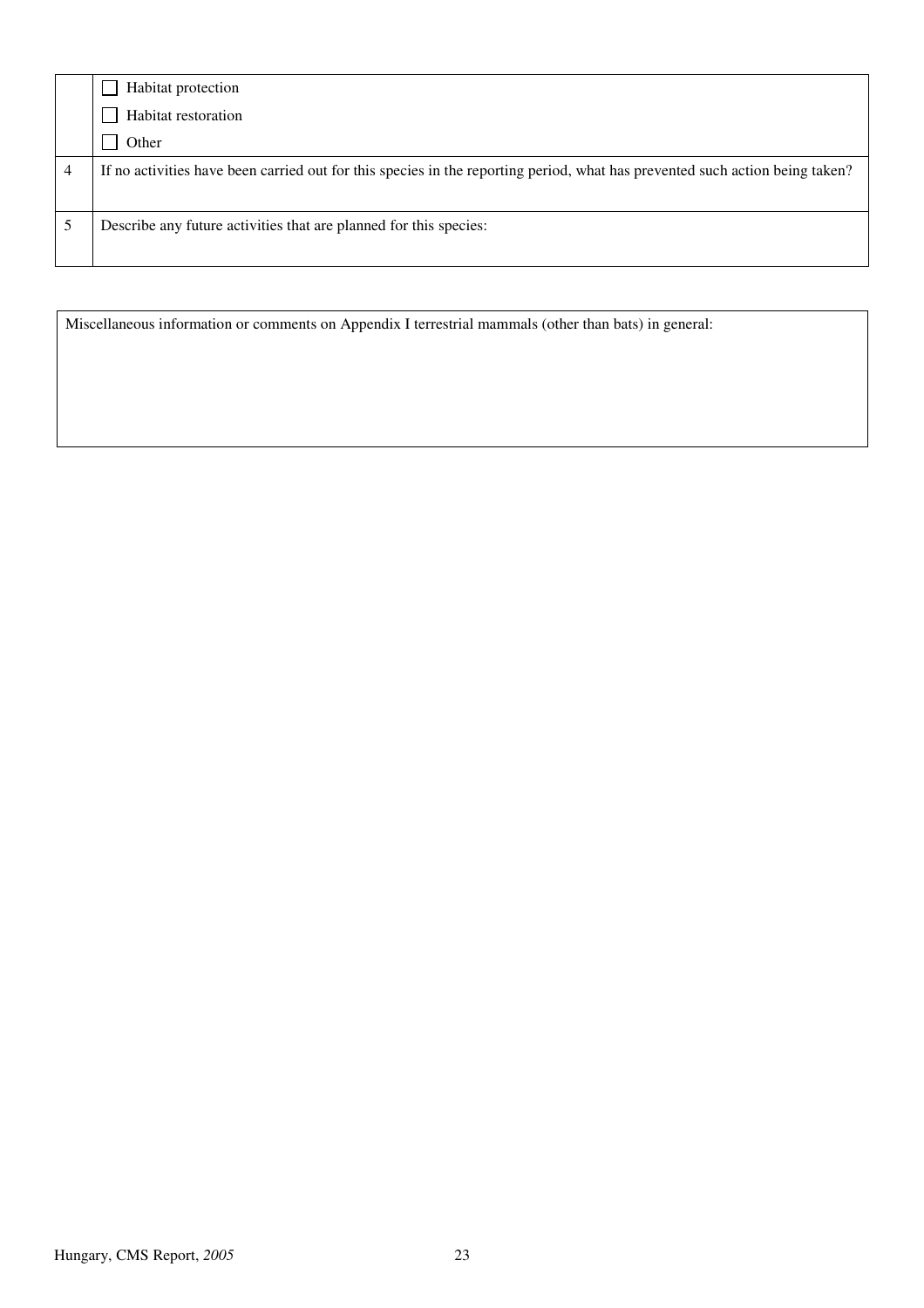| | |
|---|---|
| | ☐ Habitat protection |
| | ☐ Habitat restoration |
| | ☐ Other |
| 4 | If no activities have been carried out for this species in the reporting period, what has prevented such action being taken? |
| 5 | Describe any future activities that are planned for this species: |

| |
|---|
| Miscellaneous information or comments on Appendix I terrestrial mammals (other than bats) in general: |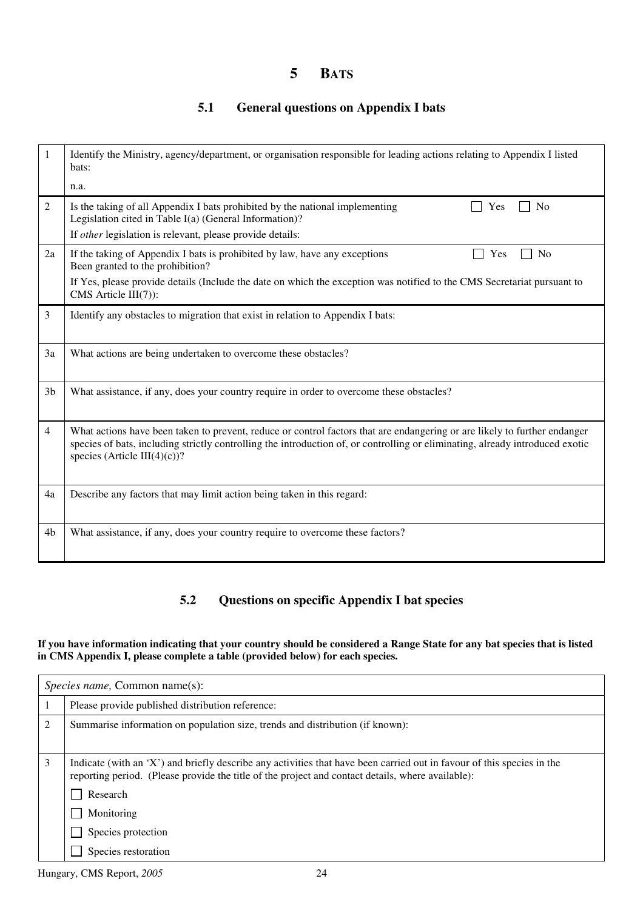# 5 BATS

## 5.1 General questions on Appendix I bats

| | |
|---|---|
| 1 | Identify the Ministry, agency/department, or organisation responsible for leading actions relating to Appendix I listed bats:<br><br>n.a. |
| 2 | Is the taking of all Appendix I bats prohibited by the national implementing Legislation cited in Table I(a) (General Information)? ☐ Yes ☐ No<br><br>If *other* legislation is relevant, please provide details: |
| 2a | If the taking of Appendix I bats is prohibited by law, have any exceptions Been granted to the prohibition? ☐ Yes ☐ No<br><br>If Yes, please provide details (Include the date on which the exception was notified to the CMS Secretariat pursuant to CMS Article III(7)): |
| 3 | Identify any obstacles to migration that exist in relation to Appendix I bats: |
| 3a | What actions are being undertaken to overcome these obstacles? |
| 3b | What assistance, if any, does your country require in order to overcome these obstacles? |
| 4 | What actions have been taken to prevent, reduce or control factors that are endangering or are likely to further endanger species of bats, including strictly controlling the introduction of, or controlling or eliminating, already introduced exotic species (Article III(4)(c))? |
| 4a | Describe any factors that may limit action being taken in this regard: |
| 4b | What assistance, if any, does your country require to overcome these factors? |

## 5.2 Questions on specific Appendix I bat species

**If you have information indicating that your country should be considered a Range State for any bat species that is listed in CMS Appendix I, please complete a table (provided below) for each species.**

| *Species name,* Common name(s): | |
|---|---|
| 1 | Please provide published distribution reference: |
| 2 | Summarise information on population size, trends and distribution (if known): |
| 3 | Indicate (with an 'X') and briefly describe any activities that have been carried out in favour of this species in the reporting period. (Please provide the title of the project and contact details, where available):<br><br>☐ Research<br><br>☐ Monitoring<br><br>☐ Species protection<br><br>☐ Species restoration |

Hungary, CMS Report, *2005*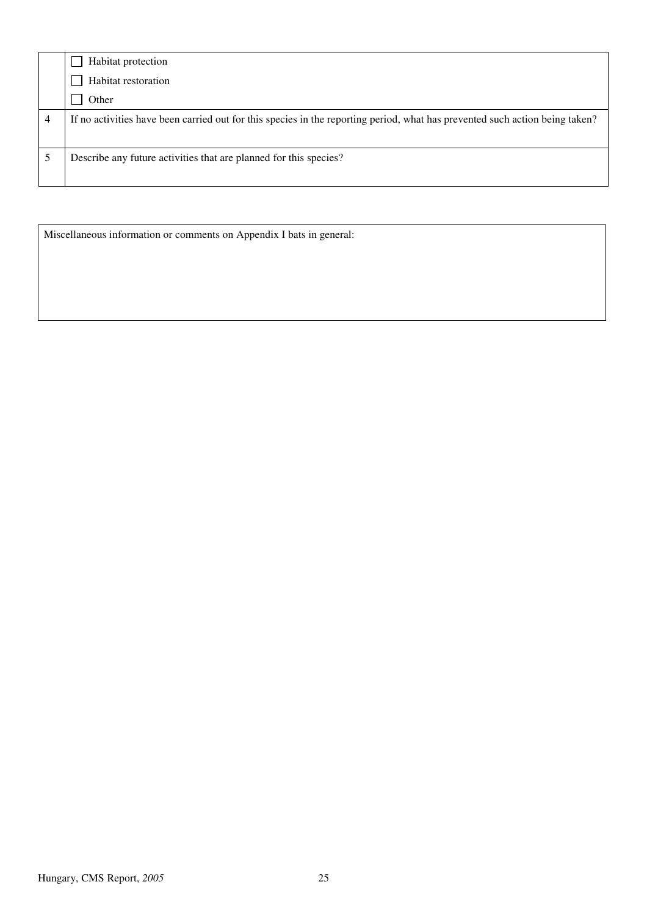| | |
|---|---|
| | ☐ Habitat protection<br>☐ Habitat restoration<br>☐ Other |
| 4 | If no activities have been carried out for this species in the reporting period, what has prevented such action being taken? |
| 5 | Describe any future activities that are planned for this species? |

| Miscellaneous information or comments on Appendix I bats in general: |
|---|
| |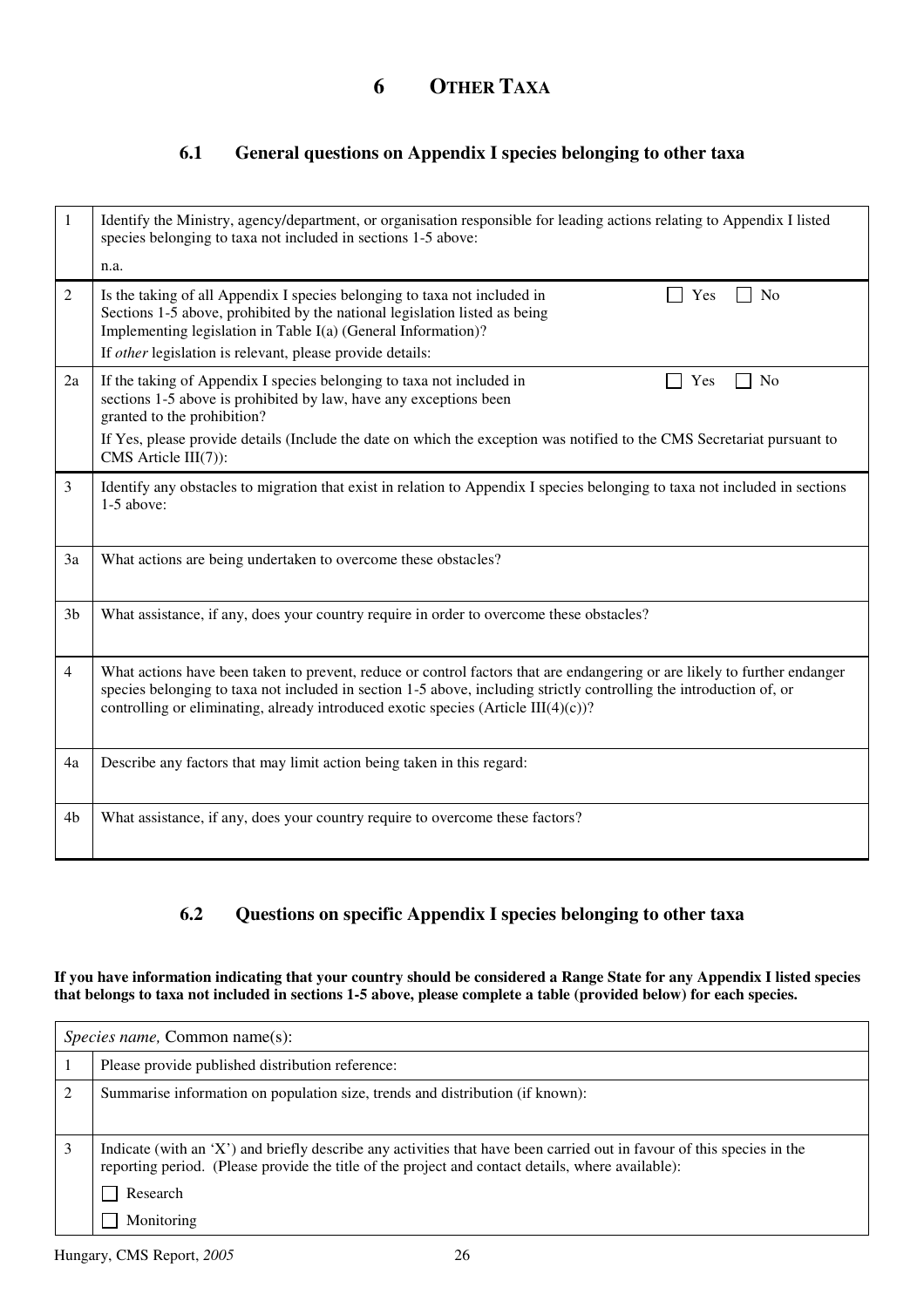# 6 OTHER TAXA

## 6.1 General questions on Appendix I species belonging to other taxa

| | |
|---|---|
| 1 | Identify the Ministry, agency/department, or organisation responsible for leading actions relating to Appendix I listed species belonging to taxa not included in sections 1-5 above:<br><br>n.a. |
| 2 | Is the taking of all Appendix I species belonging to taxa not included in Sections 1-5 above, prohibited by the national legislation listed as being Implementing legislation in Table I(a) (General Information)? ☐ Yes ☐ No<br><br>If *other* legislation is relevant, please provide details: |
| 2a | If the taking of Appendix I species belonging to taxa not included in sections 1-5 above is prohibited by law, have any exceptions been granted to the prohibition? ☐ Yes ☐ No<br><br>If Yes, please provide details (Include the date on which the exception was notified to the CMS Secretariat pursuant to CMS Article III(7)): |
| 3 | Identify any obstacles to migration that exist in relation to Appendix I species belonging to taxa not included in sections 1-5 above: |
| 3a | What actions are being undertaken to overcome these obstacles? |
| 3b | What assistance, if any, does your country require in order to overcome these obstacles? |
| 4 | What actions have been taken to prevent, reduce or control factors that are endangering or are likely to further endanger species belonging to taxa not included in section 1-5 above, including strictly controlling the introduction of, or controlling or eliminating, already introduced exotic species (Article III(4)(c))? |
| 4a | Describe any factors that may limit action being taken in this regard: |
| 4b | What assistance, if any, does your country require to overcome these factors? |

## 6.2 Questions on specific Appendix I species belonging to other taxa

**If you have information indicating that your country should be considered a Range State for any Appendix I listed species that belongs to taxa not included in sections 1-5 above, please complete a table (provided below) for each species.**

| *Species name,* Common name(s): | |
|---|---|
| 1 | Please provide published distribution reference: |
| 2 | Summarise information on population size, trends and distribution (if known): |
| 3 | Indicate (with an 'X') and briefly describe any activities that have been carried out in favour of this species in the reporting period. (Please provide the title of the project and contact details, where available):<br><br>☐ Research<br><br>☐ Monitoring |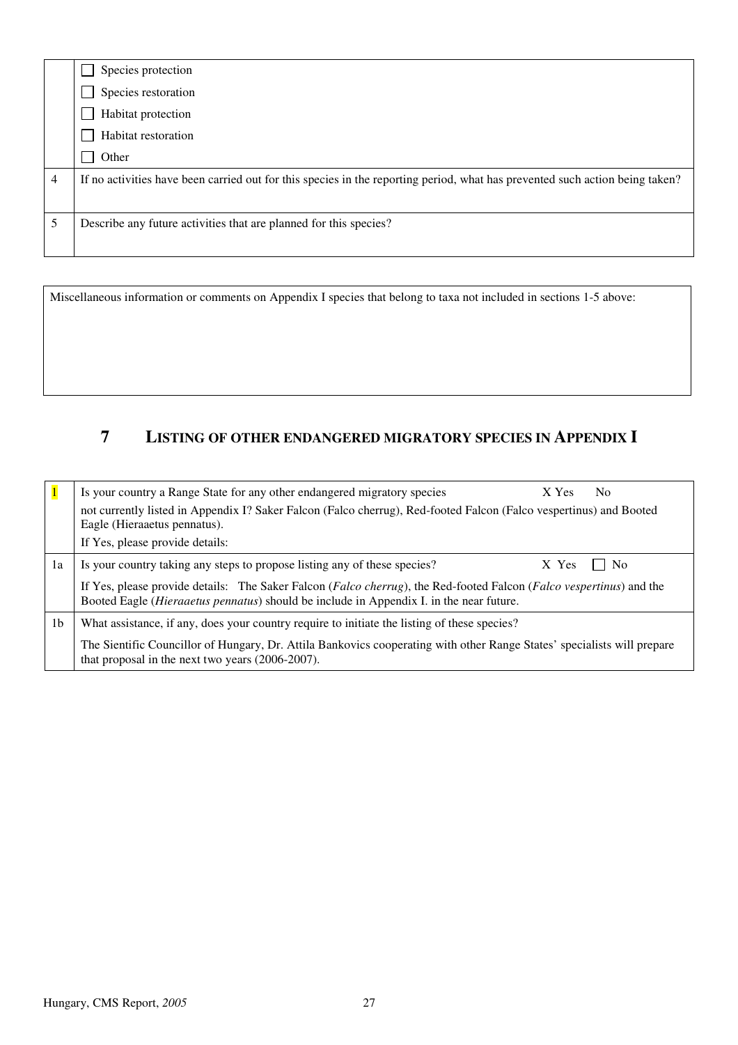| | |
|---|---|
| | ☐ Species protection<br>☐ Species restoration<br>☐ Habitat protection<br>☐ Habitat restoration<br>☐ Other |
| 4 | If no activities have been carried out for this species in the reporting period, what has prevented such action being taken? |
| 5 | Describe any future activities that are planned for this species? |

| |
|---|
| Miscellaneous information or comments on Appendix I species that belong to taxa not included in sections 1-5 above: |

## 7 LISTING OF OTHER ENDANGERED MIGRATORY SPECIES IN APPENDIX I

| | |
|---|---|
| 1 | Is your country a Range State for any other endangered migratory species X Yes No<br>not currently listed in Appendix I? Saker Falcon (Falco cherrug), Red-footed Falcon (Falco vespertinus) and Booted Eagle (Hieraaetus pennatus).<br>If Yes, please provide details: |
| 1a | Is your country taking any steps to propose listing any of these species? X Yes ☐ No<br>If Yes, please provide details: The Saker Falcon (*Falco cherrug*), the Red-footed Falcon (*Falco vespertinus*) and the Booted Eagle (*Hieraaetus pennatus*) should be include in Appendix I. in the near future. |
| 1b | What assistance, if any, does your country require to initiate the listing of these species?<br>The Sientific Councillor of Hungary, Dr. Attila Bankovics cooperating with other Range States' specialists will prepare that proposal in the next two years (2006-2007). |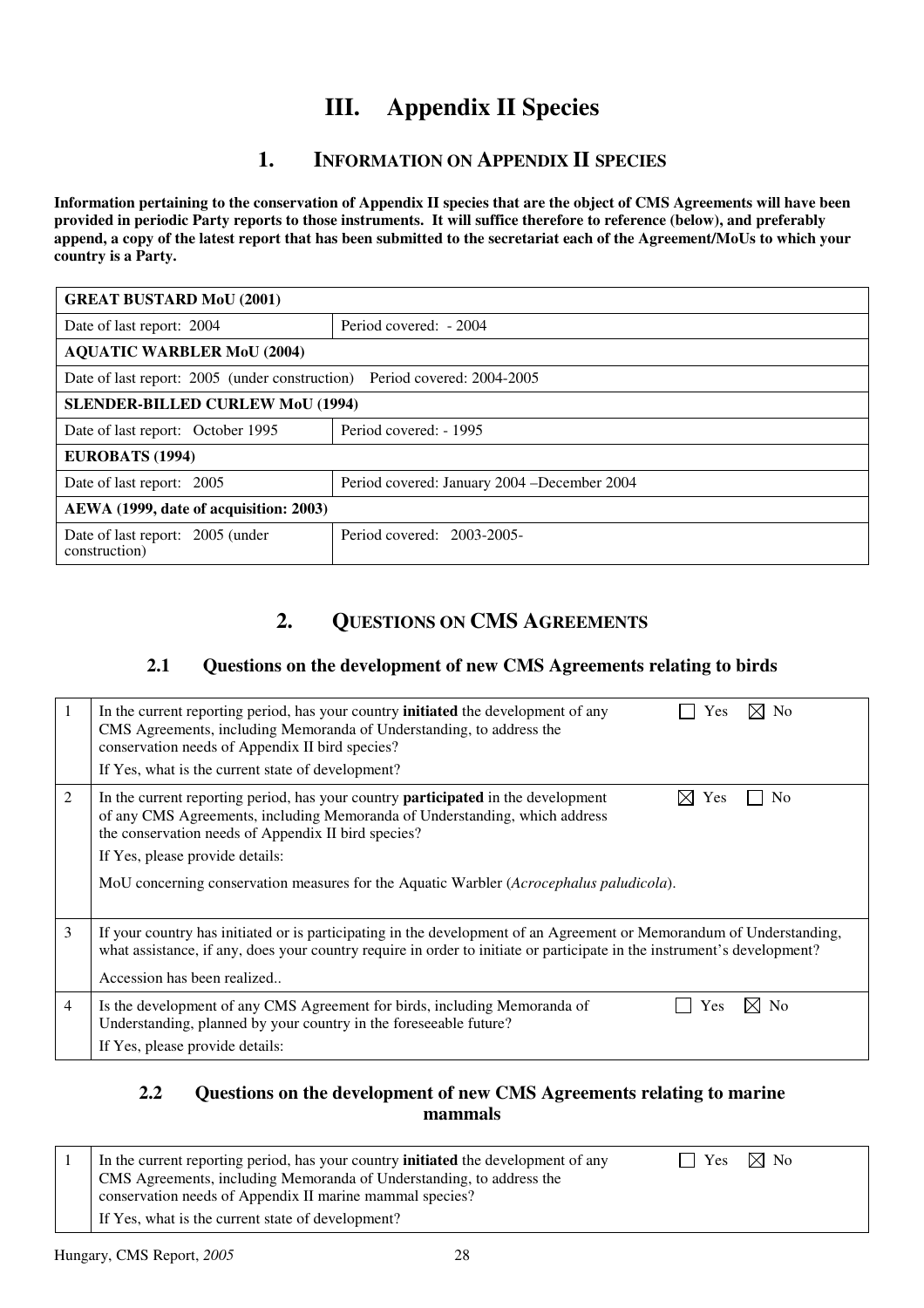# III. Appendix II Species

## 1. Information on Appendix II Species

**Information pertaining to the conservation of Appendix II species that are the object of CMS Agreements will have been provided in periodic Party reports to those instruments. It will suffice therefore to reference (below), and preferably append, a copy of the latest report that has been submitted to the secretariat each of the Agreement/MoUs to which your country is a Party.**

| **GREAT BUSTARD MoU (2001)** | |
|---|---|
| Date of last report: 2004 | Period covered: - 2004 |
| **AQUATIC WARBLER MoU (2004)** | |
| Date of last report: 2005 (under construction) Period covered: 2004-2005 | |
| **SLENDER-BILLED CURLEW MoU (1994)** | |
| Date of last report: October 1995 | Period covered: - 1995 |
| **EUROBATS (1994)** | |
| Date of last report: 2005 | Period covered: January 2004 –December 2004 |
| **AEWA (1999, date of acquisition: 2003)** | |
| Date of last report: 2005 (under construction) | Period covered: 2003-2005- |

## 2. Questions on CMS Agreements

### 2.1 Questions on the development of new CMS Agreements relating to birds

| | | |
|---|---|---|
| 1 | In the current reporting period, has your country **initiated** the development of any CMS Agreements, including Memoranda of Understanding, to address the conservation needs of Appendix II bird species?<br>If Yes, what is the current state of development? | ☐ Yes ☒ No |
| 2 | In the current reporting period, has your country **participated** in the development of any CMS Agreements, including Memoranda of Understanding, which address the conservation needs of Appendix II bird species?<br>If Yes, please provide details:<br>MoU concerning conservation measures for the Aquatic Warbler (*Acrocephalus paludicola*). | ☒ Yes ☐ No |
| 3 | If your country has initiated or is participating in the development of an Agreement or Memorandum of Understanding, what assistance, if any, does your country require in order to initiate or participate in the instrument's development?<br>Accession has been realized.. | |
| 4 | Is the development of any CMS Agreement for birds, including Memoranda of Understanding, planned by your country in the foreseeable future?<br>If Yes, please provide details: | ☐ Yes ☒ No |

### 2.2 Questions on the development of new CMS Agreements relating to marine mammals

| | | |
|---|---|---|
| 1 | In the current reporting period, has your country **initiated** the development of any CMS Agreements, including Memoranda of Understanding, to address the conservation needs of Appendix II marine mammal species?<br>If Yes, what is the current state of development? | ☐ Yes ☒ No |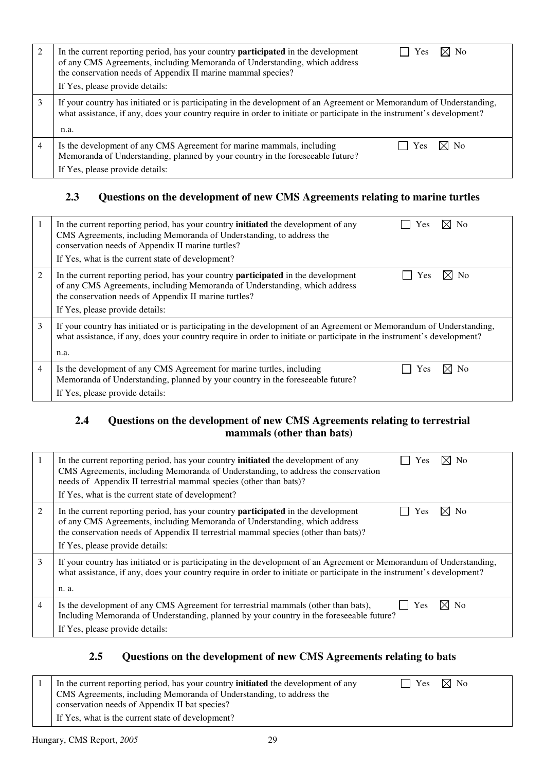| | | |
|---|---|---|
| 2 | In the current reporting period, has your country **participated** in the development of any CMS Agreements, including Memoranda of Understanding, which address the conservation needs of Appendix II marine mammal species?<br>If Yes, please provide details: | ☐ Yes ☒ No |
| 3 | If your country has initiated or is participating in the development of an Agreement or Memorandum of Understanding, what assistance, if any, does your country require in order to initiate or participate in the instrument's development?<br>n.a. | |
| 4 | Is the development of any CMS Agreement for marine mammals, including Memoranda of Understanding, planned by your country in the foreseeable future?<br>If Yes, please provide details: | ☐ Yes ☒ No |

### 2.3 Questions on the development of new CMS Agreements relating to marine turtles

| | | |
|---|---|---|
| 1 | In the current reporting period, has your country **initiated** the development of any CMS Agreements, including Memoranda of Understanding, to address the conservation needs of Appendix II marine turtles?<br>If Yes, what is the current state of development? | ☐ Yes ☒ No |
| 2 | In the current reporting period, has your country **participated** in the development of any CMS Agreements, including Memoranda of Understanding, which address the conservation needs of Appendix II marine turtles?<br>If Yes, please provide details: | ☐ Yes ☒ No |
| 3 | If your country has initiated or is participating in the development of an Agreement or Memorandum of Understanding, what assistance, if any, does your country require in order to initiate or participate in the instrument's development?<br>n.a. | |
| 4 | Is the development of any CMS Agreement for marine turtles, including Memoranda of Understanding, planned by your country in the foreseeable future?<br>If Yes, please provide details: | ☐ Yes ☒ No |

### 2.4 Questions on the development of new CMS Agreements relating to terrestrial mammals (other than bats)

| | | |
|---|---|---|
| 1 | In the current reporting period, has your country **initiated** the development of any CMS Agreements, including Memoranda of Understanding, to address the conservation needs of Appendix II terrestrial mammal species (other than bats)?<br>If Yes, what is the current state of development? | ☐ Yes ☒ No |
| 2 | In the current reporting period, has your country **participated** in the development of any CMS Agreements, including Memoranda of Understanding, which address the conservation needs of Appendix II terrestrial mammal species (other than bats)?<br>If Yes, please provide details: | ☐ Yes ☒ No |
| 3 | If your country has initiated or is participating in the development of an Agreement or Memorandum of Understanding, what assistance, if any, does your country require in order to initiate or participate in the instrument's development?<br>n. a. | |
| 4 | Is the development of any CMS Agreement for terrestrial mammals (other than bats), Including Memoranda of Understanding, planned by your country in the foreseeable future?<br>If Yes, please provide details: | ☐ Yes ☒ No |

### 2.5 Questions on the development of new CMS Agreements relating to bats

| | | |
|---|---|---|
| 1 | In the current reporting period, has your country **initiated** the development of any CMS Agreements, including Memoranda of Understanding, to address the conservation needs of Appendix II bat species?<br>If Yes, what is the current state of development? | ☐ Yes ☒ No |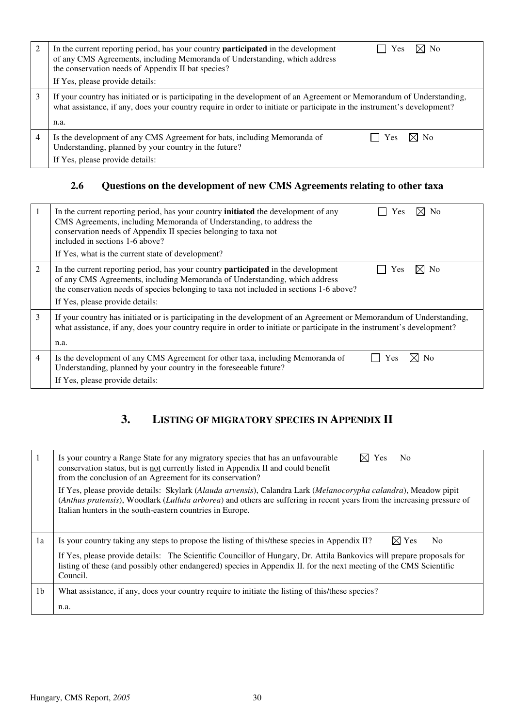| | | |
|---|---|---|
| 2 | In the current reporting period, has your country **participated** in the development of any CMS Agreements, including Memoranda of Understanding, which address the conservation needs of Appendix II bat species?<br>If Yes, please provide details: | ☐ Yes ☒ No |
| 3 | If your country has initiated or is participating in the development of an Agreement or Memorandum of Understanding, what assistance, if any, does your country require in order to initiate or participate in the instrument's development?<br>n.a. | |
| 4 | Is the development of any CMS Agreement for bats, including Memoranda of Understanding, planned by your country in the future?<br>If Yes, please provide details: | ☐ Yes ☒ No |

### 2.6 Questions on the development of new CMS Agreements relating to other taxa

| | | |
|---|---|---|
| 1 | In the current reporting period, has your country **initiated** the development of any CMS Agreements, including Memoranda of Understanding, to address the conservation needs of Appendix II species belonging to taxa not included in sections 1-6 above?<br>If Yes, what is the current state of development? | ☐ Yes ☒ No |
| 2 | In the current reporting period, has your country **participated** in the development of any CMS Agreements, including Memoranda of Understanding, which address the conservation needs of species belonging to taxa not included in sections 1-6 above?<br>If Yes, please provide details: | ☐ Yes ☒ No |
| 3 | If your country has initiated or is participating in the development of an Agreement or Memorandum of Understanding, what assistance, if any, does your country require in order to initiate or participate in the instrument's development?<br>n.a. | |
| 4 | Is the development of any CMS Agreement for other taxa, including Memoranda of Understanding, planned by your country in the foreseeable future?<br>If Yes, please provide details: | ☐ Yes ☒ No |

## 3. LISTING OF MIGRATORY SPECIES IN APPENDIX II

| | | |
|---|---|---|
| 1 | Is your country a Range State for any migratory species that has an unfavourable conservation status, but is not currently listed in Appendix II and could benefit from the conclusion of an Agreement for its conservation?<br>If Yes, please provide details: Skylark (*Alauda arvensis*), Calandra Lark (*Melanocorypha calandra*), Meadow pipit (*Anthus pratensis*), Woodlark (*Lullula arborea*) and others are suffering in recent years from the increasing pressure of Italian hunters in the south-eastern countries in Europe. | ☒ Yes No |
| 1a | Is your country taking any steps to propose the listing of this/these species in Appendix II?<br>If Yes, please provide details: The Scientific Councillor of Hungary, Dr. Attila Bankovics will prepare proposals for listing of these (and possibly other endangered) species in Appendix II. for the next meeting of the CMS Scientific Council. | ☒ Yes No |
| 1b | What assistance, if any, does your country require to initiate the listing of this/these species?<br>n.a. | |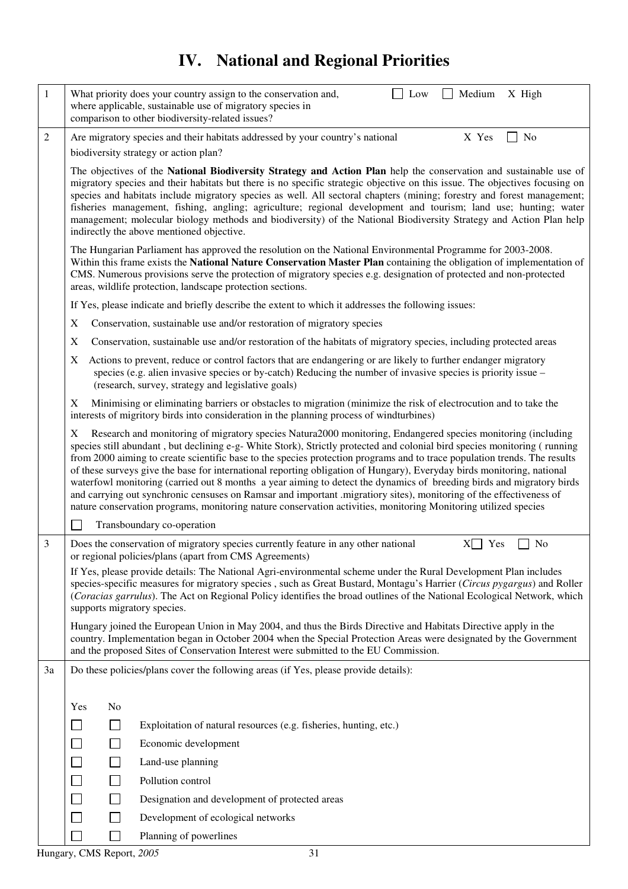# IV. National and Regional Priorities

**1** What priority does your country assign to the conservation and, where applicable, sustainable use of migratory species in comparison to other biodiversity-related issues?

☐ Low ☐ Medium X High

**2** Are migratory species and their habitats addressed by your country's national biodiversity strategy or action plan?

X Yes ☐ No

The objectives of the **National Biodiversity Strategy and Action Plan** help the conservation and sustainable use of migratory species and their habitats but there is no specific strategic objective on this issue. The objectives focusing on species and habitats include migratory species as well. All sectoral chapters (mining; forestry and forest management; fisheries management, fishing, angling; agriculture; regional development and tourism; land use; hunting; water management; molecular biology methods and biodiversity) of the National Biodiversity Strategy and Action Plan help indirectly the above mentioned objective.

The Hungarian Parliament has approved the resolution on the National Environmental Programme for 2003-2008. Within this frame exists the **National Nature Conservation Master Plan** containing the obligation of implementation of CMS. Numerous provisions serve the protection of migratory species e.g. designation of protected and non-protected areas, wildlife protection, landscape protection sections.

If Yes, please indicate and briefly describe the extent to which it addresses the following issues:

X Conservation, sustainable use and/or restoration of migratory species

X Conservation, sustainable use and/or restoration of the habitats of migratory species, including protected areas

X Actions to prevent, reduce or control factors that are endangering or are likely to further endanger migratory species (e.g. alien invasive species or by-catch) Reducing the number of invasive species is priority issue – (research, survey, strategy and legislative goals)

X Minimising or eliminating barriers or obstacles to migration (minimize the risk of electrocution and to take the interests of migritory birds into consideration in the planning process of windturbines)

X Research and monitoring of migratory species Natura2000 monitoring, Endangered species monitoring (including species still abundant , but declining e-g- White Stork), Strictly protected and colonial bird species monitoring ( running from 2000 aiming to create scientific base to the species protection programs and to trace population trends. The results of these surveys give the base for international reporting obligation of Hungary), Everyday birds monitoring, national waterfowl monitoring (carried out 8 months a year aiming to detect the dynamics of breeding birds and migratory birds and carrying out synchronic censuses on Ramsar and important .migratiory sites), monitoring of the effectiveness of nature conservation programs, monitoring nature conservation activities, monitoring Monitoring utilized species

☐ Transboundary co-operation

**3** Does the conservation of migratory species currently feature in any other national or regional policies/plans (apart from CMS Agreements)

X☐ Yes ☐ No

If Yes, please provide details: The National Agri-environmental scheme under the Rural Development Plan includes species-specific measures for migratory species , such as Great Bustard, Montagu's Harrier (*Circus pygargus*) and Roller (*Coracias garrulus*). The Act on Regional Policy identifies the broad outlines of the National Ecological Network, which supports migratory species.

Hungary joined the European Union in May 2004, and thus the Birds Directive and Habitats Directive apply in the country. Implementation began in October 2004 when the Special Protection Areas were designated by the Government and the proposed Sites of Conservation Interest were submitted to the EU Commission.

**3a** Do these policies/plans cover the following areas (if Yes, please provide details):

| Yes | No | |
|---|---|---|
| ☐ | ☐ | Exploitation of natural resources (e.g. fisheries, hunting, etc.) |
| ☐ | ☐ | Economic development |
| ☐ | ☐ | Land-use planning |
| ☐ | ☐ | Pollution control |
| ☐ | ☐ | Designation and development of protected areas |
| ☐ | ☐ | Development of ecological networks |
| ☐ | ☐ | Planning of powerlines |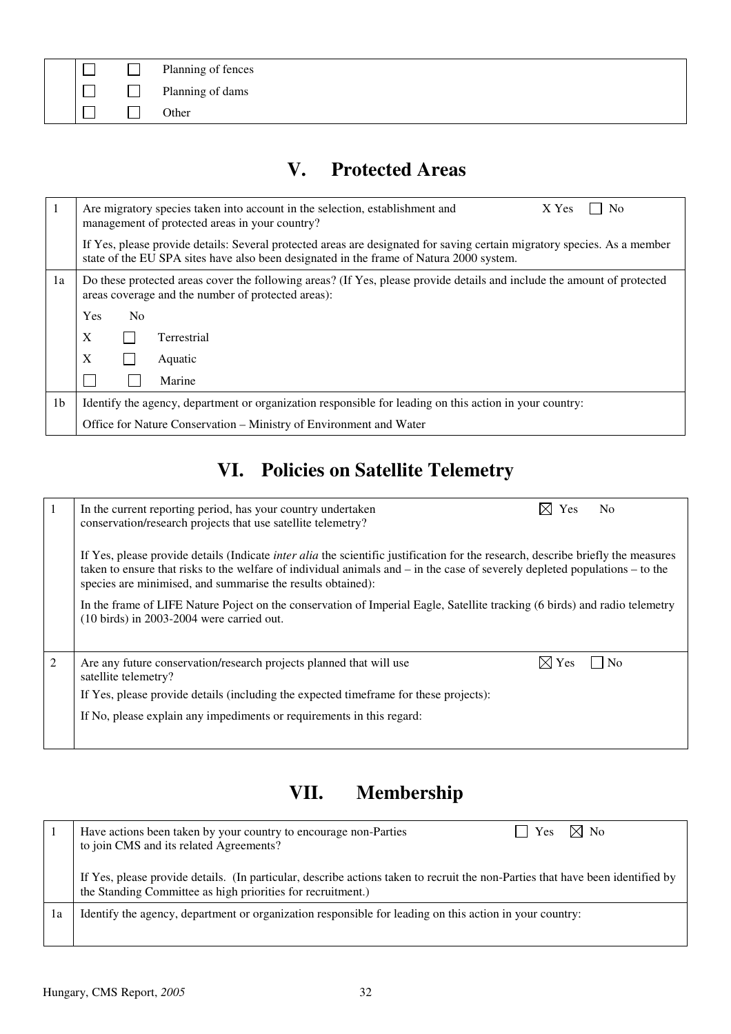| | | | |
|---|---|---|---|
| | ☐ | ☐ | Planning of fences |
| | ☐ | ☐ | Planning of dams |
| | ☐ | ☐ | Other |

## V. Protected Areas

| | |
|---|---|
| 1 | Are migratory species taken into account in the selection, establishment and management of protected areas in your country? X Yes ☐ No<br><br>If Yes, please provide details: Several protected areas are designated for saving certain migratory species. As a member state of the EU SPA sites have also been designated in the frame of Natura 2000 system. |
| 1a | Do these protected areas cover the following areas? (If Yes, please provide details and include the amount of protected areas coverage and the number of protected areas):<br><br>Yes No<br>X ☐ Terrestrial<br>X ☐ Aquatic<br>☐ ☐ Marine |
| 1b | Identify the agency, department or organization responsible for leading on this action in your country:<br><br>Office for Nature Conservation – Ministry of Environment and Water |

## VI. Policies on Satellite Telemetry

| | |
|---|---|
| 1 | In the current reporting period, has your country undertaken conservation/research projects that use satellite telemetry? ☒ Yes No<br><br>If Yes, please provide details (Indicate *inter alia* the scientific justification for the research, describe briefly the measures taken to ensure that risks to the welfare of individual animals and – in the case of severely depleted populations – to the species are minimised, and summarise the results obtained):<br><br>In the frame of LIFE Nature Poject on the conservation of Imperial Eagle, Satellite tracking (6 birds) and radio telemetry (10 birds) in 2003-2004 were carried out. |
| 2 | Are any future conservation/research projects planned that will use satellite telemetry? ☒ Yes ☐ No<br><br>If Yes, please provide details (including the expected timeframe for these projects):<br><br>If No, please explain any impediments or requirements in this regard: |

## VII. Membership

| | |
|---|---|
| 1 | Have actions been taken by your country to encourage non-Parties to join CMS and its related Agreements? ☐ Yes ☒ No<br><br>If Yes, please provide details. (In particular, describe actions taken to recruit the non-Parties that have been identified by the Standing Committee as high priorities for recruitment.) |
| 1a | Identify the agency, department or organization responsible for leading on this action in your country: |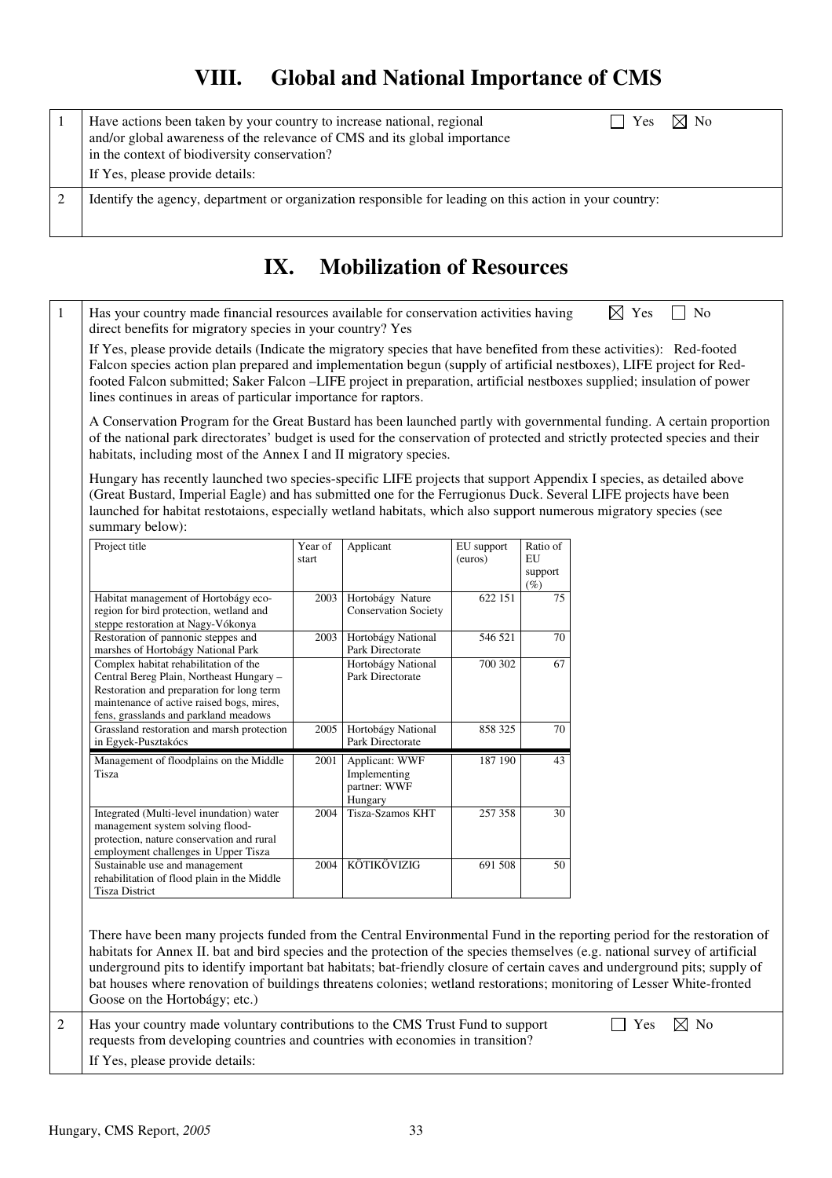# VIII. Global and National Importance of CMS

| | | |
|---|---|---|
| 1 | Have actions been taken by your country to increase national, regional and/or global awareness of the relevance of CMS and its global importance in the context of biodiversity conservation?<br>If Yes, please provide details: | ☐ Yes ☒ No |
| 2 | Identify the agency, department or organization responsible for leading on this action in your country: | |

# IX. Mobilization of Resources

**1** Has your country made financial resources available for conservation activities having direct benefits for migratory species in your country? Yes ☒ Yes ☐ No

If Yes, please provide details (Indicate the migratory species that have benefited from these activities): Red-footed Falcon species action plan prepared and implementation begun (supply of artificial nestboxes), LIFE project for Red-footed Falcon submitted; Saker Falcon –LIFE project in preparation, artificial nestboxes supplied; insulation of power lines continues in areas of particular importance for raptors.

A Conservation Program for the Great Bustard has been launched partly with governmental funding. A certain proportion of the national park directorates' budget is used for the conservation of protected and strictly protected species and their habitats, including most of the Annex I and II migratory species.

Hungary has recently launched two species-specific LIFE projects that support Appendix I species, as detailed above (Great Bustard, Imperial Eagle) and has submitted one for the Ferrugionus Duck. Several LIFE projects have been launched for habitat restotaions, especially wetland habitats, which also support numerous migratory species (see summary below):

| Project title | Year of start | Applicant | EU support (euros) | Ratio of EU support (%) |
|---|---|---|---|---|
| Habitat management of Hortobágy eco-region for bird protection, wetland and steppe restoration at Nagy-Vókonya | 2003 | Hortobágy Nature Conservation Society | 622 151 | 75 |
| Restoration of pannonic steppes and marshes of Hortobágy National Park | 2003 | Hortobágy National Park Directorate | 546 521 | 70 |
| Complex habitat rehabilitation of the Central Bereg Plain, Northeast Hungary – Restoration and preparation for long term maintenance of active raised bogs, mires, fens, grasslands and parkland meadows | | Hortobágy National Park Directorate | 700 302 | 67 |
| Grassland restoration and marsh protection in Egyek-Pusztakócs | 2005 | Hortobágy National Park Directorate | 858 325 | 70 |
| Management of floodplains on the Middle Tisza | 2001 | Applicant: WWF Implementing partner: WWF Hungary | 187 190 | 43 |
| Integrated (Multi-level inundation) water management system solving flood-protection, nature conservation and rural employment challenges in Upper Tisza | 2004 | Tisza-Szamos KHT | 257 358 | 30 |
| Sustainable use and management rehabilitation of flood plain in the Middle Tisza District | 2004 | KÖTIKÖVIZIG | 691 508 | 50 |

There have been many projects funded from the Central Environmental Fund in the reporting period for the restoration of habitats for Annex II. bat and bird species and the protection of the species themselves (e.g. national survey of artificial underground pits to identify important bat habitats; bat-friendly closure of certain caves and underground pits; supply of bat houses where renovation of buildings threatens colonies; wetland restorations; monitoring of Lesser White-fronted Goose on the Hortobágy; etc.)

**2** Has your country made voluntary contributions to the CMS Trust Fund to support requests from developing countries and countries with economies in transition? ☐ Yes ☒ No

If Yes, please provide details: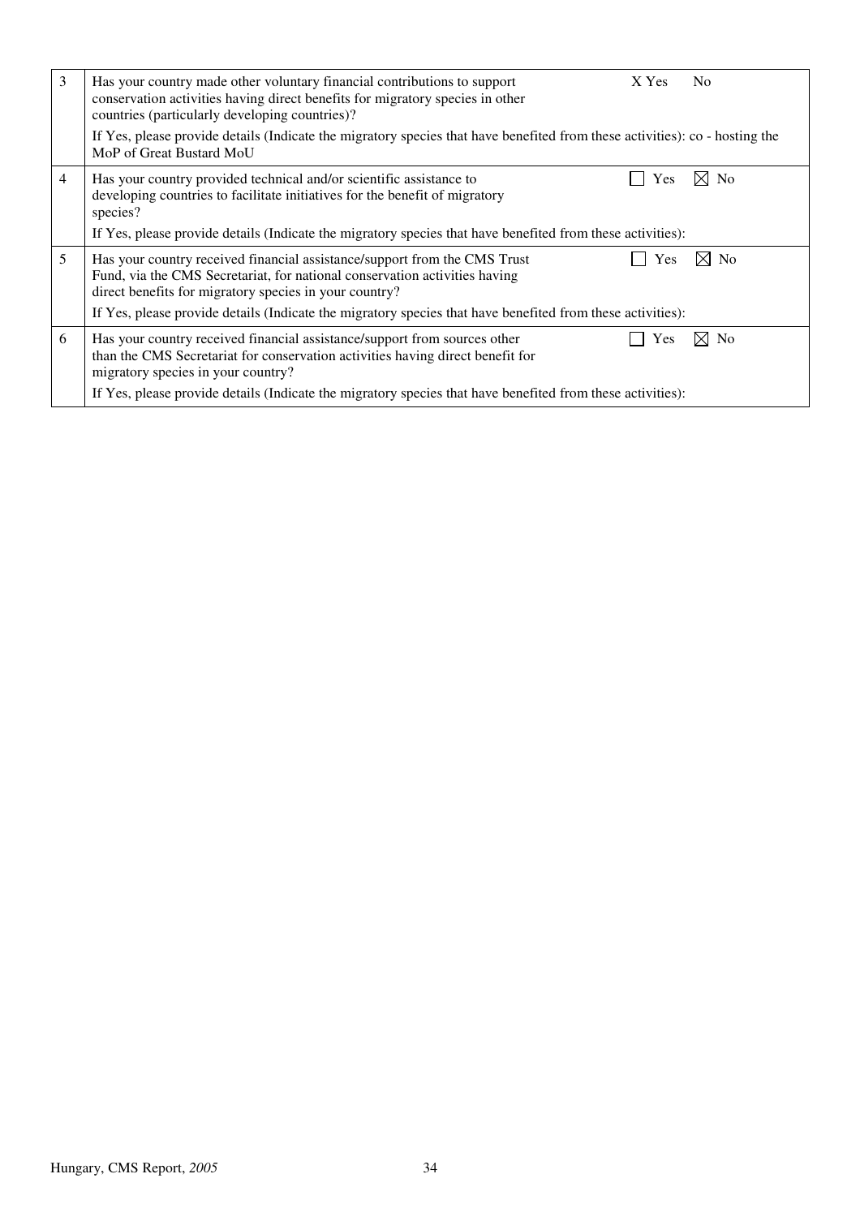| | | |
|---|---|---|
| 3 | Has your country made other voluntary financial contributions to support conservation activities having direct benefits for migratory species in other countries (particularly developing countries)?<br><br>If Yes, please provide details (Indicate the migratory species that have benefited from these activities): co - hosting the MoP of Great Bustard MoU | X Yes No |
| 4 | Has your country provided technical and/or scientific assistance to developing countries to facilitate initiatives for the benefit of migratory species?<br><br>If Yes, please provide details (Indicate the migratory species that have benefited from these activities): | ☐ Yes ☒ No |
| 5 | Has your country received financial assistance/support from the CMS Trust Fund, via the CMS Secretariat, for national conservation activities having direct benefits for migratory species in your country?<br><br>If Yes, please provide details (Indicate the migratory species that have benefited from these activities): | ☐ Yes ☒ No |
| 6 | Has your country received financial assistance/support from sources other than the CMS Secretariat for conservation activities having direct benefit for migratory species in your country?<br><br>If Yes, please provide details (Indicate the migratory species that have benefited from these activities): | ☐ Yes ☒ No |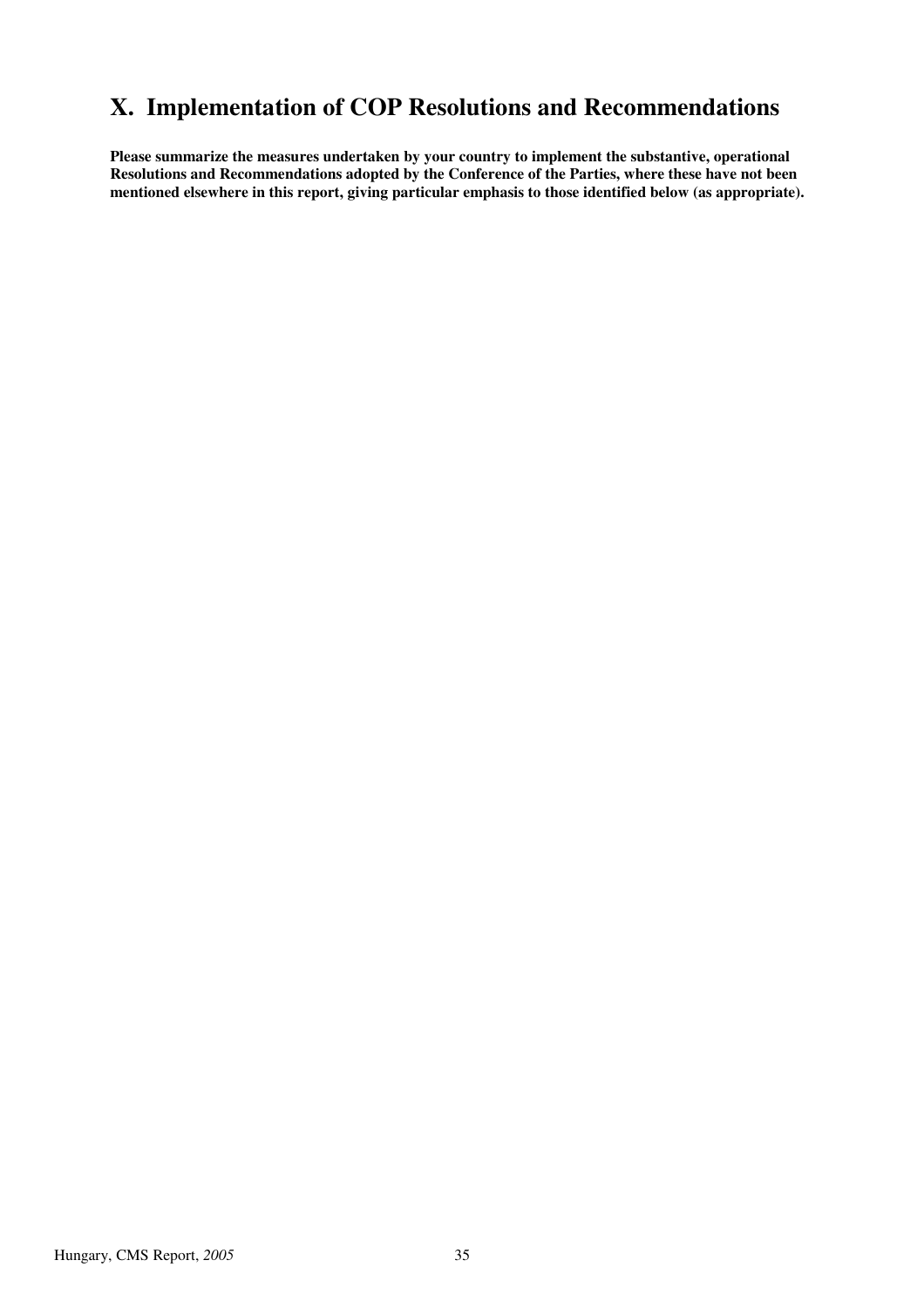# X. Implementation of COP Resolutions and Recommendations

**Please summarize the measures undertaken by your country to implement the substantive, operational Resolutions and Recommendations adopted by the Conference of the Parties, where these have not been mentioned elsewhere in this report, giving particular emphasis to those identified below (as appropriate).**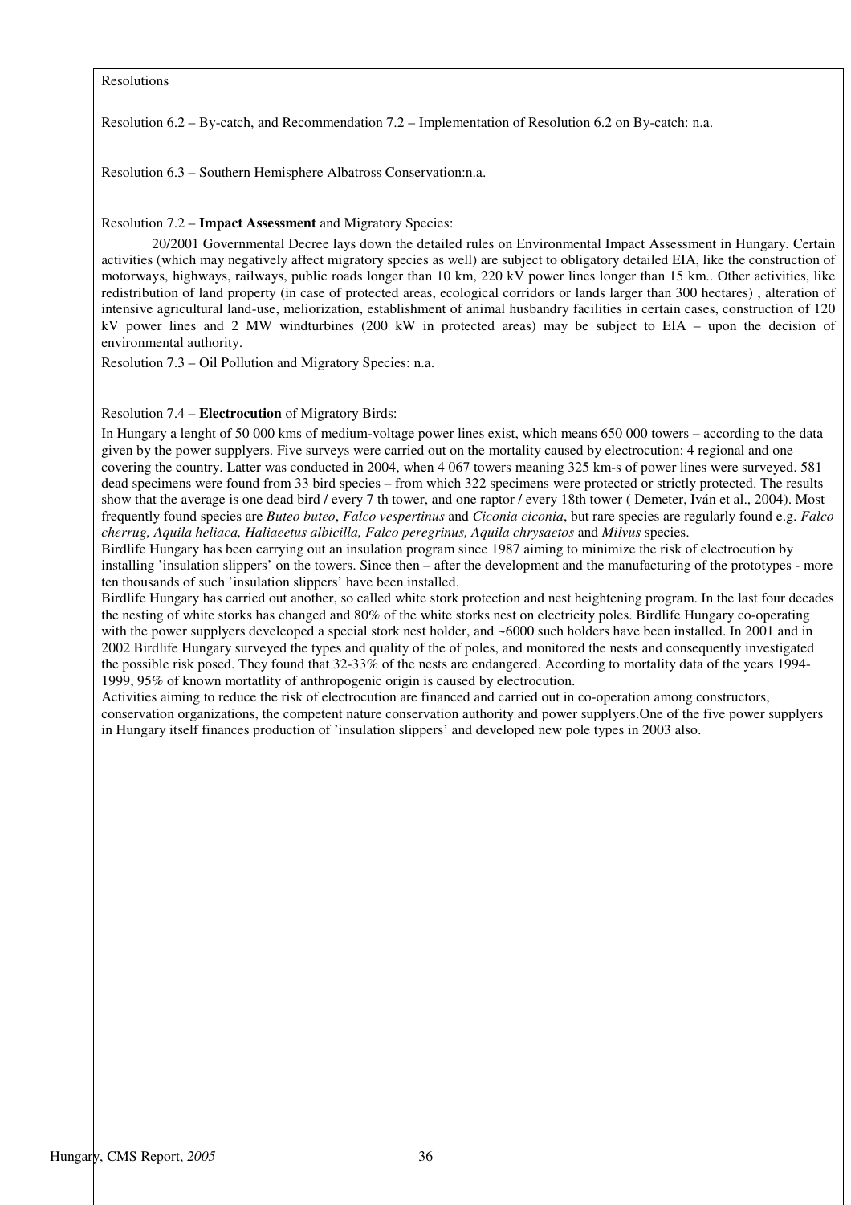Resolutions

Resolution 6.2 – By-catch, and Recommendation 7.2 – Implementation of Resolution 6.2 on By-catch: n.a.

Resolution 6.3 – Southern Hemisphere Albatross Conservation:n.a.

Resolution 7.2 – **Impact Assessment** and Migratory Species:

20/2001 Governmental Decree lays down the detailed rules on Environmental Impact Assessment in Hungary. Certain activities (which may negatively affect migratory species as well) are subject to obligatory detailed EIA, like the construction of motorways, highways, railways, public roads longer than 10 km, 220 kV power lines longer than 15 km.. Other activities, like redistribution of land property (in case of protected areas, ecological corridors or lands larger than 300 hectares) , alteration of intensive agricultural land-use, meliorization, establishment of animal husbandry facilities in certain cases, construction of 120 kV power lines and 2 MW windturbines (200 kW in protected areas) may be subject to EIA – upon the decision of environmental authority.

Resolution 7.3 – Oil Pollution and Migratory Species: n.a.

Resolution 7.4 – **Electrocution** of Migratory Birds:

In Hungary a lenght of 50 000 kms of medium-voltage power lines exist, which means 650 000 towers – according to the data given by the power supplyers. Five surveys were carried out on the mortality caused by electrocution: 4 regional and one covering the country. Latter was conducted in 2004, when 4 067 towers meaning 325 km-s of power lines were surveyed. 581 dead specimens were found from 33 bird species – from which 322 specimens were protected or strictly protected. The results show that the average is one dead bird / every 7 th tower, and one raptor / every 18th tower ( Demeter, Iván et al., 2004). Most frequently found species are *Buteo buteo*, *Falco vespertinus* and *Ciconia ciconia*, but rare species are regularly found e.g. *Falco cherrug, Aquila heliaca, Haliaeetus albicilla, Falco peregrinus, Aquila chrysaetos* and *Milvus* species.

Birdlife Hungary has been carrying out an insulation program since 1987 aiming to minimize the risk of electrocution by installing 'insulation slippers' on the towers. Since then – after the development and the manufacturing of the prototypes - more ten thousands of such 'insulation slippers' have been installed.

Birdlife Hungary has carried out another, so called white stork protection and nest heightening program. In the last four decades the nesting of white storks has changed and 80% of the white storks nest on electricity poles. Birdlife Hungary co-operating with the power supplyers develeoped a special stork nest holder, and ~6000 such holders have been installed. In 2001 and in 2002 Birdlife Hungary surveyed the types and quality of the of poles, and monitored the nests and consequently investigated the possible risk posed. They found that 32-33% of the nests are endangered. According to mortality data of the years 1994-1999, 95% of known mortatlity of anthropogenic origin is caused by electrocution.

Activities aiming to reduce the risk of electrocution are financed and carried out in co-operation among constructors, conservation organizations, the competent nature conservation authority and power supplyers.One of the five power supplyers in Hungary itself finances production of 'insulation slippers' and developed new pole types in 2003 also.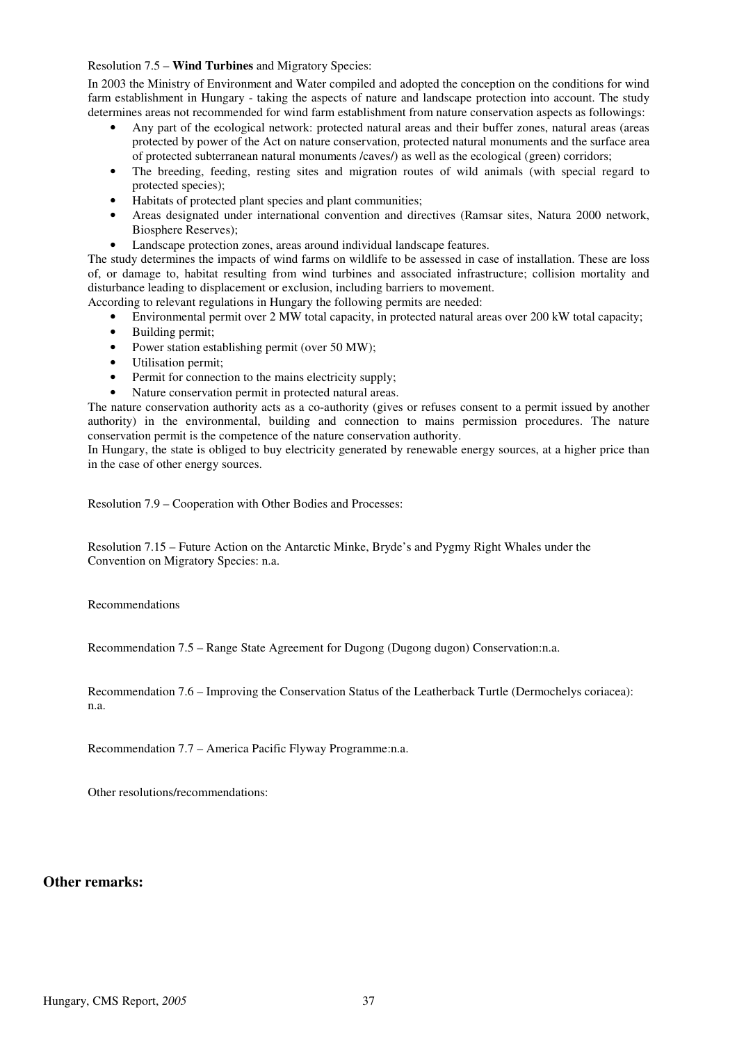Resolution 7.5 – **Wind Turbines** and Migratory Species:

In 2003 the Ministry of Environment and Water compiled and adopted the conception on the conditions for wind farm establishment in Hungary - taking the aspects of nature and landscape protection into account. The study determines areas not recommended for wind farm establishment from nature conservation aspects as followings:

- Any part of the ecological network: protected natural areas and their buffer zones, natural areas (areas protected by power of the Act on nature conservation, protected natural monuments and the surface area of protected subterranean natural monuments /caves/) as well as the ecological (green) corridors;
- The breeding, feeding, resting sites and migration routes of wild animals (with special regard to protected species);
- Habitats of protected plant species and plant communities;
- Areas designated under international convention and directives (Ramsar sites, Natura 2000 network, Biosphere Reserves);
- Landscape protection zones, areas around individual landscape features.

The study determines the impacts of wind farms on wildlife to be assessed in case of installation. These are loss of, or damage to, habitat resulting from wind turbines and associated infrastructure; collision mortality and disturbance leading to displacement or exclusion, including barriers to movement.

According to relevant regulations in Hungary the following permits are needed:

- Environmental permit over 2 MW total capacity, in protected natural areas over 200 kW total capacity;
- Building permit;
- Power station establishing permit (over 50 MW);
- Utilisation permit;
- Permit for connection to the mains electricity supply;
- Nature conservation permit in protected natural areas.

The nature conservation authority acts as a co-authority (gives or refuses consent to a permit issued by another authority) in the environmental, building and connection to mains permission procedures. The nature conservation permit is the competence of the nature conservation authority.

In Hungary, the state is obliged to buy electricity generated by renewable energy sources, at a higher price than in the case of other energy sources.

Resolution 7.9 – Cooperation with Other Bodies and Processes:

Resolution 7.15 – Future Action on the Antarctic Minke, Bryde's and Pygmy Right Whales under the Convention on Migratory Species: n.a.

Recommendations

Recommendation 7.5 – Range State Agreement for Dugong (Dugong dugon) Conservation:n.a.

Recommendation 7.6 – Improving the Conservation Status of the Leatherback Turtle (Dermochelys coriacea): n.a.

Recommendation 7.7 – America Pacific Flyway Programme:n.a.

Other resolutions/recommendations:

## Other remarks: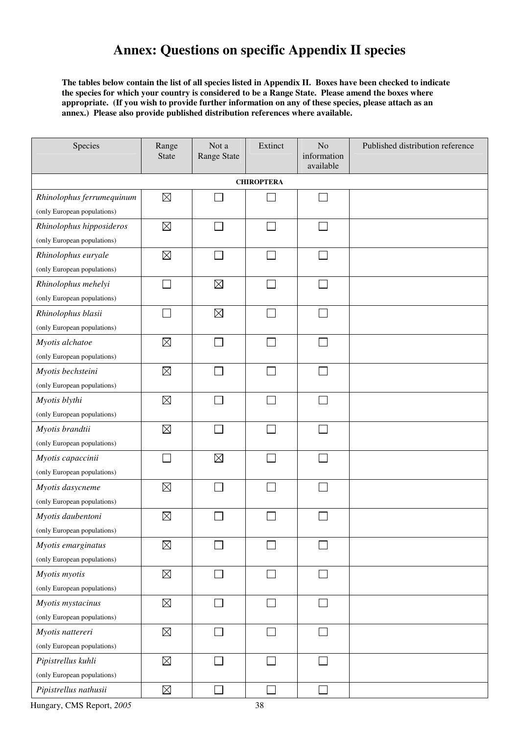# Annex: Questions on specific Appendix II species

**The tables below contain the list of all species listed in Appendix II. Boxes have been checked to indicate the species for which your country is considered to be a Range State. Please amend the boxes where appropriate. (If you wish to provide further information on any of these species, please attach as an annex.) Please also provide published distribution references where available.**

| Species | Range State | Not a Range State | Extinct | No information available | Published distribution reference |
|---|---|---|---|---|---|
| **CHIROPTERA** | | | | | |
| *Rhinolophus ferrumequinum* (only European populations) | ☒ | ☐ | ☐ | ☐ | |
| *Rhinolophus hipposideros* (only European populations) | ☒ | ☐ | ☐ | ☐ | |
| *Rhinolophus euryale* (only European populations) | ☒ | ☐ | ☐ | ☐ | |
| *Rhinolophus mehelyi* (only European populations) | ☐ | ☒ | ☐ | ☐ | |
| *Rhinolophus blasii* (only European populations) | ☐ | ☒ | ☐ | ☐ | |
| *Myotis alchatoe* (only European populations) | ☒ | ☐ | ☐ | ☐ | |
| *Myotis bechsteini* (only European populations) | ☒ | ☐ | ☐ | ☐ | |
| *Myotis blythi* (only European populations) | ☒ | ☐ | ☐ | ☐ | |
| *Myotis brandtii* (only European populations) | ☒ | ☐ | ☐ | ☐ | |
| *Myotis capaccinii* (only European populations) | ☐ | ☒ | ☐ | ☐ | |
| *Myotis dasycneme* (only European populations) | ☒ | ☐ | ☐ | ☐ | |
| *Myotis daubentoni* (only European populations) | ☒ | ☐ | ☐ | ☐ | |
| *Myotis emarginatus* (only European populations) | ☒ | ☐ | ☐ | ☐ | |
| *Myotis myotis* (only European populations) | ☒ | ☐ | ☐ | ☐ | |
| *Myotis mystacinus* (only European populations) | ☒ | ☐ | ☐ | ☐ | |
| *Myotis nattereri* (only European populations) | ☒ | ☐ | ☐ | ☐ | |
| *Pipistrellus kuhli* (only European populations) | ☒ | ☐ | ☐ | ☐ | |
| *Pipistrellus nathusii* | ☒ | ☐ | ☐ | ☐ | |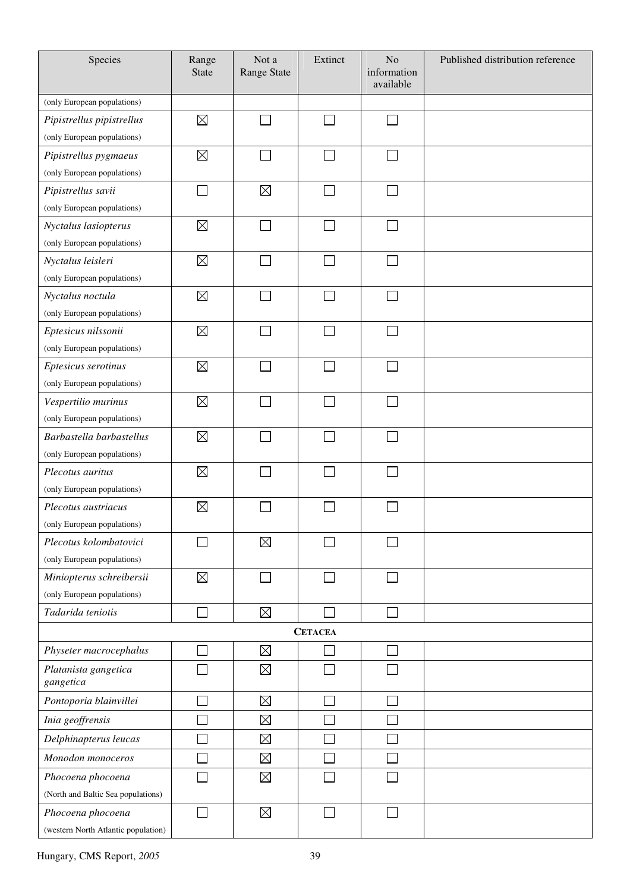| Species | Range State | Not a Range State | Extinct | No information available | Published distribution reference |
|---|---|---|---|---|---|
| (only European populations) | | | | | |
| *Pipistrellus pipistrellus* (only European populations) | ☒ | ☐ | ☐ | ☐ | |
| *Pipistrellus pygmaeus* (only European populations) | ☒ | ☐ | ☐ | ☐ | |
| *Pipistrellus savii* (only European populations) | ☐ | ☒ | ☐ | ☐ | |
| *Nyctalus lasiopterus* (only European populations) | ☒ | ☐ | ☐ | ☐ | |
| *Nyctalus leisleri* (only European populations) | ☒ | ☐ | ☐ | ☐ | |
| *Nyctalus noctula* (only European populations) | ☒ | ☐ | ☐ | ☐ | |
| *Eptesicus nilssonii* (only European populations) | ☒ | ☐ | ☐ | ☐ | |
| *Eptesicus serotinus* (only European populations) | ☒ | ☐ | ☐ | ☐ | |
| *Vespertilio murinus* (only European populations) | ☒ | ☐ | ☐ | ☐ | |
| *Barbastella barbastellus* (only European populations) | ☒ | ☐ | ☐ | ☐ | |
| *Plecotus auritus* (only European populations) | ☒ | ☐ | ☐ | ☐ | |
| *Plecotus austriacus* (only European populations) | ☒ | ☐ | ☐ | ☐ | |
| *Plecotus kolombatovici* (only European populations) | ☐ | ☒ | ☐ | ☐ | |
| *Miniopterus schreibersii* (only European populations) | ☒ | ☐ | ☐ | ☐ | |
| *Tadarida teniotis* | ☐ | ☒ | ☐ | ☐ | |
| **CETACEA** | | | | | |
| *Physeter macrocephalus* | ☐ | ☒ | ☐ | ☐ | |
| *Platanista gangetica gangetica* | ☐ | ☒ | ☐ | ☐ | |
| *Pontoporia blainvillei* | ☐ | ☒ | ☐ | ☐ | |
| *Inia geoffrensis* | ☐ | ☒ | ☐ | ☐ | |
| *Delphinapterus leucas* | ☐ | ☒ | ☐ | ☐ | |
| *Monodon monoceros* | ☐ | ☒ | ☐ | ☐ | |
| *Phocoena phocoena* (North and Baltic Sea populations) | ☐ | ☒ | ☐ | ☐ | |
| *Phocoena phocoena* (western North Atlantic population) | ☐ | ☒ | ☐ | ☐ | |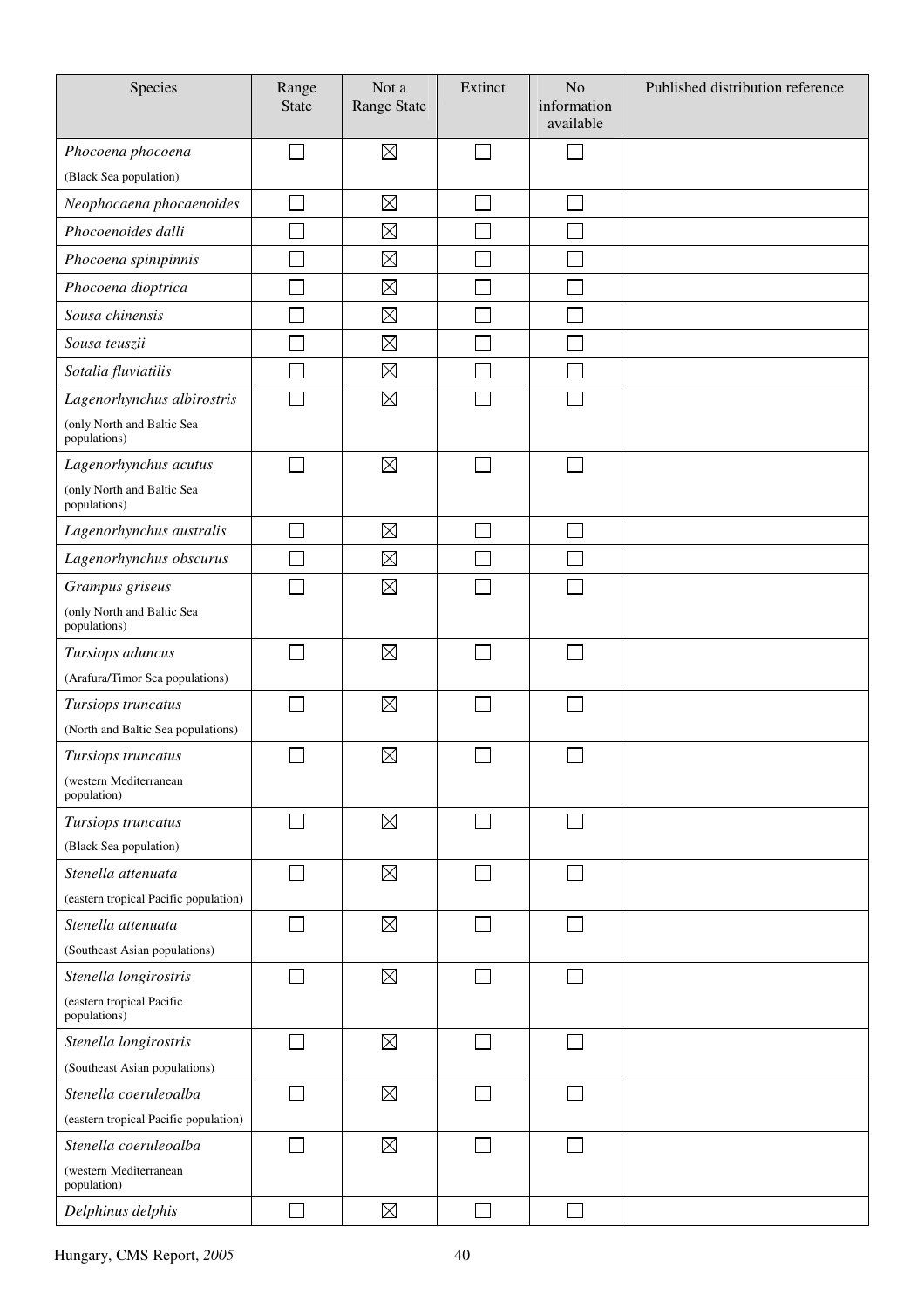| Species | Range State | Not a Range State | Extinct | No information available | Published distribution reference |
|---|---|---|---|---|---|
| *Phocoena phocoena* (Black Sea population) | ☐ | ☒ | ☐ | ☐ | |
| *Neophocaena phocaenoides* | ☐ | ☒ | ☐ | ☐ | |
| *Phocoenoides dalli* | ☐ | ☒ | ☐ | ☐ | |
| *Phocoena spinipinnis* | ☐ | ☒ | ☐ | ☐ | |
| *Phocoena dioptrica* | ☐ | ☒ | ☐ | ☐ | |
| *Sousa chinensis* | ☐ | ☒ | ☐ | ☐ | |
| *Sousa teuszii* | ☐ | ☒ | ☐ | ☐ | |
| *Sotalia fluviatilis* | ☐ | ☒ | ☐ | ☐ | |
| *Lagenorhynchus albirostris* (only North and Baltic Sea populations) | ☐ | ☒ | ☐ | ☐ | |
| *Lagenorhynchus acutus* (only North and Baltic Sea populations) | ☐ | ☒ | ☐ | ☐ | |
| *Lagenorhynchus australis* | ☐ | ☒ | ☐ | ☐ | |
| *Lagenorhynchus obscurus* | ☐ | ☒ | ☐ | ☐ | |
| *Grampus griseus* (only North and Baltic Sea populations) | ☐ | ☒ | ☐ | ☐ | |
| *Tursiops aduncus* (Arafura/Timor Sea populations) | ☐ | ☒ | ☐ | ☐ | |
| *Tursiops truncatus* (North and Baltic Sea populations) | ☐ | ☒ | ☐ | ☐ | |
| *Tursiops truncatus* (western Mediterranean population) | ☐ | ☒ | ☐ | ☐ | |
| *Tursiops truncatus* (Black Sea population) | ☐ | ☒ | ☐ | ☐ | |
| *Stenella attenuata* (eastern tropical Pacific population) | ☐ | ☒ | ☐ | ☐ | |
| *Stenella attenuata* (Southeast Asian populations) | ☐ | ☒ | ☐ | ☐ | |
| *Stenella longirostris* (eastern tropical Pacific populations) | ☐ | ☒ | ☐ | ☐ | |
| *Stenella longirostris* (Southeast Asian populations) | ☐ | ☒ | ☐ | ☐ | |
| *Stenella coeruleoalba* (eastern tropical Pacific population) | ☐ | ☒ | ☐ | ☐ | |
| *Stenella coeruleoalba* (western Mediterranean population) | ☐ | ☒ | ☐ | ☐ | |
| *Delphinus delphis* | ☐ | ☒ | ☐ | ☐ | |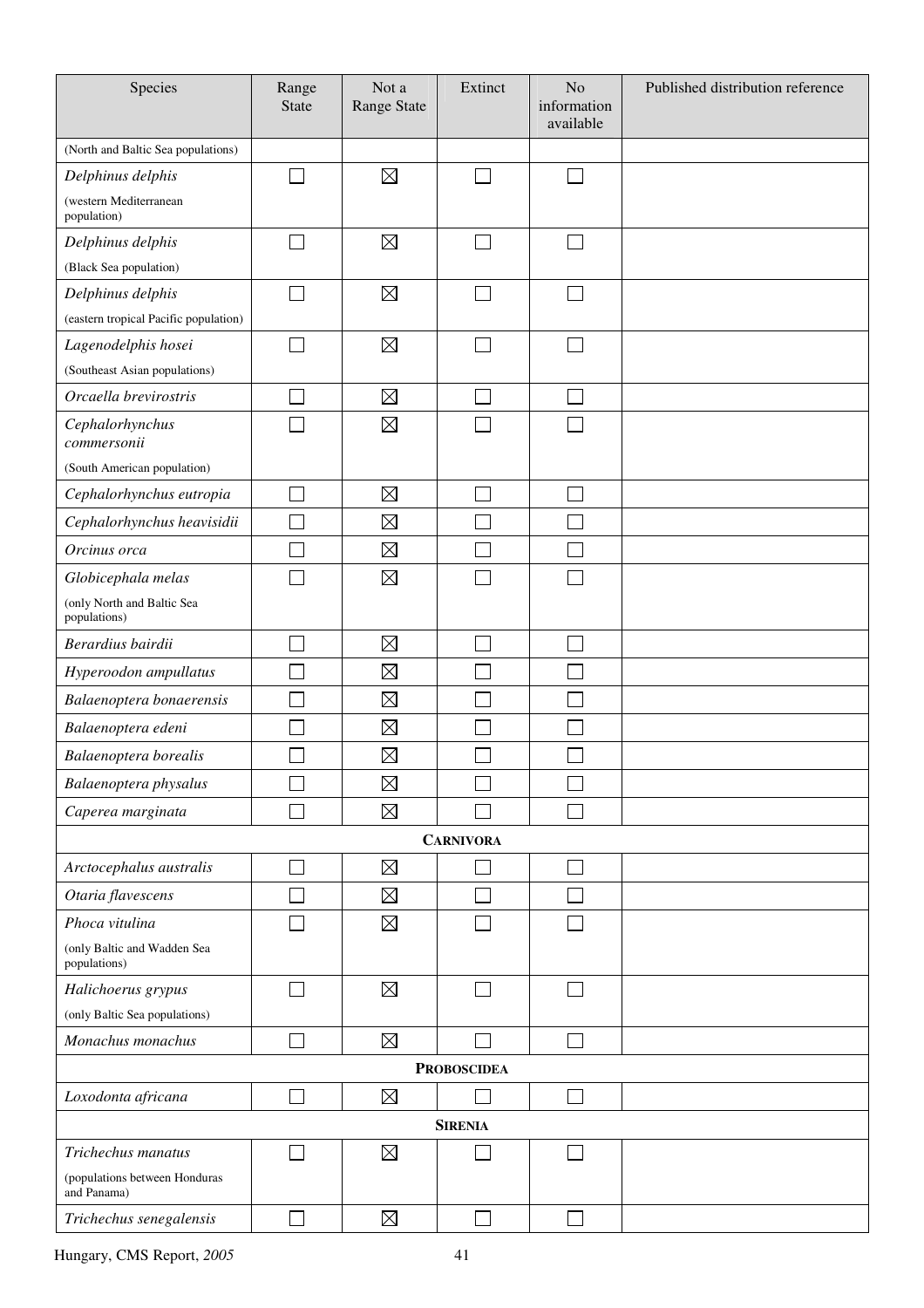| Species | Range State | Not a Range State | Extinct | No information available | Published distribution reference |
|---|---|---|---|---|---|
| (North and Baltic Sea populations) | | | | | |
| *Delphinus delphis* (western Mediterranean population) | ☐ | ☒ | ☐ | ☐ | |
| *Delphinus delphis* (Black Sea population) | ☐ | ☒ | ☐ | ☐ | |
| *Delphinus delphis* (eastern tropical Pacific population) | ☐ | ☒ | ☐ | ☐ | |
| *Lagenodelphis hosei* (Southeast Asian populations) | ☐ | ☒ | ☐ | ☐ | |
| *Orcaella brevirostris* | ☐ | ☒ | ☐ | ☐ | |
| *Cephalorhynchus commersonii* (South American population) | ☐ | ☒ | ☐ | ☐ | |
| *Cephalorhynchus eutropia* | ☐ | ☒ | ☐ | ☐ | |
| *Cephalorhynchus heavisidii* | ☐ | ☒ | ☐ | ☐ | |
| *Orcinus orca* | ☐ | ☒ | ☐ | ☐ | |
| *Globicephala melas* (only North and Baltic Sea populations) | ☐ | ☒ | ☐ | ☐ | |
| *Berardius bairdii* | ☐ | ☒ | ☐ | ☐ | |
| *Hyperoodon ampullatus* | ☐ | ☒ | ☐ | ☐ | |
| *Balaenoptera bonaerensis* | ☐ | ☒ | ☐ | ☐ | |
| *Balaenoptera edeni* | ☐ | ☒ | ☐ | ☐ | |
| *Balaenoptera borealis* | ☐ | ☒ | ☐ | ☐ | |
| *Balaenoptera physalus* | ☐ | ☒ | ☐ | ☐ | |
| *Caperea marginata* | ☐ | ☒ | ☐ | ☐ | |
| **CARNIVORA** | | | | | |
| *Arctocephalus australis* | ☐ | ☒ | ☐ | ☐ | |
| *Otaria flavescens* | ☐ | ☒ | ☐ | ☐ | |
| *Phoca vitulina* (only Baltic and Wadden Sea populations) | ☐ | ☒ | ☐ | ☐ | |
| *Halichoerus grypus* (only Baltic Sea populations) | ☐ | ☒ | ☐ | ☐ | |
| *Monachus monachus* | ☐ | ☒ | ☐ | ☐ | |
| **PROBOSCIDEA** | | | | | |
| *Loxodonta africana* | ☐ | ☒ | ☐ | ☐ | |
| **SIRENIA** | | | | | |
| *Trichechus manatus* (populations between Honduras and Panama) | ☐ | ☒ | ☐ | ☐ | |
| *Trichechus senegalensis* | ☐ | ☒ | ☐ | ☐ | |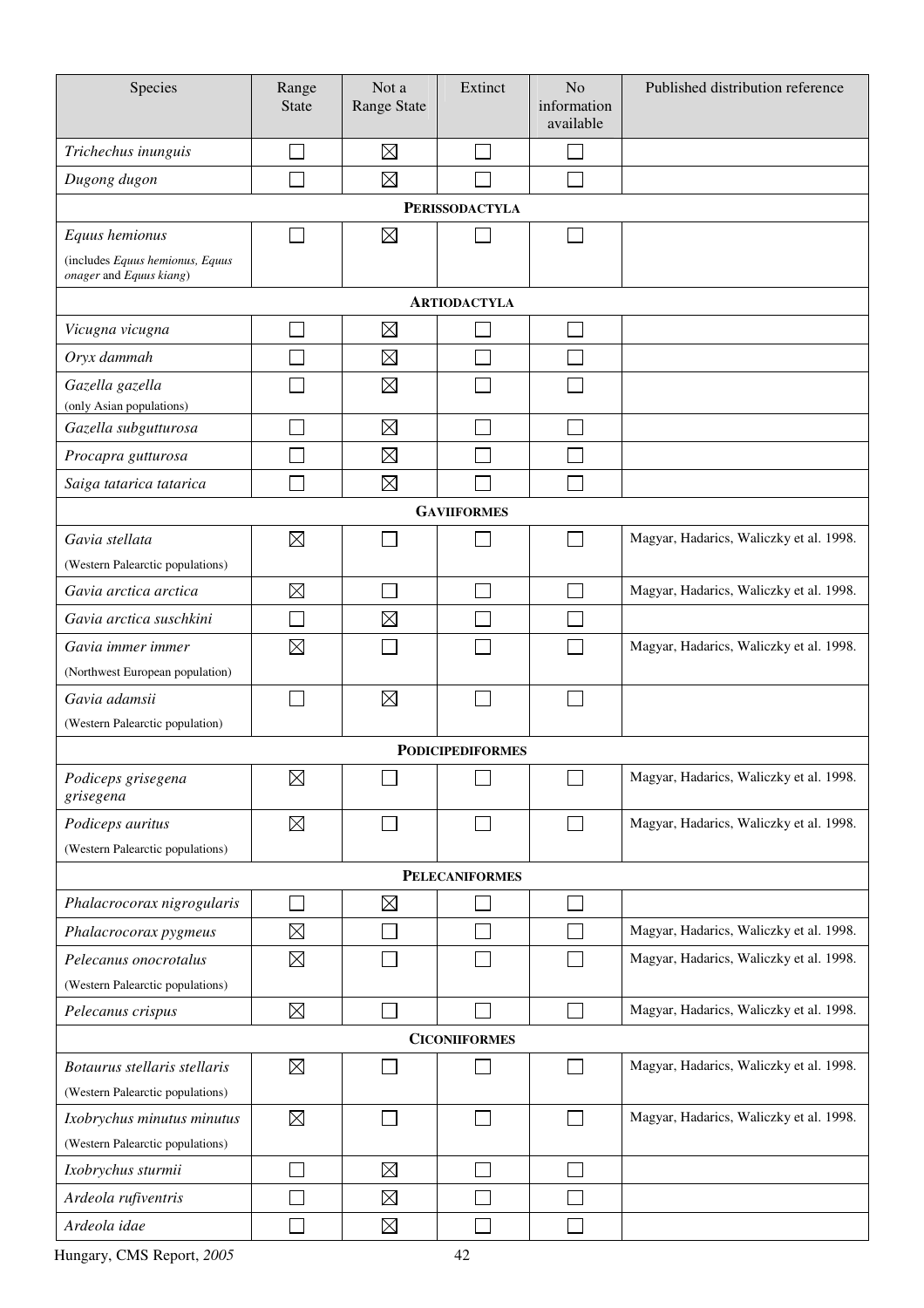| Species | Range State | Not a Range State | Extinct | No information available | Published distribution reference |
|---|---|---|---|---|---|
| *Trichechus inunguis* | ☐ | ☒ | ☐ | ☐ | |
| *Dugong dugon* | ☐ | ☒ | ☐ | ☐ | |
| **PERISSODACTYLA** | | | | | |
| *Equus hemionus* (includes *Equus hemionus, Equus onager* and *Equus kiang*) | ☐ | ☒ | ☐ | ☐ | |
| **ARTIODACTYLA** | | | | | |
| *Vicugna vicugna* | ☐ | ☒ | ☐ | ☐ | |
| *Oryx dammah* | ☐ | ☒ | ☐ | ☐ | |
| *Gazella gazella* (only Asian populations) | ☐ | ☒ | ☐ | ☐ | |
| *Gazella subgutturosa* | ☐ | ☒ | ☐ | ☐ | |
| *Procapra gutturosa* | ☐ | ☒ | ☐ | ☐ | |
| *Saiga tatarica tatarica* | ☐ | ☒ | ☐ | ☐ | |
| **GAVIIFORMES** | | | | | |
| *Gavia stellata* (Western Palearctic populations) | ☒ | ☐ | ☐ | ☐ | Magyar, Hadarics, Waliczky et al. 1998. |
| *Gavia arctica arctica* | ☒ | ☐ | ☐ | ☐ | Magyar, Hadarics, Waliczky et al. 1998. |
| *Gavia arctica suschkini* | ☐ | ☒ | ☐ | ☐ | |
| *Gavia immer immer* (Northwest European population) | ☒ | ☐ | ☐ | ☐ | Magyar, Hadarics, Waliczky et al. 1998. |
| *Gavia adamsii* (Western Palearctic population) | ☐ | ☒ | ☐ | ☐ | |
| **PODICIPEDIFORMES** | | | | | |
| *Podiceps grisegena grisegena* | ☒ | ☐ | ☐ | ☐ | Magyar, Hadarics, Waliczky et al. 1998. |
| *Podiceps auritus* (Western Palearctic populations) | ☒ | ☐ | ☐ | ☐ | Magyar, Hadarics, Waliczky et al. 1998. |
| **PELECANIFORMES** | | | | | |
| *Phalacrocorax nigrogularis* | ☐ | ☒ | ☐ | ☐ | |
| *Phalacrocorax pygmeus* | ☒ | ☐ | ☐ | ☐ | Magyar, Hadarics, Waliczky et al. 1998. |
| *Pelecanus onocrotalus* (Western Palearctic populations) | ☒ | ☐ | ☐ | ☐ | Magyar, Hadarics, Waliczky et al. 1998. |
| *Pelecanus crispus* | ☒ | ☐ | ☐ | ☐ | Magyar, Hadarics, Waliczky et al. 1998. |
| **CICONIIFORMES** | | | | | |
| *Botaurus stellaris stellaris* (Western Palearctic populations) | ☒ | ☐ | ☐ | ☐ | Magyar, Hadarics, Waliczky et al. 1998. |
| *Ixobrychus minutus minutus* (Western Palearctic populations) | ☒ | ☐ | ☐ | ☐ | Magyar, Hadarics, Waliczky et al. 1998. |
| *Ixobrychus sturmii* | ☐ | ☒ | ☐ | ☐ | |
| *Ardeola rufiventris* | ☐ | ☒ | ☐ | ☐ | |
| *Ardeola idae* | ☐ | ☒ | ☐ | ☐ | |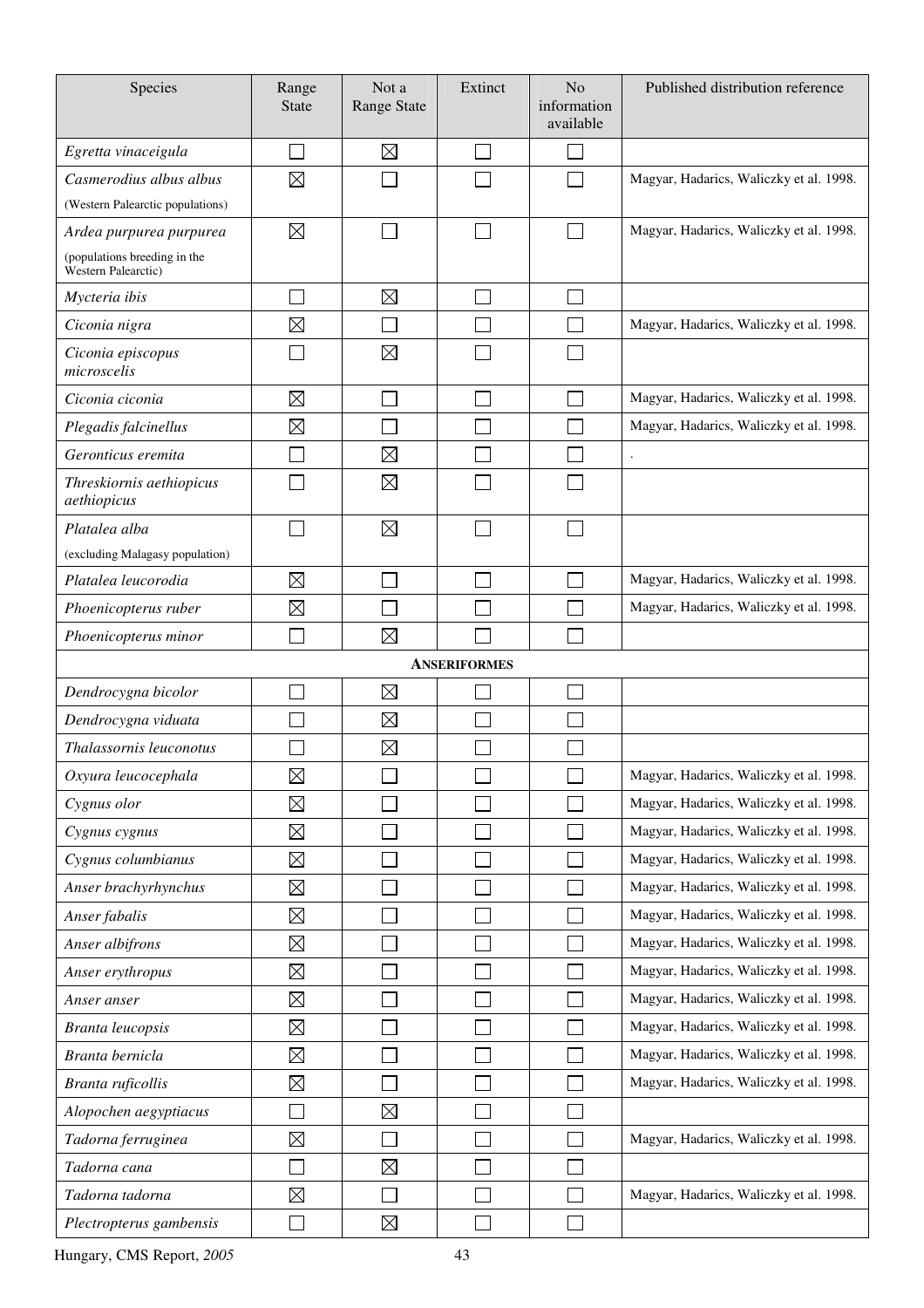| Species | Range State | Not a Range State | Extinct | No information available | Published distribution reference |
|---|---|---|---|---|---|
| *Egretta vinaceigula* | ☐ | ☒ | ☐ | ☐ | |
| *Casmerodius albus albus* (Western Palearctic populations) | ☒ | ☐ | ☐ | ☐ | Magyar, Hadarics, Waliczky et al. 1998. |
| *Ardea purpurea purpurea* (populations breeding in the Western Palearctic) | ☒ | ☐ | ☐ | ☐ | Magyar, Hadarics, Waliczky et al. 1998. |
| *Mycteria ibis* | ☐ | ☒ | ☐ | ☐ | |
| *Ciconia nigra* | ☒ | ☐ | ☐ | ☐ | Magyar, Hadarics, Waliczky et al. 1998. |
| *Ciconia episcopus microscelis* | ☐ | ☒ | ☐ | ☐ | |
| *Ciconia ciconia* | ☒ | ☐ | ☐ | ☐ | Magyar, Hadarics, Waliczky et al. 1998. |
| *Plegadis falcinellus* | ☒ | ☐ | ☐ | ☐ | Magyar, Hadarics, Waliczky et al. 1998. |
| *Geronticus eremita* | ☐ | ☒ | ☐ | ☐ | . |
| *Threskiornis aethiopicus aethiopicus* | ☐ | ☒ | ☐ | ☐ | |
| *Platalea alba* (excluding Malagasy population) | ☐ | ☒ | ☐ | ☐ | |
| *Platalea leucorodia* | ☒ | ☐ | ☐ | ☐ | Magyar, Hadarics, Waliczky et al. 1998. |
| *Phoenicopterus ruber* | ☒ | ☐ | ☐ | ☐ | Magyar, Hadarics, Waliczky et al. 1998. |
| *Phoenicopterus minor* | ☐ | ☒ | ☐ | ☐ | |
| | | | **ANSERIFORMES** | | |
| *Dendrocygna bicolor* | ☐ | ☒ | ☐ | ☐ | |
| *Dendrocygna viduata* | ☐ | ☒ | ☐ | ☐ | |
| *Thalassornis leuconotus* | ☐ | ☒ | ☐ | ☐ | |
| *Oxyura leucocephala* | ☒ | ☐ | ☐ | ☐ | Magyar, Hadarics, Waliczky et al. 1998. |
| *Cygnus olor* | ☒ | ☐ | ☐ | ☐ | Magyar, Hadarics, Waliczky et al. 1998. |
| *Cygnus cygnus* | ☒ | ☐ | ☐ | ☐ | Magyar, Hadarics, Waliczky et al. 1998. |
| *Cygnus columbianus* | ☒ | ☐ | ☐ | ☐ | Magyar, Hadarics, Waliczky et al. 1998. |
| *Anser brachyrhynchus* | ☒ | ☐ | ☐ | ☐ | Magyar, Hadarics, Waliczky et al. 1998. |
| *Anser fabalis* | ☒ | ☐ | ☐ | ☐ | Magyar, Hadarics, Waliczky et al. 1998. |
| *Anser albifrons* | ☒ | ☐ | ☐ | ☐ | Magyar, Hadarics, Waliczky et al. 1998. |
| *Anser erythropus* | ☒ | ☐ | ☐ | ☐ | Magyar, Hadarics, Waliczky et al. 1998. |
| *Anser anser* | ☒ | ☐ | ☐ | ☐ | Magyar, Hadarics, Waliczky et al. 1998. |
| *Branta leucopsis* | ☒ | ☐ | ☐ | ☐ | Magyar, Hadarics, Waliczky et al. 1998. |
| *Branta bernicla* | ☒ | ☐ | ☐ | ☐ | Magyar, Hadarics, Waliczky et al. 1998. |
| *Branta ruficollis* | ☒ | ☐ | ☐ | ☐ | Magyar, Hadarics, Waliczky et al. 1998. |
| *Alopochen aegyptiacus* | ☐ | ☒ | ☐ | ☐ | |
| *Tadorna ferruginea* | ☒ | ☐ | ☐ | ☐ | Magyar, Hadarics, Waliczky et al. 1998. |
| *Tadorna cana* | ☐ | ☒ | ☐ | ☐ | |
| *Tadorna tadorna* | ☒ | ☐ | ☐ | ☐ | Magyar, Hadarics, Waliczky et al. 1998. |
| *Plectropterus gambensis* | ☐ | ☒ | ☐ | ☐ | |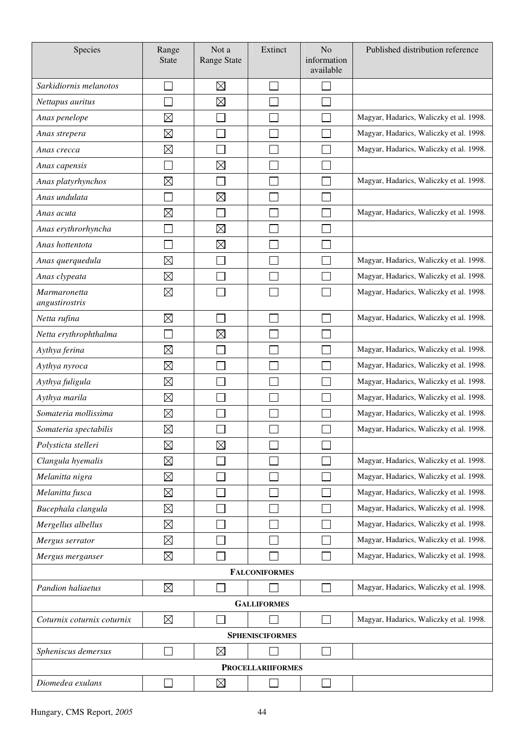| Species | Range State | Not a Range State | Extinct | No information available | Published distribution reference |
|---|---|---|---|---|---|
| *Sarkidiornis melanotos* | ☐ | ☒ | ☐ | ☐ | |
| *Nettapus auritus* | ☐ | ☒ | ☐ | ☐ | |
| *Anas penelope* | ☒ | ☐ | ☐ | ☐ | Magyar, Hadarics, Waliczky et al. 1998. |
| *Anas strepera* | ☒ | ☐ | ☐ | ☐ | Magyar, Hadarics, Waliczky et al. 1998. |
| *Anas crecca* | ☒ | ☐ | ☐ | ☐ | Magyar, Hadarics, Waliczky et al. 1998. |
| *Anas capensis* | ☐ | ☒ | ☐ | ☐ | |
| *Anas platyrhynchos* | ☒ | ☐ | ☐ | ☐ | Magyar, Hadarics, Waliczky et al. 1998. |
| *Anas undulata* | ☐ | ☒ | ☐ | ☐ | |
| *Anas acuta* | ☒ | ☐ | ☐ | ☐ | Magyar, Hadarics, Waliczky et al. 1998. |
| *Anas erythrorhyncha* | ☐ | ☒ | ☐ | ☐ | |
| *Anas hottentota* | ☐ | ☒ | ☐ | ☐ | |
| *Anas querquedula* | ☒ | ☐ | ☐ | ☐ | Magyar, Hadarics, Waliczky et al. 1998. |
| *Anas clypeata* | ☒ | ☐ | ☐ | ☐ | Magyar, Hadarics, Waliczky et al. 1998. |
| *Marmaronetta angustirostris* | ☒ | ☐ | ☐ | ☐ | Magyar, Hadarics, Waliczky et al. 1998. |
| *Netta rufina* | ☒ | ☐ | ☐ | ☐ | Magyar, Hadarics, Waliczky et al. 1998. |
| *Netta erythrophthalma* | ☐ | ☒ | ☐ | ☐ | |
| *Aythya ferina* | ☒ | ☐ | ☐ | ☐ | Magyar, Hadarics, Waliczky et al. 1998. |
| *Aythya nyroca* | ☒ | ☐ | ☐ | ☐ | Magyar, Hadarics, Waliczky et al. 1998. |
| *Aythya fuligula* | ☒ | ☐ | ☐ | ☐ | Magyar, Hadarics, Waliczky et al. 1998. |
| *Aythya marila* | ☒ | ☐ | ☐ | ☐ | Magyar, Hadarics, Waliczky et al. 1998. |
| *Somateria mollissima* | ☒ | ☐ | ☐ | ☐ | Magyar, Hadarics, Waliczky et al. 1998. |
| *Somateria spectabilis* | ☒ | ☐ | ☐ | ☐ | Magyar, Hadarics, Waliczky et al. 1998. |
| *Polysticta stelleri* | ☒ | ☒ | ☐ | ☐ | |
| *Clangula hyemalis* | ☒ | ☐ | ☐ | ☐ | Magyar, Hadarics, Waliczky et al. 1998. |
| *Melanitta nigra* | ☒ | ☐ | ☐ | ☐ | Magyar, Hadarics, Waliczky et al. 1998. |
| *Melanitta fusca* | ☒ | ☐ | ☐ | ☐ | Magyar, Hadarics, Waliczky et al. 1998. |
| *Bucephala clangula* | ☒ | ☐ | ☐ | ☐ | Magyar, Hadarics, Waliczky et al. 1998. |
| *Mergellus albellus* | ☒ | ☐ | ☐ | ☐ | Magyar, Hadarics, Waliczky et al. 1998. |
| *Mergus serrator* | ☒ | ☐ | ☐ | ☐ | Magyar, Hadarics, Waliczky et al. 1998. |
| *Mergus merganser* | ☒ | ☐ | ☐ | ☐ | Magyar, Hadarics, Waliczky et al. 1998. |
| **FALCONIFORMES** | | | | | |
| *Pandion haliaetus* | ☒ | ☐ | ☐ | ☐ | Magyar, Hadarics, Waliczky et al. 1998. |
| **GALLIFORMES** | | | | | |
| *Coturnix coturnix coturnix* | ☒ | ☐ | ☐ | ☐ | Magyar, Hadarics, Waliczky et al. 1998. |
| **SPHENISCIFORMES** | | | | | |
| *Spheniscus demersus* | ☐ | ☒ | ☐ | ☐ | |
| **PROCELLARIIFORMES** | | | | | |
| *Diomedea exulans* | ☐ | ☒ | ☐ | ☐ | |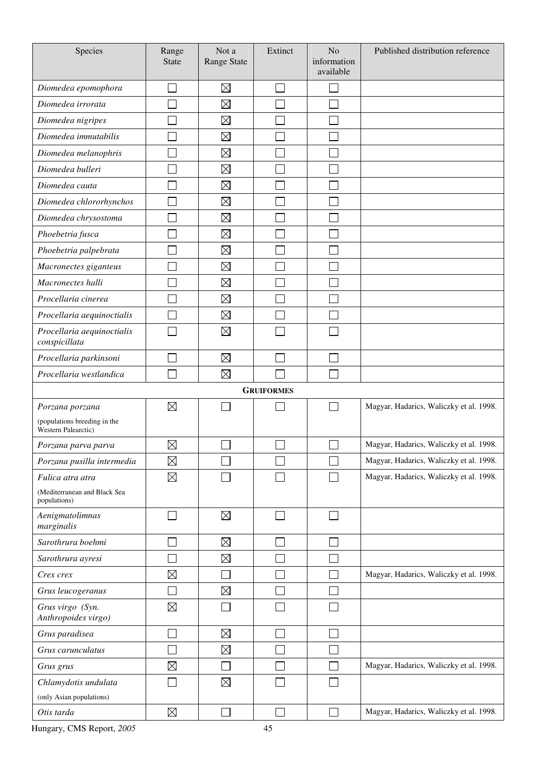| Species | Range State | Not a Range State | Extinct | No information available | Published distribution reference |
|---|---|---|---|---|---|
| *Diomedea epomophora* | ☐ | ☒ | ☐ | ☐ | |
| *Diomedea irrorata* | ☐ | ☒ | ☐ | ☐ | |
| *Diomedea nigripes* | ☐ | ☒ | ☐ | ☐ | |
| *Diomedea immutabilis* | ☐ | ☒ | ☐ | ☐ | |
| *Diomedea melanophris* | ☐ | ☒ | ☐ | ☐ | |
| *Diomedea bulleri* | ☐ | ☒ | ☐ | ☐ | |
| *Diomedea cauta* | ☐ | ☒ | ☐ | ☐ | |
| *Diomedea chlororhynchos* | ☐ | ☒ | ☐ | ☐ | |
| *Diomedea chrysostoma* | ☐ | ☒ | ☐ | ☐ | |
| *Phoebetria fusca* | ☐ | ☒ | ☐ | ☐ | |
| *Phoebetria palpebrata* | ☐ | ☒ | ☐ | ☐ | |
| *Macronectes giganteus* | ☐ | ☒ | ☐ | ☐ | |
| *Macronectes halli* | ☐ | ☒ | ☐ | ☐ | |
| *Procellaria cinerea* | ☐ | ☒ | ☐ | ☐ | |
| *Procellaria aequinoctialis* | ☐ | ☒ | ☐ | ☐ | |
| *Procellaria aequinoctialis conspicillata* | ☐ | ☒ | ☐ | ☐ | |
| *Procellaria parkinsoni* | ☐ | ☒ | ☐ | ☐ | |
| *Procellaria westlandica* | ☐ | ☒ | ☐ | ☐ | |
| **GRUIFORMES** | | | | | |
| *Porzana porzana* (populations breeding in the Western Palearctic) | ☒ | ☐ | ☐ | ☐ | Magyar, Hadarics, Waliczky et al. 1998. |
| *Porzana parva parva* | ☒ | ☐ | ☐ | ☐ | Magyar, Hadarics, Waliczky et al. 1998. |
| *Porzana pusilla intermedia* | ☒ | ☐ | ☐ | ☐ | Magyar, Hadarics, Waliczky et al. 1998. |
| *Fulica atra atra* (Mediterranean and Black Sea populations) | ☒ | ☐ | ☐ | ☐ | Magyar, Hadarics, Waliczky et al. 1998. |
| *Aenigmatolimnas marginalis* | ☐ | ☒ | ☐ | ☐ | |
| *Sarothrura boehmi* | ☐ | ☒ | ☐ | ☐ | |
| *Sarothrura ayresi* | ☐ | ☒ | ☐ | ☐ | |
| *Crex crex* | ☒ | ☐ | ☐ | ☐ | Magyar, Hadarics, Waliczky et al. 1998. |
| *Grus leucogeranus* | ☐ | ☒ | ☐ | ☐ | |
| *Grus virgo (Syn. Anthropoides virgo)* | ☒ | ☐ | ☐ | ☐ | |
| *Grus paradisea* | ☐ | ☒ | ☐ | ☐ | |
| *Grus carunculatus* | ☐ | ☒ | ☐ | ☐ | |
| *Grus grus* | ☒ | ☐ | ☐ | ☐ | Magyar, Hadarics, Waliczky et al. 1998. |
| *Chlamydotis undulata* (only Asian populations) | ☐ | ☒ | ☐ | ☐ | |
| *Otis tarda* | ☒ | ☐ | ☐ | ☐ | Magyar, Hadarics, Waliczky et al. 1998. |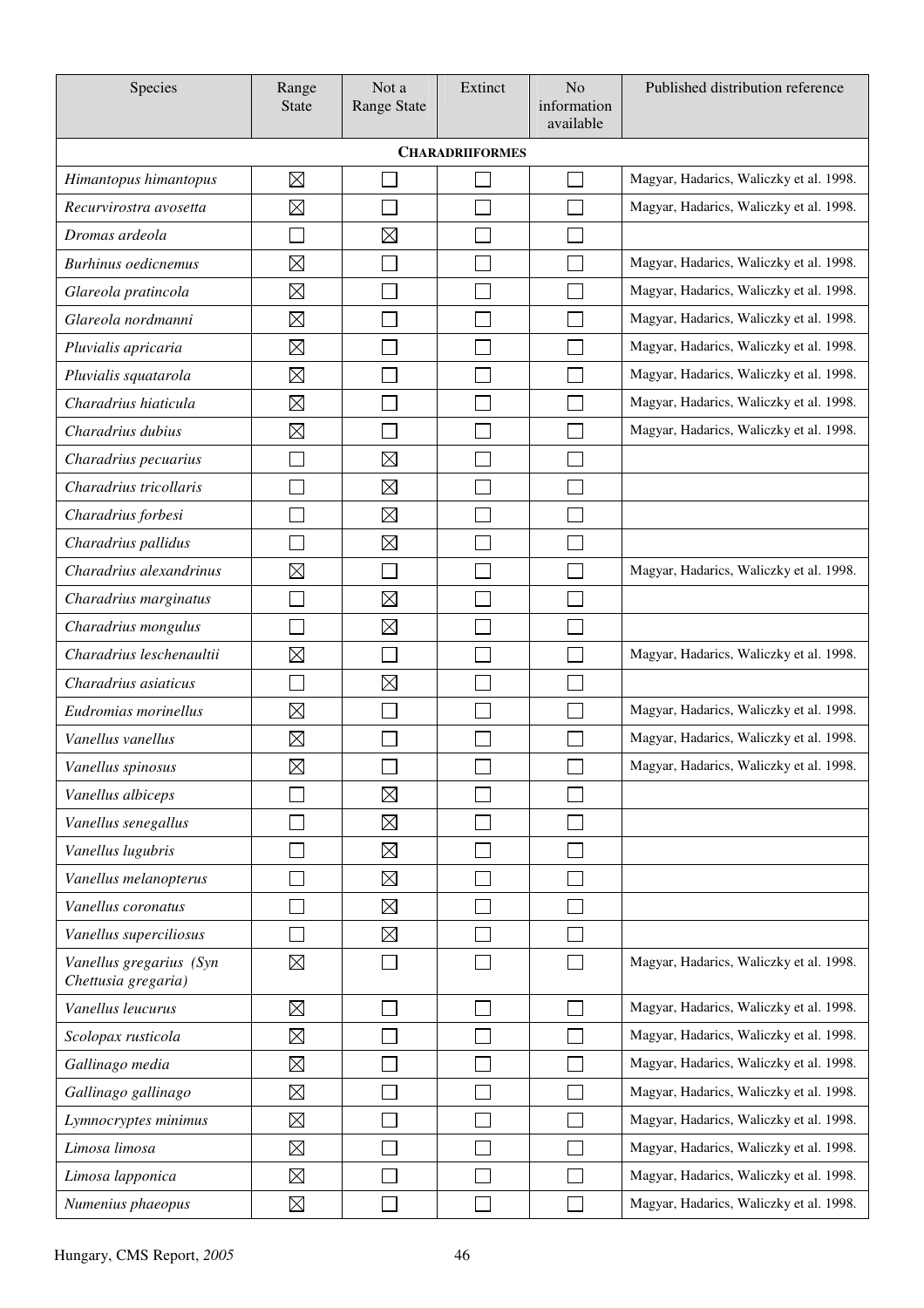| Species | Range State | Not a Range State | Extinct | No information available | Published distribution reference |
|---|---|---|---|---|---|
| **CHARADRIIFORMES** | | | | | |
| *Himantopus himantopus* | ☒ | ☐ | ☐ | ☐ | Magyar, Hadarics, Waliczky et al. 1998. |
| *Recurvirostra avosetta* | ☒ | ☐ | ☐ | ☐ | Magyar, Hadarics, Waliczky et al. 1998. |
| *Dromas ardeola* | ☐ | ☒ | ☐ | ☐ | |
| *Burhinus oedicnemus* | ☒ | ☐ | ☐ | ☐ | Magyar, Hadarics, Waliczky et al. 1998. |
| *Glareola pratincola* | ☒ | ☐ | ☐ | ☐ | Magyar, Hadarics, Waliczky et al. 1998. |
| *Glareola nordmanni* | ☒ | ☐ | ☐ | ☐ | Magyar, Hadarics, Waliczky et al. 1998. |
| *Pluvialis apricaria* | ☒ | ☐ | ☐ | ☐ | Magyar, Hadarics, Waliczky et al. 1998. |
| *Pluvialis squatarola* | ☒ | ☐ | ☐ | ☐ | Magyar, Hadarics, Waliczky et al. 1998. |
| *Charadrius hiaticula* | ☒ | ☐ | ☐ | ☐ | Magyar, Hadarics, Waliczky et al. 1998. |
| *Charadrius dubius* | ☒ | ☐ | ☐ | ☐ | Magyar, Hadarics, Waliczky et al. 1998. |
| *Charadrius pecuarius* | ☐ | ☒ | ☐ | ☐ | |
| *Charadrius tricollaris* | ☐ | ☒ | ☐ | ☐ | |
| *Charadrius forbesi* | ☐ | ☒ | ☐ | ☐ | |
| *Charadrius pallidus* | ☐ | ☒ | ☐ | ☐ | |
| *Charadrius alexandrinus* | ☒ | ☐ | ☐ | ☐ | Magyar, Hadarics, Waliczky et al. 1998. |
| *Charadrius marginatus* | ☐ | ☒ | ☐ | ☐ | |
| *Charadrius mongulus* | ☐ | ☒ | ☐ | ☐ | |
| *Charadrius leschenaultii* | ☒ | ☐ | ☐ | ☐ | Magyar, Hadarics, Waliczky et al. 1998. |
| *Charadrius asiaticus* | ☐ | ☒ | ☐ | ☐ | |
| *Eudromias morinellus* | ☒ | ☐ | ☐ | ☐ | Magyar, Hadarics, Waliczky et al. 1998. |
| *Vanellus vanellus* | ☒ | ☐ | ☐ | ☐ | Magyar, Hadarics, Waliczky et al. 1998. |
| *Vanellus spinosus* | ☒ | ☐ | ☐ | ☐ | Magyar, Hadarics, Waliczky et al. 1998. |
| *Vanellus albiceps* | ☐ | ☒ | ☐ | ☐ | |
| *Vanellus senegallus* | ☐ | ☒ | ☐ | ☐ | |
| *Vanellus lugubris* | ☐ | ☒ | ☐ | ☐ | |
| *Vanellus melanopterus* | ☐ | ☒ | ☐ | ☐ | |
| *Vanellus coronatus* | ☐ | ☒ | ☐ | ☐ | |
| *Vanellus superciliosus* | ☐ | ☒ | ☐ | ☐ | |
| *Vanellus gregarius (Syn Chettusia gregaria)* | ☒ | ☐ | ☐ | ☐ | Magyar, Hadarics, Waliczky et al. 1998. |
| *Vanellus leucurus* | ☒ | ☐ | ☐ | ☐ | Magyar, Hadarics, Waliczky et al. 1998. |
| *Scolopax rusticola* | ☒ | ☐ | ☐ | ☐ | Magyar, Hadarics, Waliczky et al. 1998. |
| *Gallinago media* | ☒ | ☐ | ☐ | ☐ | Magyar, Hadarics, Waliczky et al. 1998. |
| *Gallinago gallinago* | ☒ | ☐ | ☐ | ☐ | Magyar, Hadarics, Waliczky et al. 1998. |
| *Lymnocryptes minimus* | ☒ | ☐ | ☐ | ☐ | Magyar, Hadarics, Waliczky et al. 1998. |
| *Limosa limosa* | ☒ | ☐ | ☐ | ☐ | Magyar, Hadarics, Waliczky et al. 1998. |
| *Limosa lapponica* | ☒ | ☐ | ☐ | ☐ | Magyar, Hadarics, Waliczky et al. 1998. |
| *Numenius phaeopus* | ☒ | ☐ | ☐ | ☐ | Magyar, Hadarics, Waliczky et al. 1998. |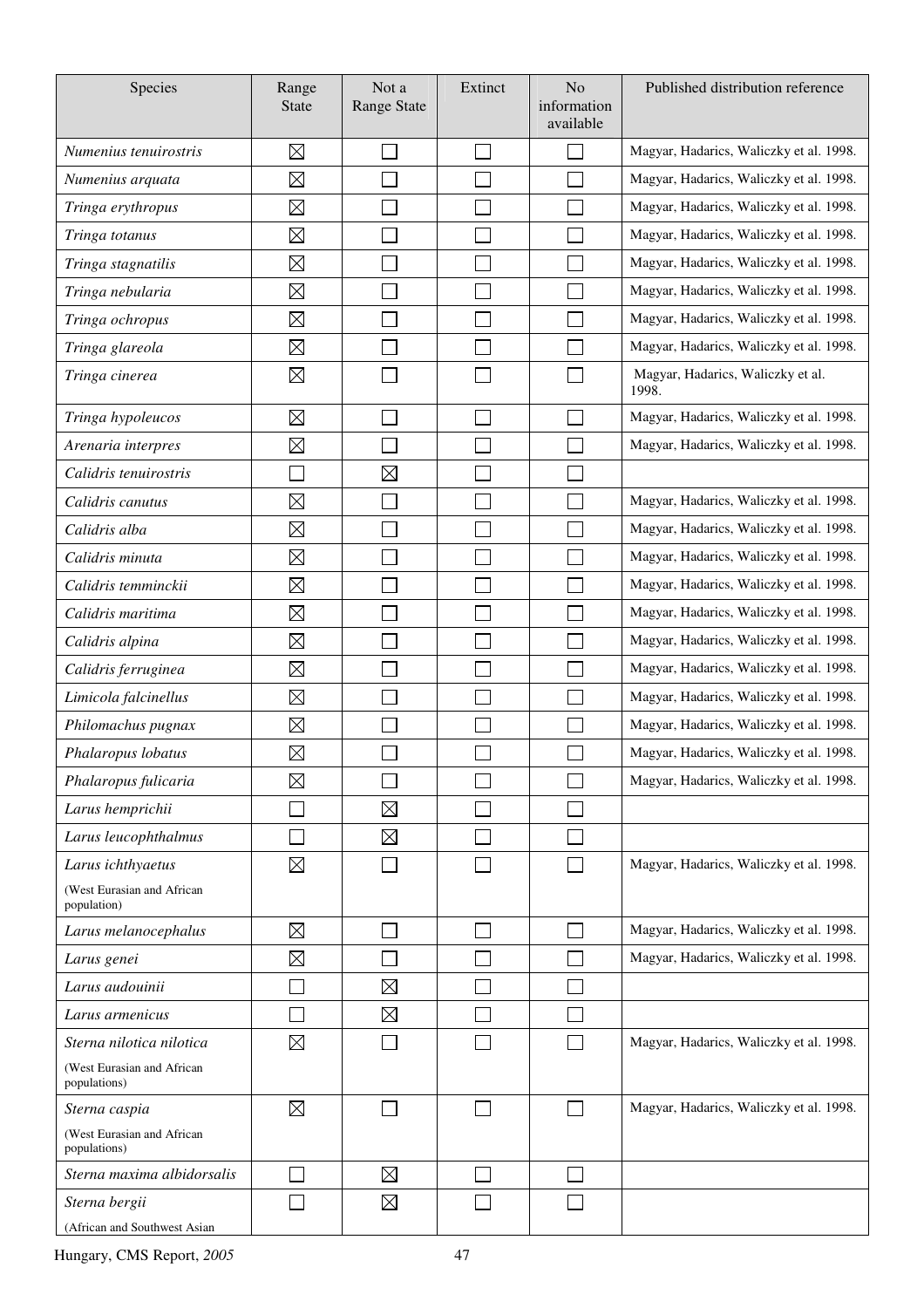| Species | Range State | Not a Range State | Extinct | No information available | Published distribution reference |
|---|---|---|---|---|---|
| *Numenius tenuirostris* | ☒ | ☐ | ☐ | ☐ | Magyar, Hadarics, Waliczky et al. 1998. |
| *Numenius arquata* | ☒ | ☐ | ☐ | ☐ | Magyar, Hadarics, Waliczky et al. 1998. |
| *Tringa erythropus* | ☒ | ☐ | ☐ | ☐ | Magyar, Hadarics, Waliczky et al. 1998. |
| *Tringa totanus* | ☒ | ☐ | ☐ | ☐ | Magyar, Hadarics, Waliczky et al. 1998. |
| *Tringa stagnatilis* | ☒ | ☐ | ☐ | ☐ | Magyar, Hadarics, Waliczky et al. 1998. |
| *Tringa nebularia* | ☒ | ☐ | ☐ | ☐ | Magyar, Hadarics, Waliczky et al. 1998. |
| *Tringa ochropus* | ☒ | ☐ | ☐ | ☐ | Magyar, Hadarics, Waliczky et al. 1998. |
| *Tringa glareola* | ☒ | ☐ | ☐ | ☐ | Magyar, Hadarics, Waliczky et al. 1998. |
| *Tringa cinerea* | ☒ | ☐ | ☐ | ☐ | Magyar, Hadarics, Waliczky et al. 1998. |
| *Tringa hypoleucos* | ☒ | ☐ | ☐ | ☐ | Magyar, Hadarics, Waliczky et al. 1998. |
| *Arenaria interpres* | ☒ | ☐ | ☐ | ☐ | Magyar, Hadarics, Waliczky et al. 1998. |
| *Calidris tenuirostris* | ☐ | ☒ | ☐ | ☐ | |
| *Calidris canutus* | ☒ | ☐ | ☐ | ☐ | Magyar, Hadarics, Waliczky et al. 1998. |
| *Calidris alba* | ☒ | ☐ | ☐ | ☐ | Magyar, Hadarics, Waliczky et al. 1998. |
| *Calidris minuta* | ☒ | ☐ | ☐ | ☐ | Magyar, Hadarics, Waliczky et al. 1998. |
| *Calidris temminckii* | ☒ | ☐ | ☐ | ☐ | Magyar, Hadarics, Waliczky et al. 1998. |
| *Calidris maritima* | ☒ | ☐ | ☐ | ☐ | Magyar, Hadarics, Waliczky et al. 1998. |
| *Calidris alpina* | ☒ | ☐ | ☐ | ☐ | Magyar, Hadarics, Waliczky et al. 1998. |
| *Calidris ferruginea* | ☒ | ☐ | ☐ | ☐ | Magyar, Hadarics, Waliczky et al. 1998. |
| *Limicola falcinellus* | ☒ | ☐ | ☐ | ☐ | Magyar, Hadarics, Waliczky et al. 1998. |
| *Philomachus pugnax* | ☒ | ☐ | ☐ | ☐ | Magyar, Hadarics, Waliczky et al. 1998. |
| *Phalaropus lobatus* | ☒ | ☐ | ☐ | ☐ | Magyar, Hadarics, Waliczky et al. 1998. |
| *Phalaropus fulicaria* | ☒ | ☐ | ☐ | ☐ | Magyar, Hadarics, Waliczky et al. 1998. |
| *Larus hemprichii* | ☐ | ☒ | ☐ | ☐ | |
| *Larus leucophthalmus* | ☐ | ☒ | ☐ | ☐ | |
| *Larus ichthyaetus* (West Eurasian and African population) | ☒ | ☐ | ☐ | ☐ | Magyar, Hadarics, Waliczky et al. 1998. |
| *Larus melanocephalus* | ☒ | ☐ | ☐ | ☐ | Magyar, Hadarics, Waliczky et al. 1998. |
| *Larus genei* | ☒ | ☐ | ☐ | ☐ | Magyar, Hadarics, Waliczky et al. 1998. |
| *Larus audouinii* | ☐ | ☒ | ☐ | ☐ | |
| *Larus armenicus* | ☐ | ☒ | ☐ | ☐ | |
| *Sterna nilotica nilotica* (West Eurasian and African populations) | ☒ | ☐ | ☐ | ☐ | Magyar, Hadarics, Waliczky et al. 1998. |
| *Sterna caspia* (West Eurasian and African populations) | ☒ | ☐ | ☐ | ☐ | Magyar, Hadarics, Waliczky et al. 1998. |
| *Sterna maxima albidorsalis* | ☐ | ☒ | ☐ | ☐ | |
| *Sterna bergii* (African and Southwest Asian | ☐ | ☒ | ☐ | ☐ | |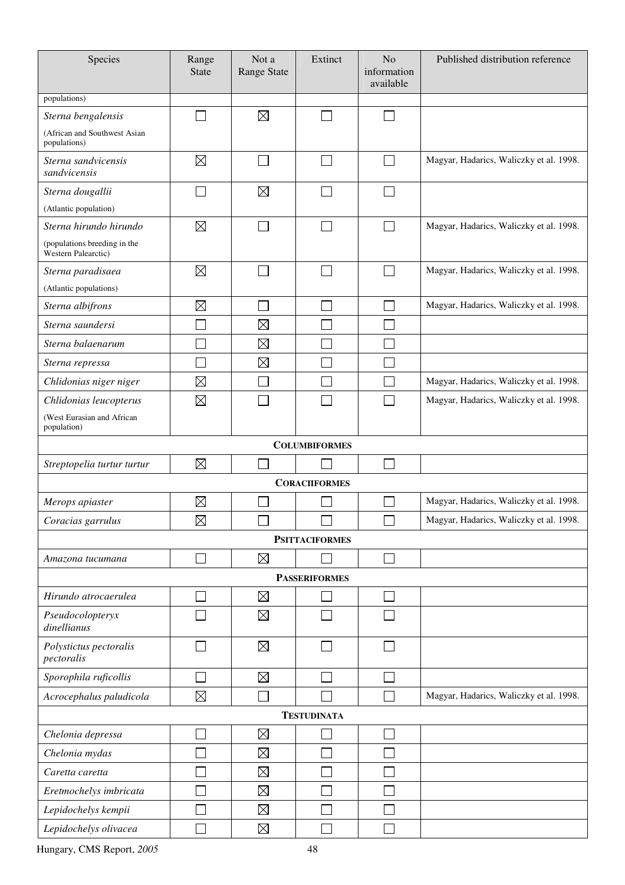| Species | Range State | Not a Range State | Extinct | No information available | Published distribution reference |
|---|---|---|---|---|---|
| populations) | | | | | |
| *Sterna bengalensis* (African and Southwest Asian populations) | ☐ | ☒ | ☐ | ☐ | |
| *Sterna sandvicensis sandvicensis* | ☒ | ☐ | ☐ | ☐ | Magyar, Hadarics, Waliczky et al. 1998. |
| *Sterna dougallii* (Atlantic population) | ☐ | ☒ | ☐ | ☐ | |
| *Sterna hirundo hirundo* (populations breeding in the Western Palearctic) | ☒ | ☐ | ☐ | ☐ | Magyar, Hadarics, Waliczky et al. 1998. |
| *Sterna paradisaea* (Atlantic populations) | ☒ | ☐ | ☐ | ☐ | Magyar, Hadarics, Waliczky et al. 1998. |
| *Sterna albifrons* | ☒ | ☐ | ☐ | ☐ | Magyar, Hadarics, Waliczky et al. 1998. |
| *Sterna saundersi* | ☐ | ☒ | ☐ | ☐ | |
| *Sterna balaenarum* | ☐ | ☒ | ☐ | ☐ | |
| *Sterna repressa* | ☐ | ☒ | ☐ | ☐ | |
| *Chlidonias niger niger* | ☒ | ☐ | ☐ | ☐ | Magyar, Hadarics, Waliczky et al. 1998. |
| *Chlidonias leucopterus* (West Eurasian and African population) | ☒ | ☐ | ☐ | ☐ | Magyar, Hadarics, Waliczky et al. 1998. |
| **COLUMBIFORMES** | | | | | |
| *Streptopelia turtur turtur* | ☒ | ☐ | ☐ | ☐ | |
| **CORACIIFORMES** | | | | | |
| *Merops apiaster* | ☒ | ☐ | ☐ | ☐ | Magyar, Hadarics, Waliczky et al. 1998. |
| *Coracias garrulus* | ☒ | ☐ | ☐ | ☐ | Magyar, Hadarics, Waliczky et al. 1998. |
| **PSITTACIFORMES** | | | | | |
| *Amazona tucumana* | ☐ | ☒ | ☐ | ☐ | |
| **PASSERIFORMES** | | | | | |
| *Hirundo atrocaerulea* | ☐ | ☒ | ☐ | ☐ | |
| *Pseudocolopteryx dinellianus* | ☐ | ☒ | ☐ | ☐ | |
| *Polystictus pectoralis pectoralis* | ☐ | ☒ | ☐ | ☐ | |
| *Sporophila ruficollis* | ☐ | ☒ | ☐ | ☐ | |
| *Acrocephalus paludicola* | ☒ | ☐ | ☐ | ☐ | Magyar, Hadarics, Waliczky et al. 1998. |
| **TESTUDINATA** | | | | | |
| *Chelonia depressa* | ☐ | ☒ | ☐ | ☐ | |
| *Chelonia mydas* | ☐ | ☒ | ☐ | ☐ | |
| *Caretta caretta* | ☐ | ☒ | ☐ | ☐ | |
| *Eretmochelys imbricata* | ☐ | ☒ | ☐ | ☐ | |
| *Lepidochelys kempii* | ☐ | ☒ | ☐ | ☐ | |
| *Lepidochelys olivacea* | ☐ | ☒ | ☐ | ☐ | |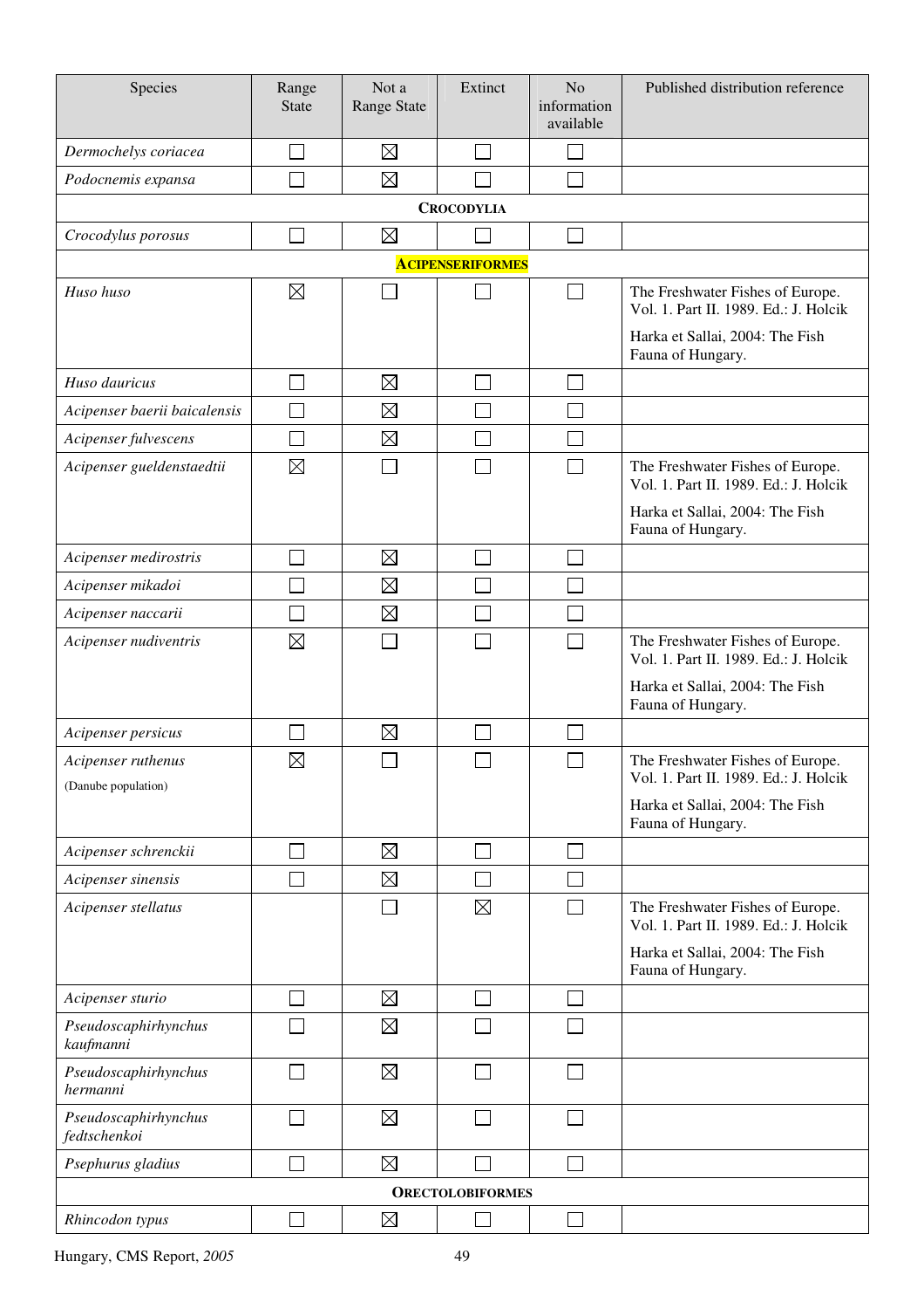| Species | Range State | Not a Range State | Extinct | No information available | Published distribution reference |
|---|---|---|---|---|---|
| *Dermochelys coriacea* | ☐ | ☒ | ☐ | ☐ | |
| *Podocnemis expansa* | ☐ | ☒ | ☐ | ☐ | |
| **CROCODYLIA** | | | | | |
| *Crocodylus porosus* | ☐ | ☒ | ☐ | ☐ | |
| **ACIPENSERIFORMES** | | | | | |
| *Huso huso* | ☒ | ☐ | ☐ | ☐ | The Freshwater Fishes of Europe. Vol. 1. Part II. 1989. Ed.: J. Holcik<br>Harka et Sallai, 2004: The Fish Fauna of Hungary. |
| *Huso dauricus* | ☐ | ☒ | ☐ | ☐ | |
| *Acipenser baerii baicalensis* | ☐ | ☒ | ☐ | ☐ | |
| *Acipenser fulvescens* | ☐ | ☒ | ☐ | ☐ | |
| *Acipenser gueldenstaedtii* | ☒ | ☐ | ☐ | ☐ | The Freshwater Fishes of Europe. Vol. 1. Part II. 1989. Ed.: J. Holcik<br>Harka et Sallai, 2004: The Fish Fauna of Hungary. |
| *Acipenser medirostris* | ☐ | ☒ | ☐ | ☐ | |
| *Acipenser mikadoi* | ☐ | ☒ | ☐ | ☐ | |
| *Acipenser naccarii* | ☐ | ☒ | ☐ | ☐ | |
| *Acipenser nudiventris* | ☒ | ☐ | ☐ | ☐ | The Freshwater Fishes of Europe. Vol. 1. Part II. 1989. Ed.: J. Holcik<br>Harka et Sallai, 2004: The Fish Fauna of Hungary. |
| *Acipenser persicus* | ☐ | ☒ | ☐ | ☐ | |
| *Acipenser ruthenus* (Danube population) | ☒ | ☐ | ☐ | ☐ | The Freshwater Fishes of Europe. Vol. 1. Part II. 1989. Ed.: J. Holcik<br>Harka et Sallai, 2004: The Fish Fauna of Hungary. |
| *Acipenser schrenckii* | ☐ | ☒ | ☐ | ☐ | |
| *Acipenser sinensis* | ☐ | ☒ | ☐ | ☐ | |
| *Acipenser stellatus* | | ☐ | ☒ | ☐ | The Freshwater Fishes of Europe. Vol. 1. Part II. 1989. Ed.: J. Holcik<br>Harka et Sallai, 2004: The Fish Fauna of Hungary. |
| *Acipenser sturio* | ☐ | ☒ | ☐ | ☐ | |
| *Pseudoscaphirhynchus kaufmanni* | ☐ | ☒ | ☐ | ☐ | |
| *Pseudoscaphirhynchus hermanni* | ☐ | ☒ | ☐ | ☐ | |
| *Pseudoscaphirhynchus fedtschenkoi* | ☐ | ☒ | ☐ | ☐ | |
| *Psephurus gladius* | ☐ | ☒ | ☐ | ☐ | |
| **ORECTOLOBIFORMES** | | | | | |
| *Rhincodon typus* | ☐ | ☒ | ☐ | ☐ | |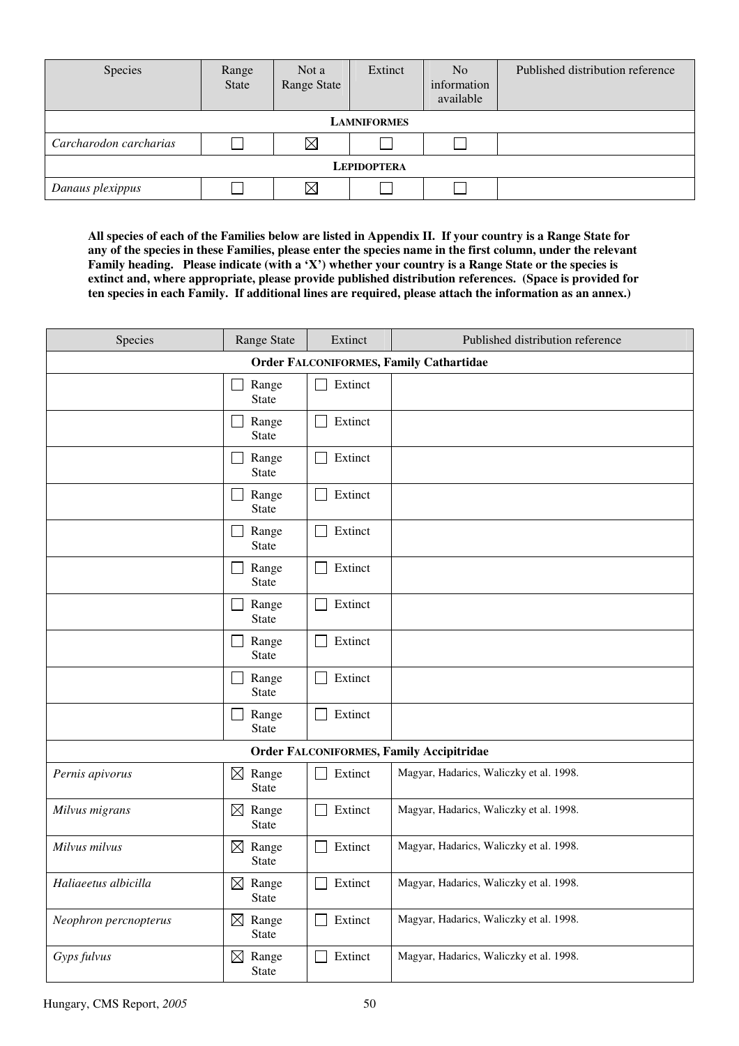| Species | Range State | Not a Range State | Extinct | No information available | Published distribution reference |
|---|---|---|---|---|---|
| **LAMNIFORMES** | | | | | |
| *Carcharodon carcharias* | ☐ | ☒ | ☐ | ☐ | |
| **LEPIDOPTERA** | | | | | |
| *Danaus plexippus* | ☐ | ☒ | ☐ | ☐ | |

**All species of each of the Families below are listed in Appendix II. If your country is a Range State for any of the species in these Families, please enter the species name in the first column, under the relevant Family heading. Please indicate (with a 'X') whether your country is a Range State or the species is extinct and, where appropriate, please provide published distribution references. (Space is provided for ten species in each Family. If additional lines are required, please attach the information as an annex.)**

| Species | Range State | Extinct | Published distribution reference |
|---|---|---|---|
| **Order FALCONIFORMES, Family Cathartidae** | | | |
| | ☐ Range State | ☐ Extinct | |
| | ☐ Range State | ☐ Extinct | |
| | ☐ Range State | ☐ Extinct | |
| | ☐ Range State | ☐ Extinct | |
| | ☐ Range State | ☐ Extinct | |
| | ☐ Range State | ☐ Extinct | |
| | ☐ Range State | ☐ Extinct | |
| | ☐ Range State | ☐ Extinct | |
| | ☐ Range State | ☐ Extinct | |
| | ☐ Range State | ☐ Extinct | |
| **Order FALCONIFORMES, Family Accipitridae** | | | |
| *Pernis apivorus* | ☒ Range State | ☐ Extinct | Magyar, Hadarics, Waliczky et al. 1998. |
| *Milvus migrans* | ☒ Range State | ☐ Extinct | Magyar, Hadarics, Waliczky et al. 1998. |
| *Milvus milvus* | ☒ Range State | ☐ Extinct | Magyar, Hadarics, Waliczky et al. 1998. |
| *Haliaeetus albicilla* | ☒ Range State | ☐ Extinct | Magyar, Hadarics, Waliczky et al. 1998. |
| *Neophron percnopterus* | ☒ Range State | ☐ Extinct | Magyar, Hadarics, Waliczky et al. 1998. |
| *Gyps fulvus* | ☒ Range State | ☐ Extinct | Magyar, Hadarics, Waliczky et al. 1998. |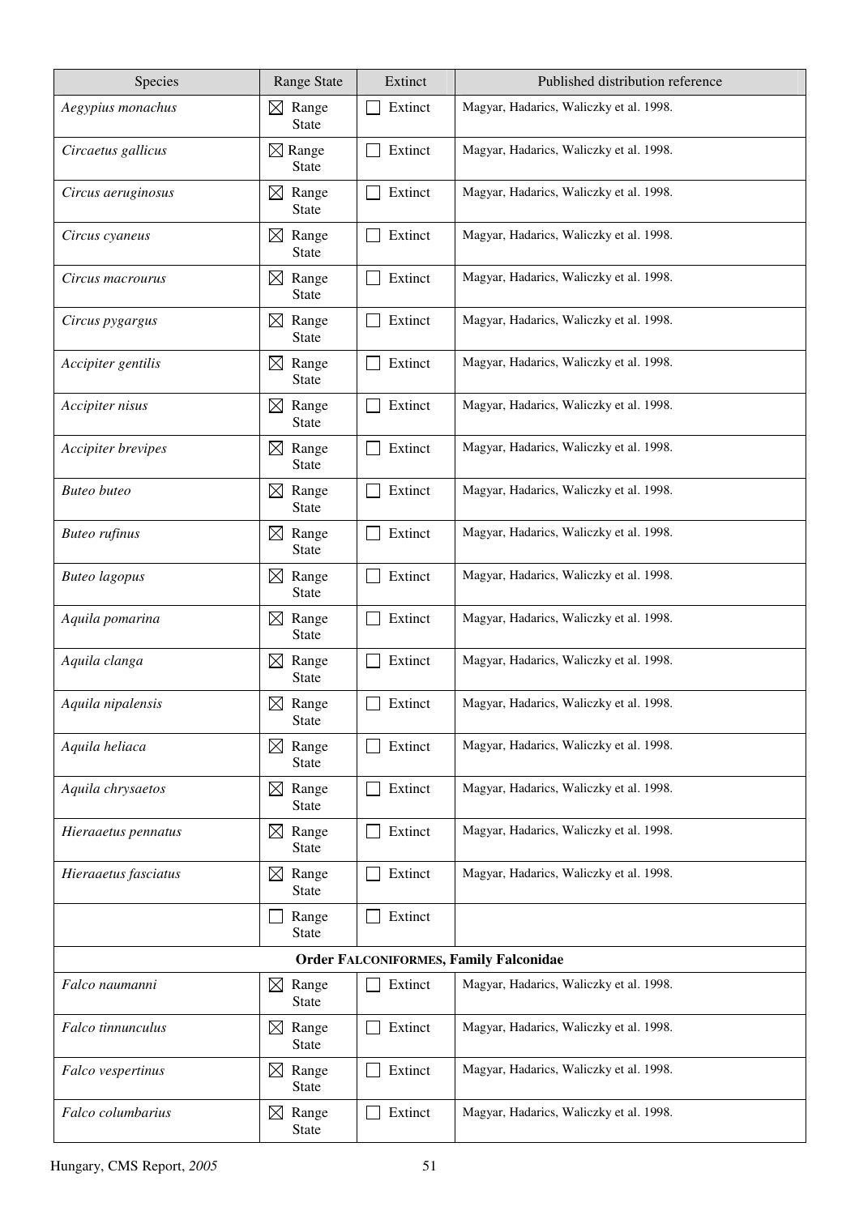| Species | Range State | Extinct | Published distribution reference |
|---|---|---|---|
| *Aegypius monachus* | ☒ Range State | ☐ Extinct | Magyar, Hadarics, Waliczky et al. 1998. |
| *Circaetus gallicus* | ☒ Range State | ☐ Extinct | Magyar, Hadarics, Waliczky et al. 1998. |
| *Circus aeruginosus* | ☒ Range State | ☐ Extinct | Magyar, Hadarics, Waliczky et al. 1998. |
| *Circus cyaneus* | ☒ Range State | ☐ Extinct | Magyar, Hadarics, Waliczky et al. 1998. |
| *Circus macrourus* | ☒ Range State | ☐ Extinct | Magyar, Hadarics, Waliczky et al. 1998. |
| *Circus pygargus* | ☒ Range State | ☐ Extinct | Magyar, Hadarics, Waliczky et al. 1998. |
| *Accipiter gentilis* | ☒ Range State | ☐ Extinct | Magyar, Hadarics, Waliczky et al. 1998. |
| *Accipiter nisus* | ☒ Range State | ☐ Extinct | Magyar, Hadarics, Waliczky et al. 1998. |
| *Accipiter brevipes* | ☒ Range State | ☐ Extinct | Magyar, Hadarics, Waliczky et al. 1998. |
| *Buteo buteo* | ☒ Range State | ☐ Extinct | Magyar, Hadarics, Waliczky et al. 1998. |
| *Buteo rufinus* | ☒ Range State | ☐ Extinct | Magyar, Hadarics, Waliczky et al. 1998. |
| *Buteo lagopus* | ☒ Range State | ☐ Extinct | Magyar, Hadarics, Waliczky et al. 1998. |
| *Aquila pomarina* | ☒ Range State | ☐ Extinct | Magyar, Hadarics, Waliczky et al. 1998. |
| *Aquila clanga* | ☒ Range State | ☐ Extinct | Magyar, Hadarics, Waliczky et al. 1998. |
| *Aquila nipalensis* | ☒ Range State | ☐ Extinct | Magyar, Hadarics, Waliczky et al. 1998. |
| *Aquila heliaca* | ☒ Range State | ☐ Extinct | Magyar, Hadarics, Waliczky et al. 1998. |
| *Aquila chrysaetos* | ☒ Range State | ☐ Extinct | Magyar, Hadarics, Waliczky et al. 1998. |
| *Hieraaetus pennatus* | ☒ Range State | ☐ Extinct | Magyar, Hadarics, Waliczky et al. 1998. |
| *Hieraaetus fasciatus* | ☒ Range State | ☐ Extinct | Magyar, Hadarics, Waliczky et al. 1998. |
| | ☐ Range State | ☐ Extinct | |
| **Order FALCONIFORMES, Family Falconidae** | | | |
| *Falco naumanni* | ☒ Range State | ☐ Extinct | Magyar, Hadarics, Waliczky et al. 1998. |
| *Falco tinnunculus* | ☒ Range State | ☐ Extinct | Magyar, Hadarics, Waliczky et al. 1998. |
| *Falco vespertinus* | ☒ Range State | ☐ Extinct | Magyar, Hadarics, Waliczky et al. 1998. |
| *Falco columbarius* | ☒ Range State | ☐ Extinct | Magyar, Hadarics, Waliczky et al. 1998. |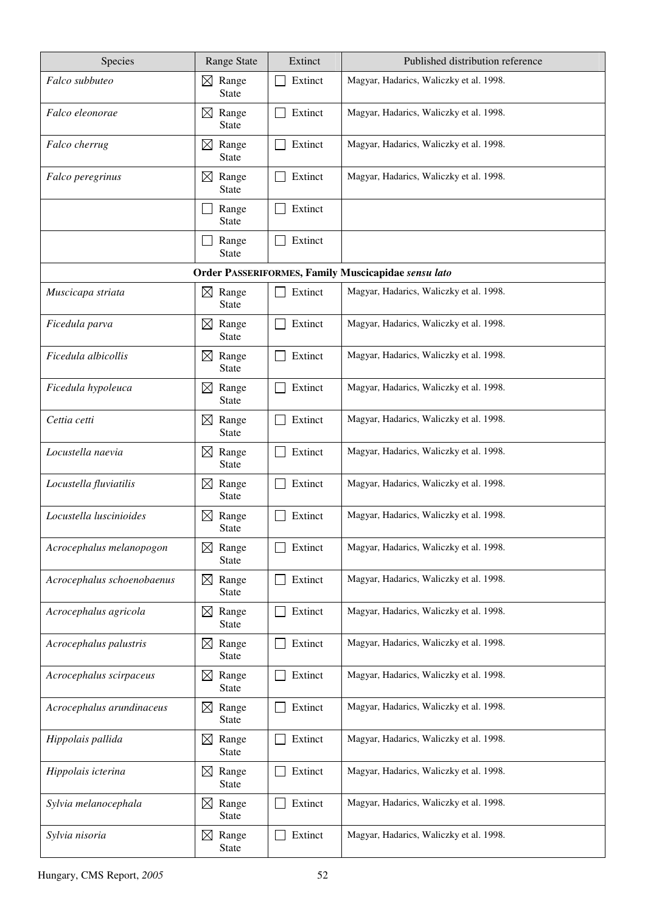| Species | Range State | Extinct | Published distribution reference |
|---|---|---|---|
| *Falco subbuteo* | ☒ Range State | ☐ Extinct | Magyar, Hadarics, Waliczky et al. 1998. |
| *Falco eleonorae* | ☒ Range State | ☐ Extinct | Magyar, Hadarics, Waliczky et al. 1998. |
| *Falco cherrug* | ☒ Range State | ☐ Extinct | Magyar, Hadarics, Waliczky et al. 1998. |
| *Falco peregrinus* | ☒ Range State | ☐ Extinct | Magyar, Hadarics, Waliczky et al. 1998. |
| | ☐ Range State | ☐ Extinct | |
| | ☐ Range State | ☐ Extinct | |
| **Order PASSERIFORMES, Family Muscicapidae *sensu lato*** | | | |
| *Muscicapa striata* | ☒ Range State | ☐ Extinct | Magyar, Hadarics, Waliczky et al. 1998. |
| *Ficedula parva* | ☒ Range State | ☐ Extinct | Magyar, Hadarics, Waliczky et al. 1998. |
| *Ficedula albicollis* | ☒ Range State | ☐ Extinct | Magyar, Hadarics, Waliczky et al. 1998. |
| *Ficedula hypoleuca* | ☒ Range State | ☐ Extinct | Magyar, Hadarics, Waliczky et al. 1998. |
| *Cettia cetti* | ☒ Range State | ☐ Extinct | Magyar, Hadarics, Waliczky et al. 1998. |
| *Locustella naevia* | ☒ Range State | ☐ Extinct | Magyar, Hadarics, Waliczky et al. 1998. |
| *Locustella fluviatilis* | ☒ Range State | ☐ Extinct | Magyar, Hadarics, Waliczky et al. 1998. |
| *Locustella luscinioides* | ☒ Range State | ☐ Extinct | Magyar, Hadarics, Waliczky et al. 1998. |
| *Acrocephalus melanopogon* | ☒ Range State | ☐ Extinct | Magyar, Hadarics, Waliczky et al. 1998. |
| *Acrocephalus schoenobaenus* | ☒ Range State | ☐ Extinct | Magyar, Hadarics, Waliczky et al. 1998. |
| *Acrocephalus agricola* | ☒ Range State | ☐ Extinct | Magyar, Hadarics, Waliczky et al. 1998. |
| *Acrocephalus palustris* | ☒ Range State | ☐ Extinct | Magyar, Hadarics, Waliczky et al. 1998. |
| *Acrocephalus scirpaceus* | ☒ Range State | ☐ Extinct | Magyar, Hadarics, Waliczky et al. 1998. |
| *Acrocephalus arundinaceus* | ☒ Range State | ☐ Extinct | Magyar, Hadarics, Waliczky et al. 1998. |
| *Hippolais pallida* | ☒ Range State | ☐ Extinct | Magyar, Hadarics, Waliczky et al. 1998. |
| *Hippolais icterina* | ☒ Range State | ☐ Extinct | Magyar, Hadarics, Waliczky et al. 1998. |
| *Sylvia melanocephala* | ☒ Range State | ☐ Extinct | Magyar, Hadarics, Waliczky et al. 1998. |
| *Sylvia nisoria* | ☒ Range State | ☐ Extinct | Magyar, Hadarics, Waliczky et al. 1998. |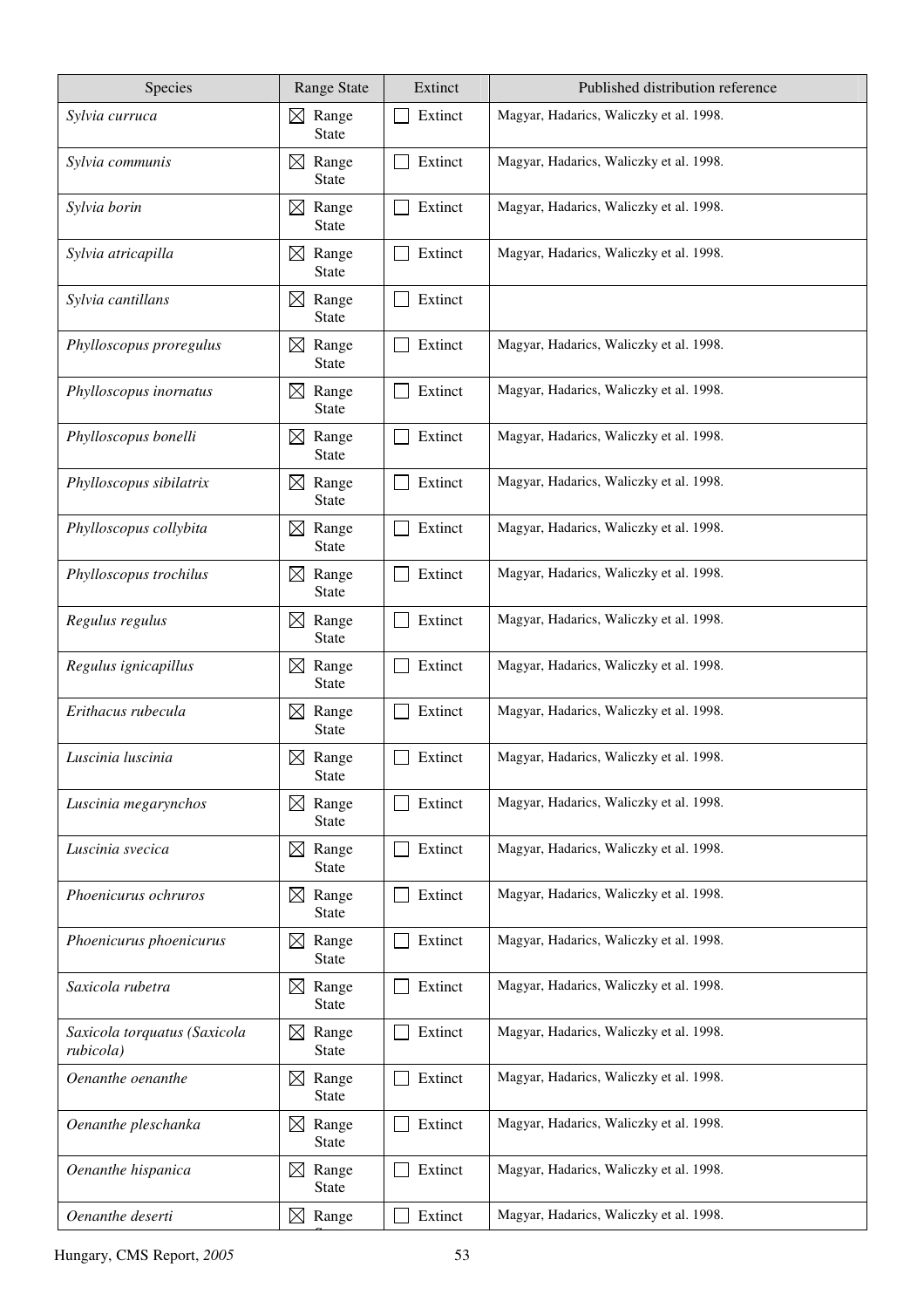| Species | Range State | Extinct | Published distribution reference |
| --- | --- | --- | --- |
| *Sylvia curruca* | ☒ Range State | ☐ Extinct | Magyar, Hadarics, Waliczky et al. 1998. |
| *Sylvia communis* | ☒ Range State | ☐ Extinct | Magyar, Hadarics, Waliczky et al. 1998. |
| *Sylvia borin* | ☒ Range State | ☐ Extinct | Magyar, Hadarics, Waliczky et al. 1998. |
| *Sylvia atricapilla* | ☒ Range State | ☐ Extinct | Magyar, Hadarics, Waliczky et al. 1998. |
| *Sylvia cantillans* | ☒ Range State | ☐ Extinct | |
| *Phylloscopus proregulus* | ☒ Range State | ☐ Extinct | Magyar, Hadarics, Waliczky et al. 1998. |
| *Phylloscopus inornatus* | ☒ Range State | ☐ Extinct | Magyar, Hadarics, Waliczky et al. 1998. |
| *Phylloscopus bonelli* | ☒ Range State | ☐ Extinct | Magyar, Hadarics, Waliczky et al. 1998. |
| *Phylloscopus sibilatrix* | ☒ Range State | ☐ Extinct | Magyar, Hadarics, Waliczky et al. 1998. |
| *Phylloscopus collybita* | ☒ Range State | ☐ Extinct | Magyar, Hadarics, Waliczky et al. 1998. |
| *Phylloscopus trochilus* | ☒ Range State | ☐ Extinct | Magyar, Hadarics, Waliczky et al. 1998. |
| *Regulus regulus* | ☒ Range State | ☐ Extinct | Magyar, Hadarics, Waliczky et al. 1998. |
| *Regulus ignicapillus* | ☒ Range State | ☐ Extinct | Magyar, Hadarics, Waliczky et al. 1998. |
| *Erithacus rubecula* | ☒ Range State | ☐ Extinct | Magyar, Hadarics, Waliczky et al. 1998. |
| *Luscinia luscinia* | ☒ Range State | ☐ Extinct | Magyar, Hadarics, Waliczky et al. 1998. |
| *Luscinia megarynchos* | ☒ Range State | ☐ Extinct | Magyar, Hadarics, Waliczky et al. 1998. |
| *Luscinia svecica* | ☒ Range State | ☐ Extinct | Magyar, Hadarics, Waliczky et al. 1998. |
| *Phoenicurus ochruros* | ☒ Range State | ☐ Extinct | Magyar, Hadarics, Waliczky et al. 1998. |
| *Phoenicurus phoenicurus* | ☒ Range State | ☐ Extinct | Magyar, Hadarics, Waliczky et al. 1998. |
| *Saxicola rubetra* | ☒ Range State | ☐ Extinct | Magyar, Hadarics, Waliczky et al. 1998. |
| *Saxicola torquatus (Saxicola rubicola)* | ☒ Range State | ☐ Extinct | Magyar, Hadarics, Waliczky et al. 1998. |
| *Oenanthe oenanthe* | ☒ Range State | ☐ Extinct | Magyar, Hadarics, Waliczky et al. 1998. |
| *Oenanthe pleschanka* | ☒ Range State | ☐ Extinct | Magyar, Hadarics, Waliczky et al. 1998. |
| *Oenanthe hispanica* | ☒ Range State | ☐ Extinct | Magyar, Hadarics, Waliczky et al. 1998. |
| *Oenanthe deserti* | ☒ Range State | ☐ Extinct | Magyar, Hadarics, Waliczky et al. 1998. |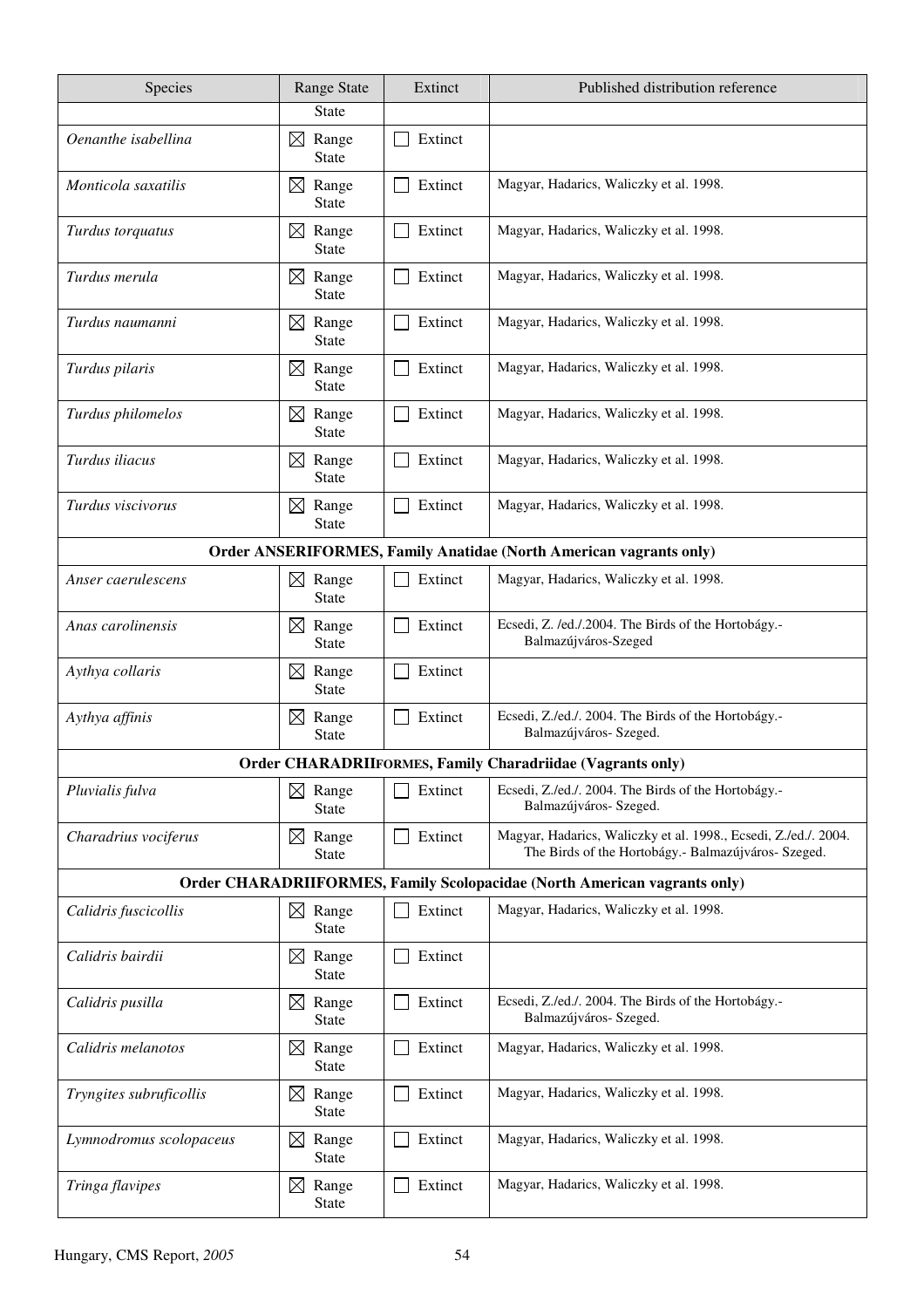| Species | Range State | Extinct | Published distribution reference |
|---|---|---|---|
| | State | | |
| *Oenanthe isabellina* | ☒ Range State | ☐ Extinct | |
| *Monticola saxatilis* | ☒ Range State | ☐ Extinct | Magyar, Hadarics, Waliczky et al. 1998. |
| *Turdus torquatus* | ☒ Range State | ☐ Extinct | Magyar, Hadarics, Waliczky et al. 1998. |
| *Turdus merula* | ☒ Range State | ☐ Extinct | Magyar, Hadarics, Waliczky et al. 1998. |
| *Turdus naumanni* | ☒ Range State | ☐ Extinct | Magyar, Hadarics, Waliczky et al. 1998. |
| *Turdus pilaris* | ☒ Range State | ☐ Extinct | Magyar, Hadarics, Waliczky et al. 1998. |
| *Turdus philomelos* | ☒ Range State | ☐ Extinct | Magyar, Hadarics, Waliczky et al. 1998. |
| *Turdus iliacus* | ☒ Range State | ☐ Extinct | Magyar, Hadarics, Waliczky et al. 1998. |
| *Turdus viscivorus* | ☒ Range State | ☐ Extinct | Magyar, Hadarics, Waliczky et al. 1998. |
| **Order ANSERIFORMES, Family Anatidae (North American vagrants only)** | | | |
| *Anser caerulescens* | ☒ Range State | ☐ Extinct | Magyar, Hadarics, Waliczky et al. 1998. |
| *Anas carolinensis* | ☒ Range State | ☐ Extinct | Ecsedi, Z. /ed./.2004. The Birds of the Hortobágy.- Balmazújváros-Szeged |
| *Aythya collaris* | ☒ Range State | ☐ Extinct | |
| *Aythya affinis* | ☒ Range State | ☐ Extinct | Ecsedi, Z./ed./. 2004. The Birds of the Hortobágy.- Balmazújváros- Szeged. |
| **Order CHARADRIIFORMES, Family Charadriidae (Vagrants only)** | | | |
| *Pluvialis fulva* | ☒ Range State | ☐ Extinct | Ecsedi, Z./ed./. 2004. The Birds of the Hortobágy.- Balmazújváros- Szeged. |
| *Charadrius vociferus* | ☒ Range State | ☐ Extinct | Magyar, Hadarics, Waliczky et al. 1998., Ecsedi, Z./ed./. 2004. The Birds of the Hortobágy.- Balmazújváros- Szeged. |
| **Order CHARADRIIFORMES, Family Scolopacidae (North American vagrants only)** | | | |
| *Calidris fuscicollis* | ☒ Range State | ☐ Extinct | Magyar, Hadarics, Waliczky et al. 1998. |
| *Calidris bairdii* | ☒ Range State | ☐ Extinct | |
| *Calidris pusilla* | ☒ Range State | ☐ Extinct | Ecsedi, Z./ed./. 2004. The Birds of the Hortobágy.- Balmazújváros- Szeged. |
| *Calidris melanotos* | ☒ Range State | ☐ Extinct | Magyar, Hadarics, Waliczky et al. 1998. |
| *Tryngites subruficollis* | ☒ Range State | ☐ Extinct | Magyar, Hadarics, Waliczky et al. 1998. |
| *Lymnodromus scolopaceus* | ☒ Range State | ☐ Extinct | Magyar, Hadarics, Waliczky et al. 1998. |
| *Tringa flavipes* | ☒ Range State | ☐ Extinct | Magyar, Hadarics, Waliczky et al. 1998. |